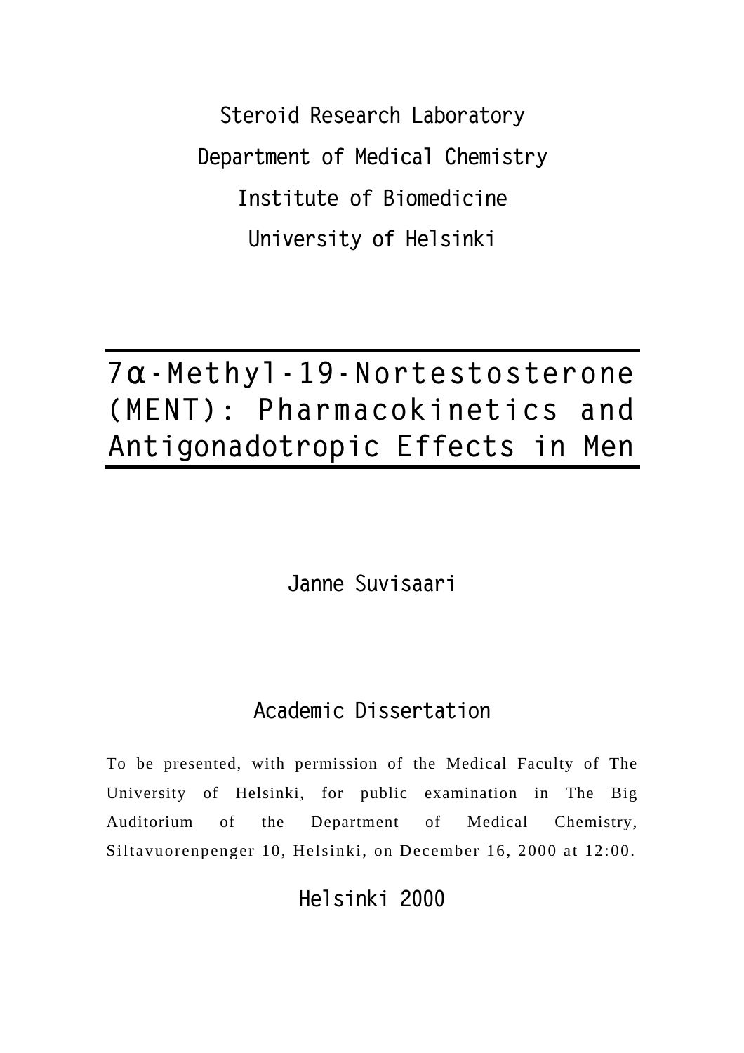Steroid Research Laboratory

Department of Medical Chemistry

Institute of Biomedicine

University of Helsinki

# 7α-Methyl-19-Nortestosterone (MENT): Pharmacokinetics and Antigonadotropic Effects in Men

Janne Suvisaari

## Academic Dissertation

To be presented, with permission of the Medical Faculty of The University of Helsinki, for public examination in The Big Auditorium of the Department of Medical Chemistry, Siltavuorenpenger 10, Helsinki, on December 16, 2000 at 12:00.

Helsinki 2000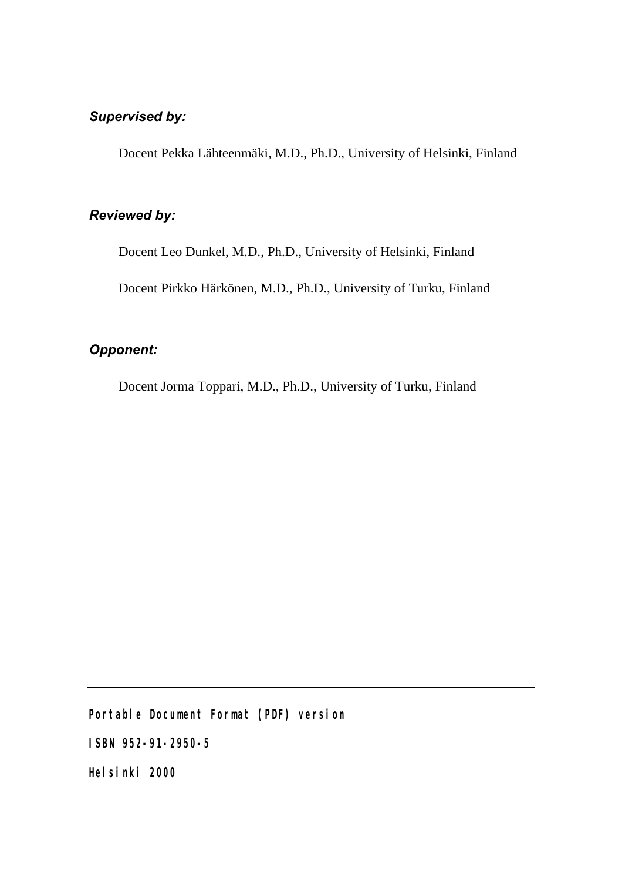***Supervised by:***

Docent Pekka Lähteenmäki, M.D., Ph.D., University of Helsinki, Finland

***Reviewed by:***

Docent Leo Dunkel, M.D., Ph.D., University of Helsinki, Finland

Docent Pirkko Härkönen, M.D., Ph.D., University of Turku, Finland

***Opponent:***

Docent Jorma Toppari, M.D., Ph.D., University of Turku, Finland

---

**Portable Document Format (PDF) version**

**ISBN 952-91-2950-5**

**Helsinki 2000**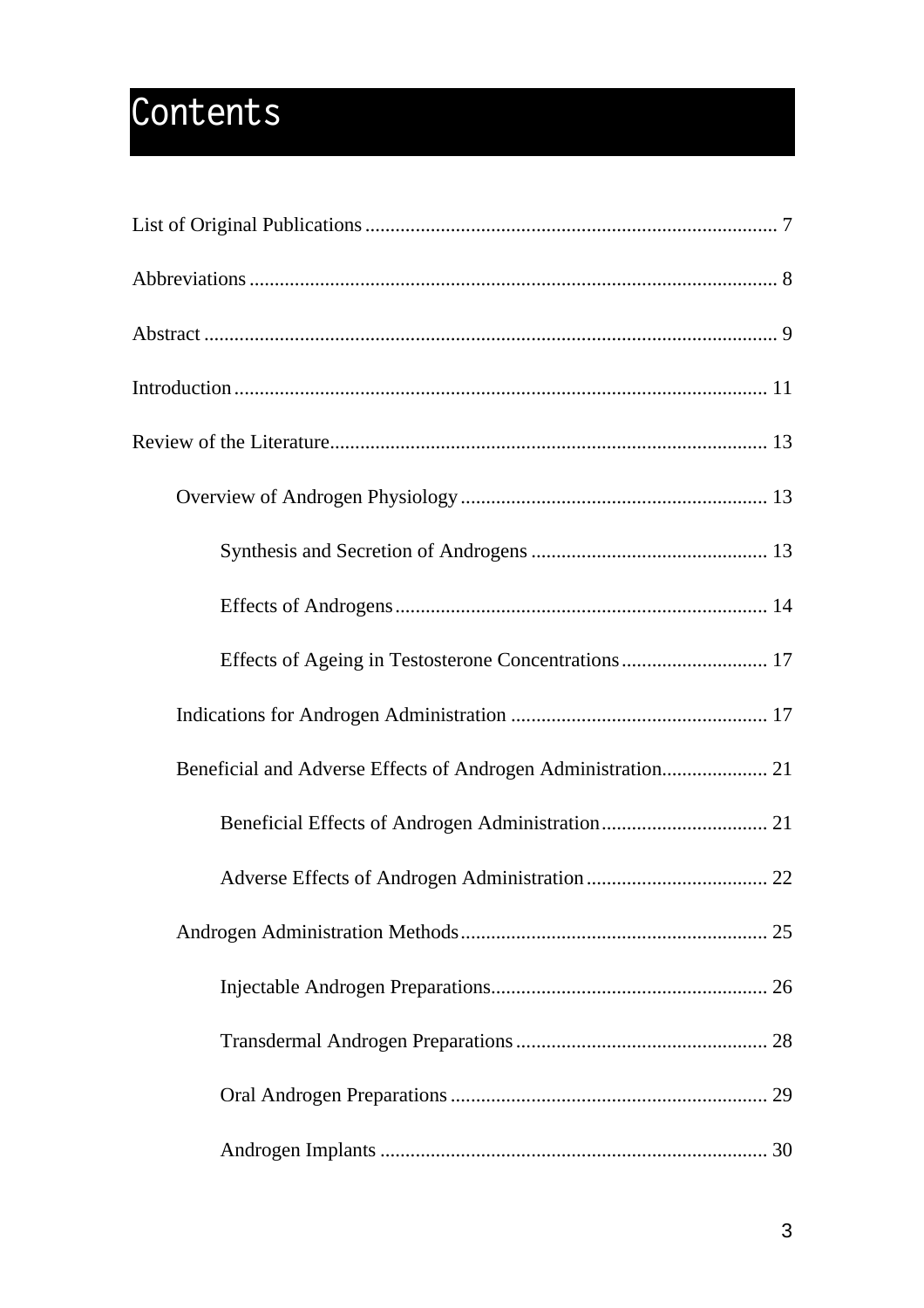# Contents

List of Original Publications ........................................................................................ 7

Abbreviations ........................................................................................................ 8

Abstract ................................................................................................................ 9

Introduction ......................................................................................................... 11

Review of the Literature ...................................................................................... 13

- Overview of Androgen Physiology ............................................................. 13
    - Synthesis and Secretion of Androgens ............................................... 13
    - Effects of Androgens .......................................................................... 14
    - Effects of Ageing in Testosterone Concentrations ............................. 17
- Indications for Androgen Administration ................................................... 17
- Beneficial and Adverse Effects of Androgen Administration ..................... 21
    - Beneficial Effects of Androgen Administration ................................. 21
    - Adverse Effects of Androgen Administration .................................... 22
- Androgen Administration Methods ............................................................. 25
    - Injectable Androgen Preparations ....................................................... 26
    - Transdermal Androgen Preparations .................................................. 28
    - Oral Androgen Preparations ............................................................... 29
    - Androgen Implants ............................................................................. 30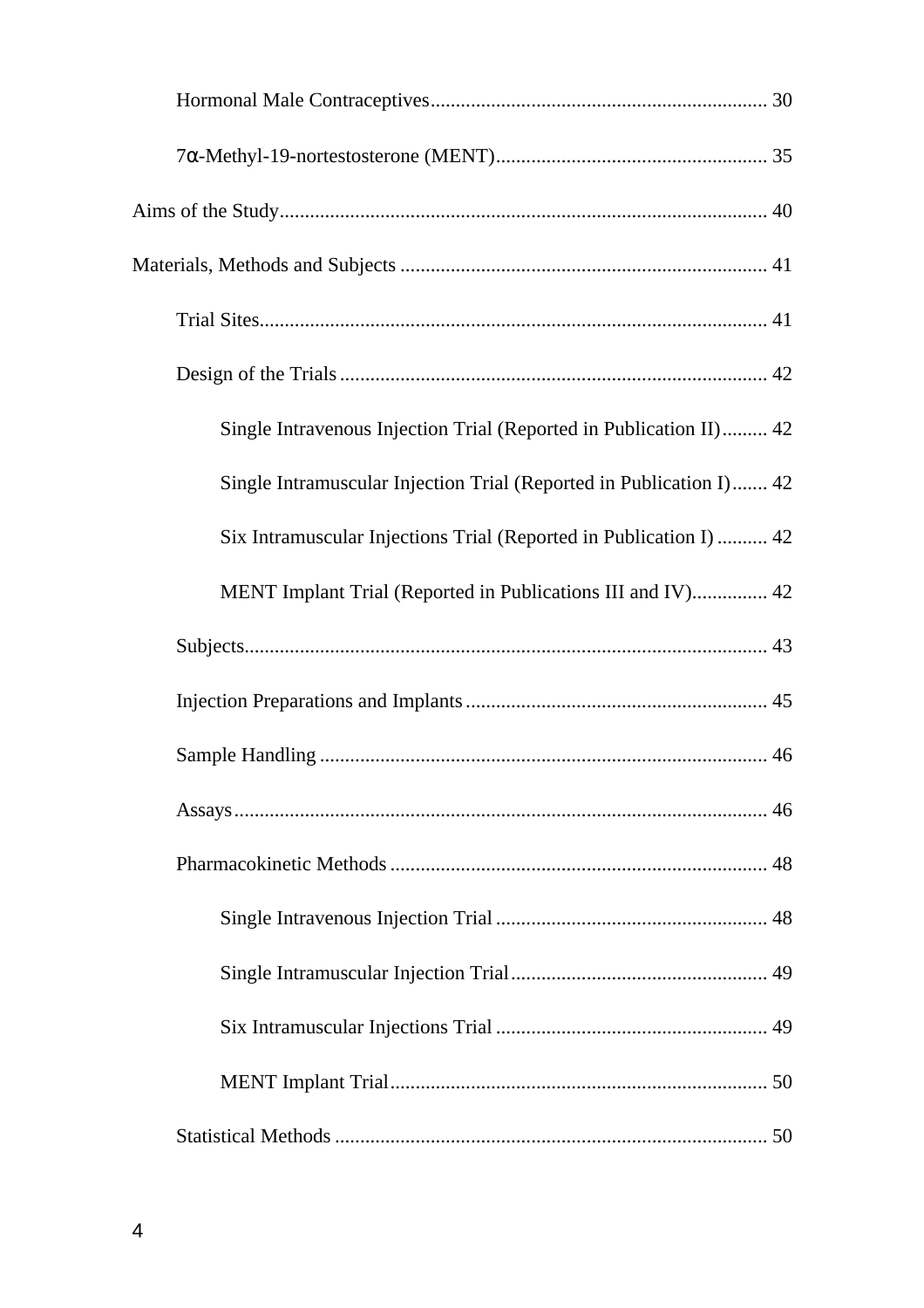Hormonal Male Contraceptives .................................................................. 30

7α-Methyl-19-nortestosterone (MENT) ..................................................... 35

Aims of the Study ................................................................................ 40

Materials, Methods and Subjects ......................................................... 41

Trial Sites .................................................................................... 41

Design of the Trials ..................................................................... 42

Single Intravenous Injection Trial (Reported in Publication II) ......... 42

Single Intramuscular Injection Trial (Reported in Publication I) ....... 42

Six Intramuscular Injections Trial (Reported in Publication I) .......... 42

MENT Implant Trial (Reported in Publications III and IV) ............... 42

Subjects ....................................................................................... 43

Injection Preparations and Implants ............................................ 45

Sample Handling ......................................................................... 46

Assays ......................................................................................... 46

Pharmacokinetic Methods ........................................................... 48

Single Intravenous Injection Trial ...................................................... 48

Single Intramuscular Injection Trial ................................................... 49

Six Intramuscular Injections Trial ...................................................... 49

MENT Implant Trial ........................................................................... 50

Statistical Methods ...................................................................... 50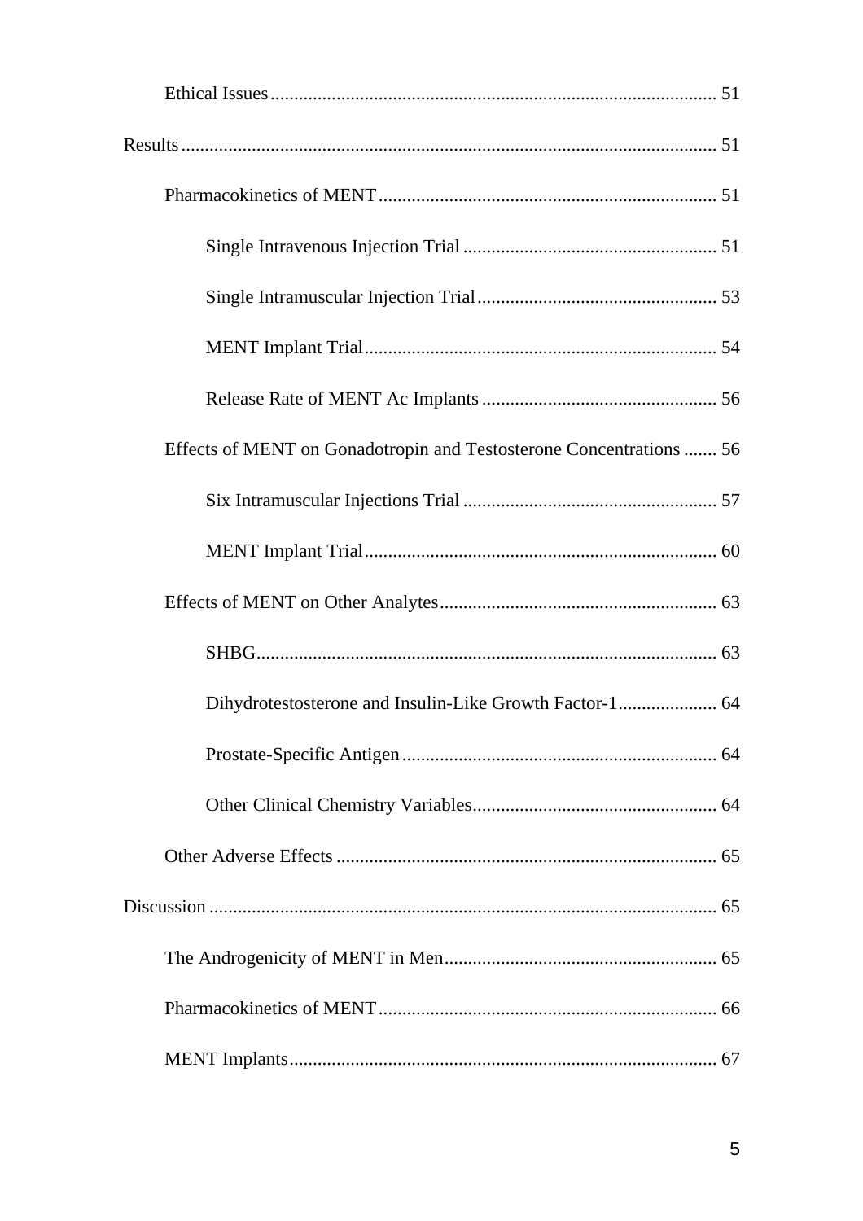Ethical Issues .............................................................................................. 51

Results ................................................................................................................ 51

Pharmacokinetics of MENT ....................................................................... 51

Single Intravenous Injection Trial ...................................................... 51

Single Intramuscular Injection Trial ................................................... 53

MENT Implant Trial ........................................................................... 54

Release Rate of MENT Ac Implants .................................................. 56

Effects of MENT on Gonadotropin and Testosterone Concentrations ....... 56

Six Intramuscular Injections Trial ...................................................... 57

MENT Implant Trial ........................................................................... 60

Effects of MENT on Other Analytes ........................................................... 63

SHBG .................................................................................................. 63

Dihydrotestosterone and Insulin-Like Growth Factor-1 ..................... 64

Prostate-Specific Antigen ................................................................... 64

Other Clinical Chemistry Variables .................................................... 64

Other Adverse Effects ................................................................................. 65

Discussion ........................................................................................................... 65

The Androgenicity of MENT in Men .......................................................... 65

Pharmacokinetics of MENT ........................................................................ 66

MENT Implants ........................................................................................... 67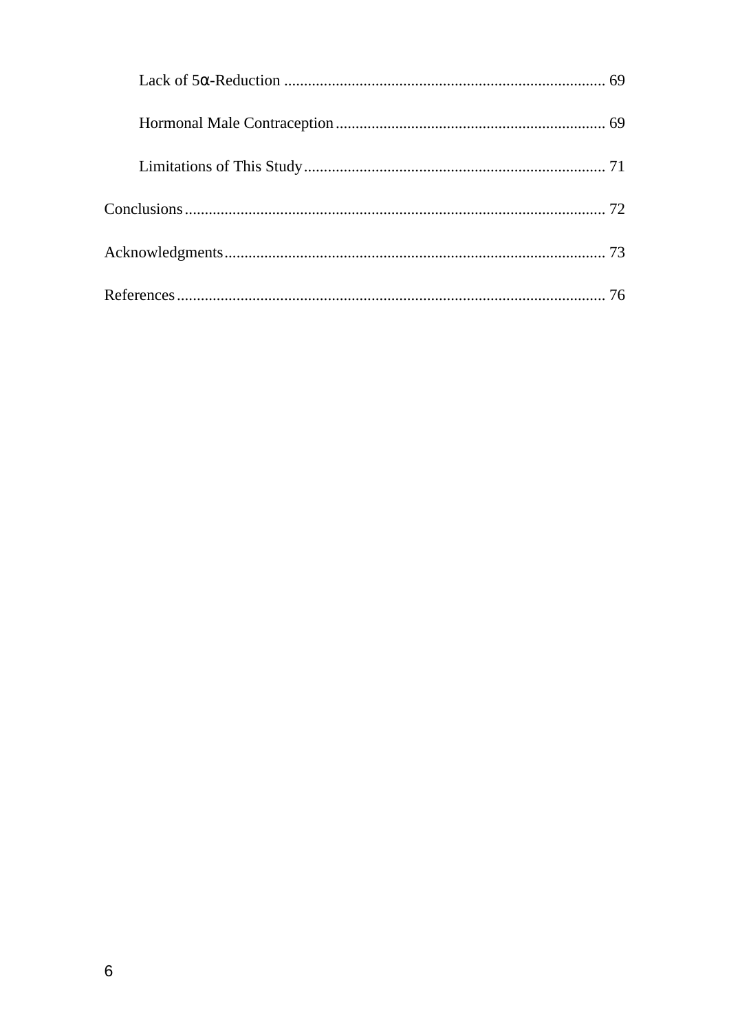Lack of 5α-Reduction ................................................................................. 69

Hormonal Male Contraception .................................................................... 69

Limitations of This Study ............................................................................ 71

Conclusions .......................................................................................................... 72

Acknowledgments ................................................................................................ 73

References ............................................................................................................ 76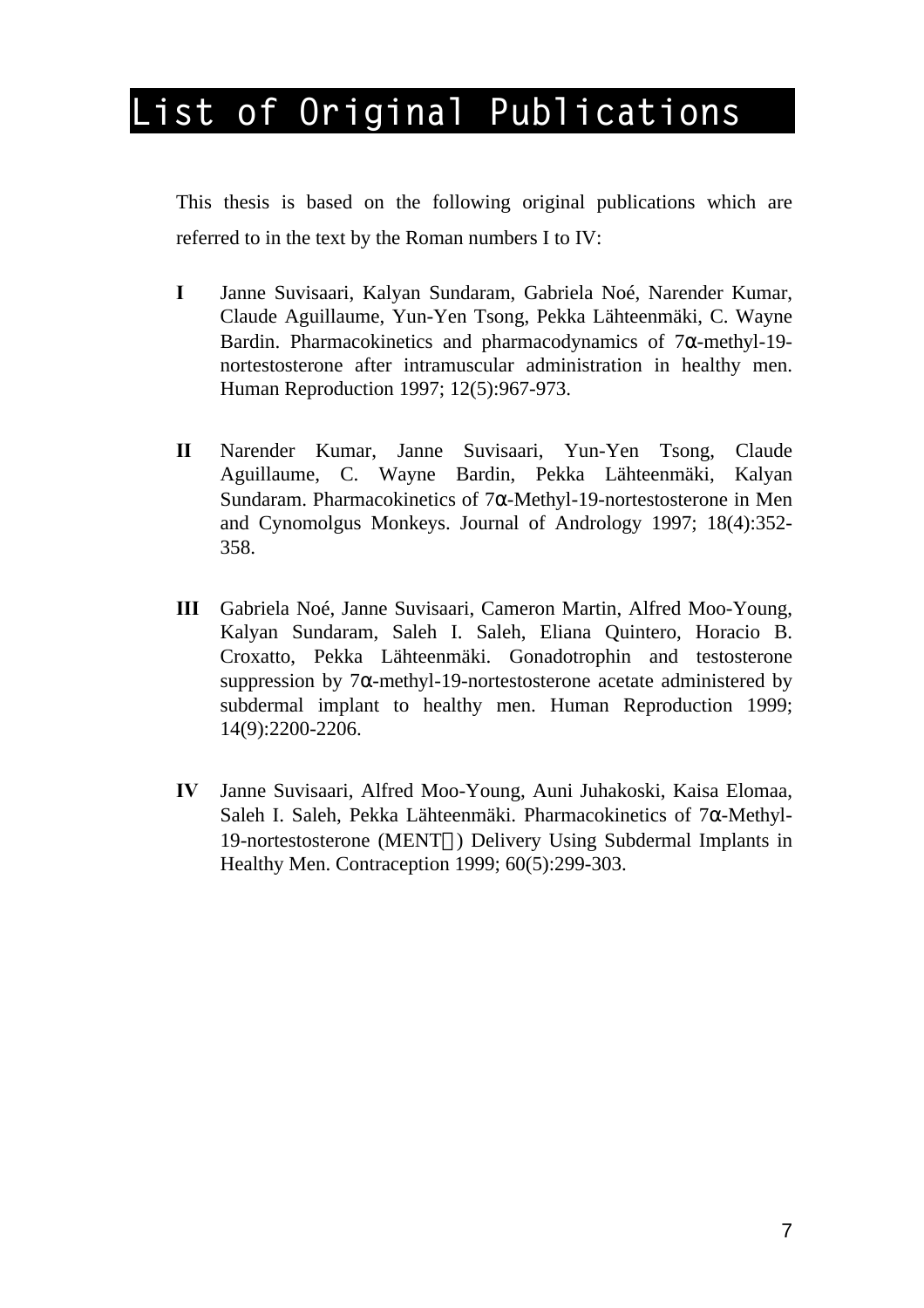# List of Original Publications

This thesis is based on the following original publications which are referred to in the text by the Roman numbers I to IV:

**I** Janne Suvisaari, Kalyan Sundaram, Gabriela Noé, Narender Kumar, Claude Aguillaume, Yun-Yen Tsong, Pekka Lähteenmäki, C. Wayne Bardin. Pharmacokinetics and pharmacodynamics of 7α-methyl-19-nortestosterone after intramuscular administration in healthy men. Human Reproduction 1997; 12(5):967-973.

**II** Narender Kumar, Janne Suvisaari, Yun-Yen Tsong, Claude Aguillaume, C. Wayne Bardin, Pekka Lähteenmäki, Kalyan Sundaram. Pharmacokinetics of 7α-Methyl-19-nortestosterone in Men and Cynomolgus Monkeys. Journal of Andrology 1997; 18(4):352-358.

**III** Gabriela Noé, Janne Suvisaari, Cameron Martin, Alfred Moo-Young, Kalyan Sundaram, Saleh I. Saleh, Eliana Quintero, Horacio B. Croxatto, Pekka Lähteenmäki. Gonadotrophin and testosterone suppression by 7α-methyl-19-nortestosterone acetate administered by subdermal implant to healthy men. Human Reproduction 1999; 14(9):2200-2206.

**IV** Janne Suvisaari, Alfred Moo-Young, Auni Juhakoski, Kaisa Elomaa, Saleh I. Saleh, Pekka Lähteenmäki. Pharmacokinetics of 7α-Methyl-19-nortestosterone (MENT™) Delivery Using Subdermal Implants in Healthy Men. Contraception 1999; 60(5):299-303.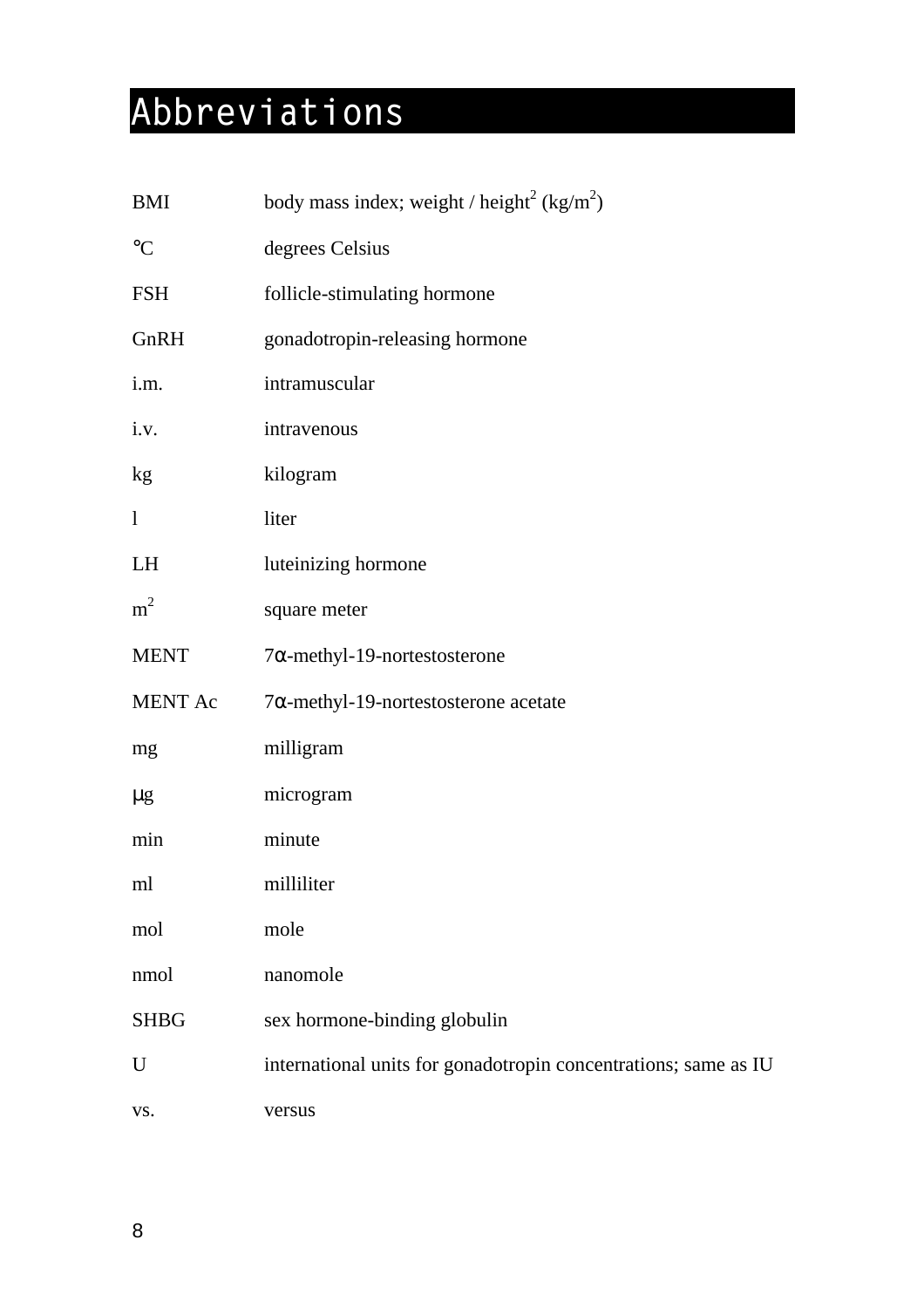# Abbreviations

| | |
|---|---|
| BMI | body mass index; weight / height$^2$ (kg/m$^2$) |
| °C | degrees Celsius |
| FSH | follicle-stimulating hormone |
| GnRH | gonadotropin-releasing hormone |
| i.m. | intramuscular |
| i.v. | intravenous |
| kg | kilogram |
| l | liter |
| LH | luteinizing hormone |
| m$^2$ | square meter |
| MENT | 7α-methyl-19-nortestosterone |
| MENT Ac | 7α-methyl-19-nortestosterone acetate |
| mg | milligram |
| μg | microgram |
| min | minute |
| ml | milliliter |
| mol | mole |
| nmol | nanomole |
| SHBG | sex hormone-binding globulin |
| U | international units for gonadotropin concentrations; same as IU |
| vs. | versus |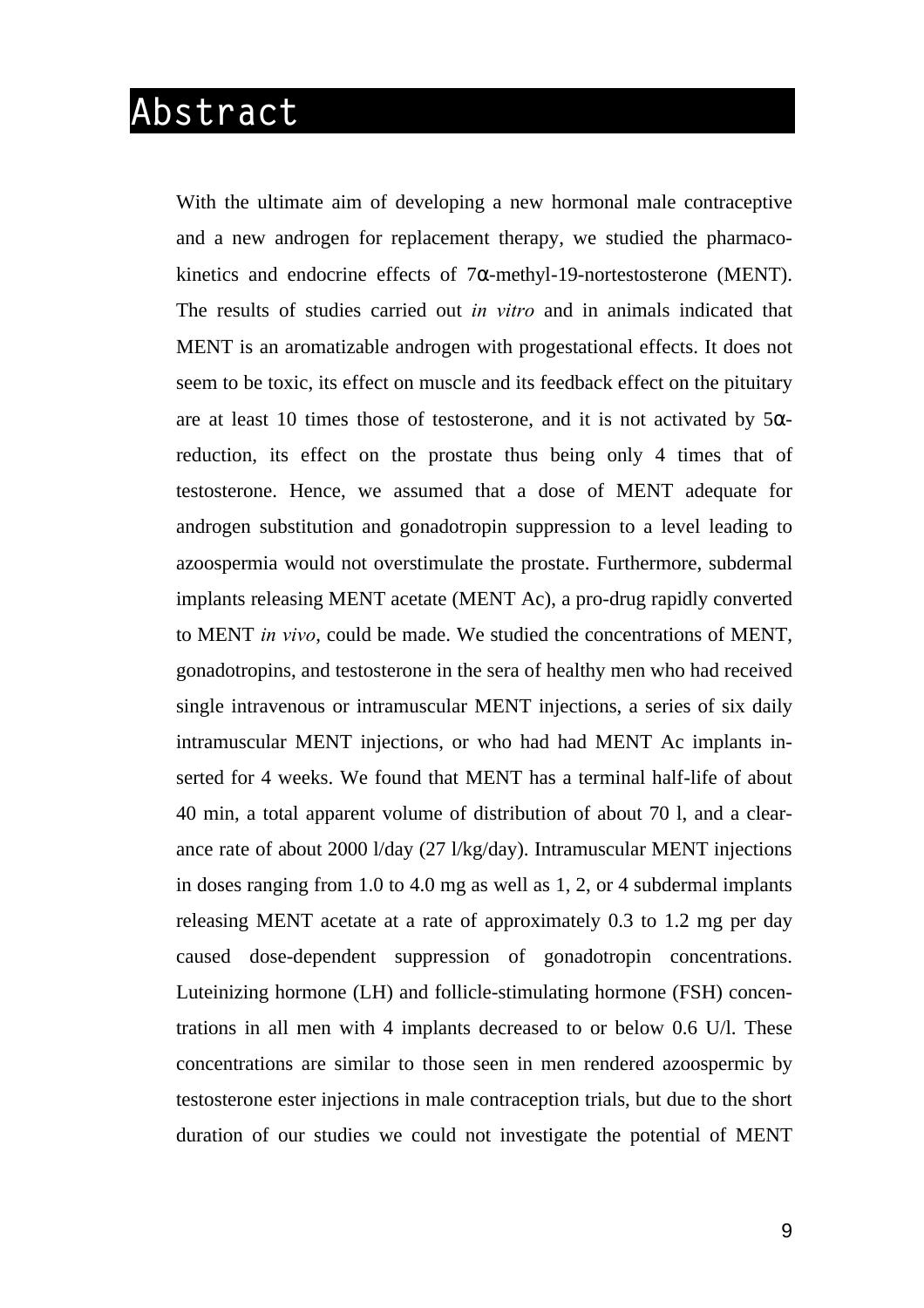# Abstract

With the ultimate aim of developing a new hormonal male contraceptive and a new androgen for replacement therapy, we studied the pharmacokinetics and endocrine effects of 7α-methyl-19-nortestosterone (MENT). The results of studies carried out *in vitro* and in animals indicated that MENT is an aromatizable androgen with progestational effects. It does not seem to be toxic, its effect on muscle and its feedback effect on the pituitary are at least 10 times those of testosterone, and it is not activated by 5α-reduction, its effect on the prostate thus being only 4 times that of testosterone. Hence, we assumed that a dose of MENT adequate for androgen substitution and gonadotropin suppression to a level leading to azoospermia would not overstimulate the prostate. Furthermore, subdermal implants releasing MENT acetate (MENT Ac), a pro-drug rapidly converted to MENT *in vivo*, could be made. We studied the concentrations of MENT, gonadotropins, and testosterone in the sera of healthy men who had received single intravenous or intramuscular MENT injections, a series of six daily intramuscular MENT injections, or who had had MENT Ac implants inserted for 4 weeks. We found that MENT has a terminal half-life of about 40 min, a total apparent volume of distribution of about 70 l, and a clearance rate of about 2000 l/day (27 l/kg/day). Intramuscular MENT injections in doses ranging from 1.0 to 4.0 mg as well as 1, 2, or 4 subdermal implants releasing MENT acetate at a rate of approximately 0.3 to 1.2 mg per day caused dose-dependent suppression of gonadotropin concentrations. Luteinizing hormone (LH) and follicle-stimulating hormone (FSH) concentrations in all men with 4 implants decreased to or below 0.6 U/l. These concentrations are similar to those seen in men rendered azoospermic by testosterone ester injections in male contraception trials, but due to the short duration of our studies we could not investigate the potential of MENT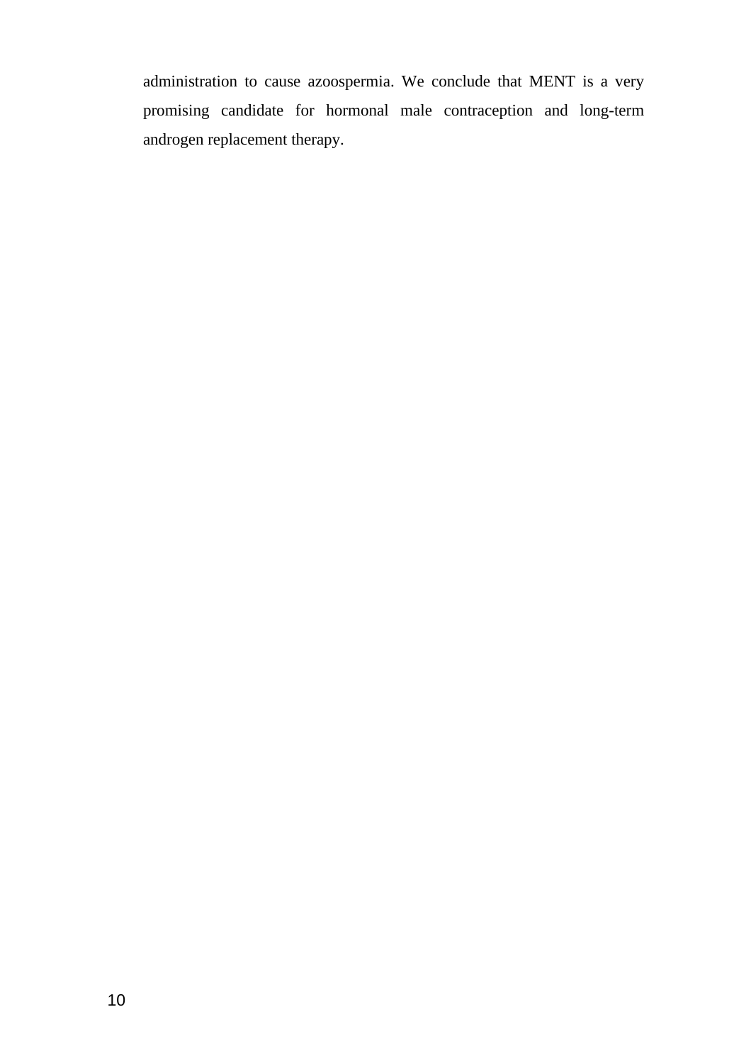administration to cause azoospermia. We conclude that MENT is a very promising candidate for hormonal male contraception and long-term androgen replacement therapy.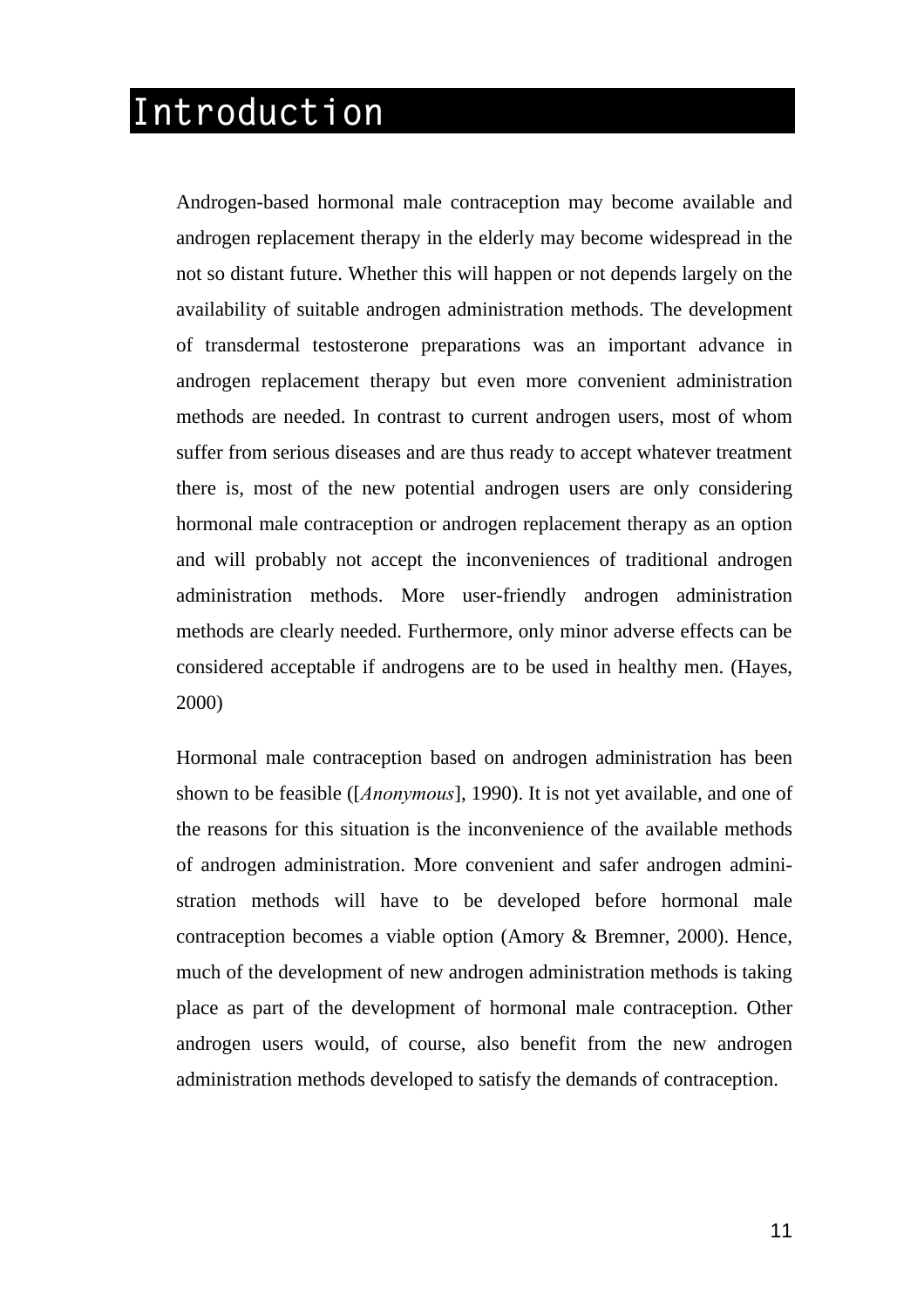# Introduction

Androgen-based hormonal male contraception may become available and androgen replacement therapy in the elderly may become widespread in the not so distant future. Whether this will happen or not depends largely on the availability of suitable androgen administration methods. The development of transdermal testosterone preparations was an important advance in androgen replacement therapy but even more convenient administration methods are needed. In contrast to current androgen users, most of whom suffer from serious diseases and are thus ready to accept whatever treatment there is, most of the new potential androgen users are only considering hormonal male contraception or androgen replacement therapy as an option and will probably not accept the inconveniences of traditional androgen administration methods. More user-friendly androgen administration methods are clearly needed. Furthermore, only minor adverse effects can be considered acceptable if androgens are to be used in healthy men. (Hayes, 2000)

Hormonal male contraception based on androgen administration has been shown to be feasible ([*Anonymous*], 1990). It is not yet available, and one of the reasons for this situation is the inconvenience of the available methods of androgen administration. More convenient and safer androgen administration methods will have to be developed before hormonal male contraception becomes a viable option (Amory & Bremner, 2000). Hence, much of the development of new androgen administration methods is taking place as part of the development of hormonal male contraception. Other androgen users would, of course, also benefit from the new androgen administration methods developed to satisfy the demands of contraception.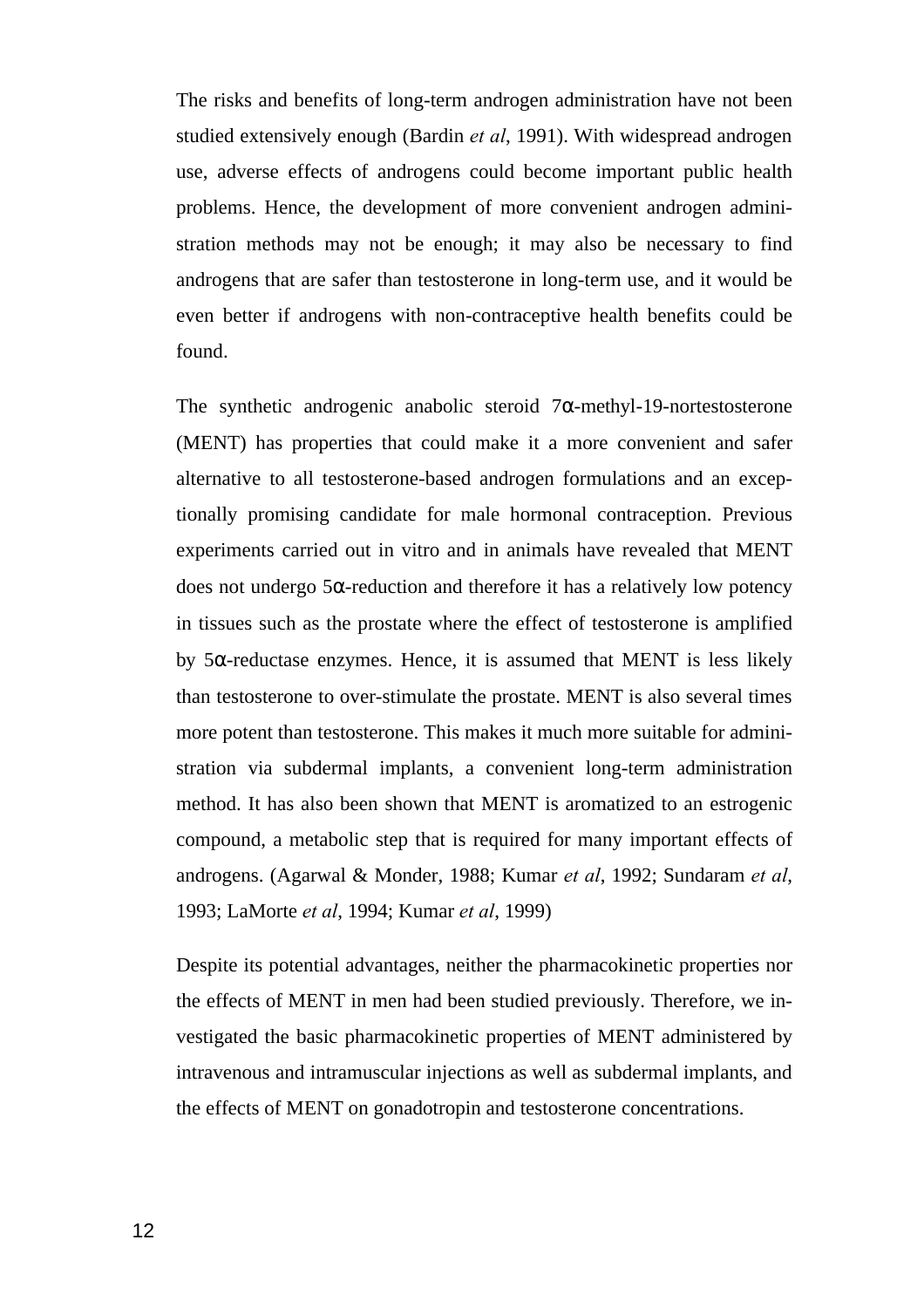The risks and benefits of long-term androgen administration have not been studied extensively enough (Bardin *et al*, 1991). With widespread androgen use, adverse effects of androgens could become important public health problems. Hence, the development of more convenient androgen administration methods may not be enough; it may also be necessary to find androgens that are safer than testosterone in long-term use, and it would be even better if androgens with non-contraceptive health benefits could be found.

The synthetic androgenic anabolic steroid 7α-methyl-19-nortestosterone (MENT) has properties that could make it a more convenient and safer alternative to all testosterone-based androgen formulations and an exceptionally promising candidate for male hormonal contraception. Previous experiments carried out in vitro and in animals have revealed that MENT does not undergo 5α-reduction and therefore it has a relatively low potency in tissues such as the prostate where the effect of testosterone is amplified by 5α-reductase enzymes. Hence, it is assumed that MENT is less likely than testosterone to over-stimulate the prostate. MENT is also several times more potent than testosterone. This makes it much more suitable for administration via subdermal implants, a convenient long-term administration method. It has also been shown that MENT is aromatized to an estrogenic compound, a metabolic step that is required for many important effects of androgens. (Agarwal & Monder, 1988; Kumar *et al*, 1992; Sundaram *et al*, 1993; LaMorte *et al*, 1994; Kumar *et al*, 1999)

Despite its potential advantages, neither the pharmacokinetic properties nor the effects of MENT in men had been studied previously. Therefore, we investigated the basic pharmacokinetic properties of MENT administered by intravenous and intramuscular injections as well as subdermal implants, and the effects of MENT on gonadotropin and testosterone concentrations.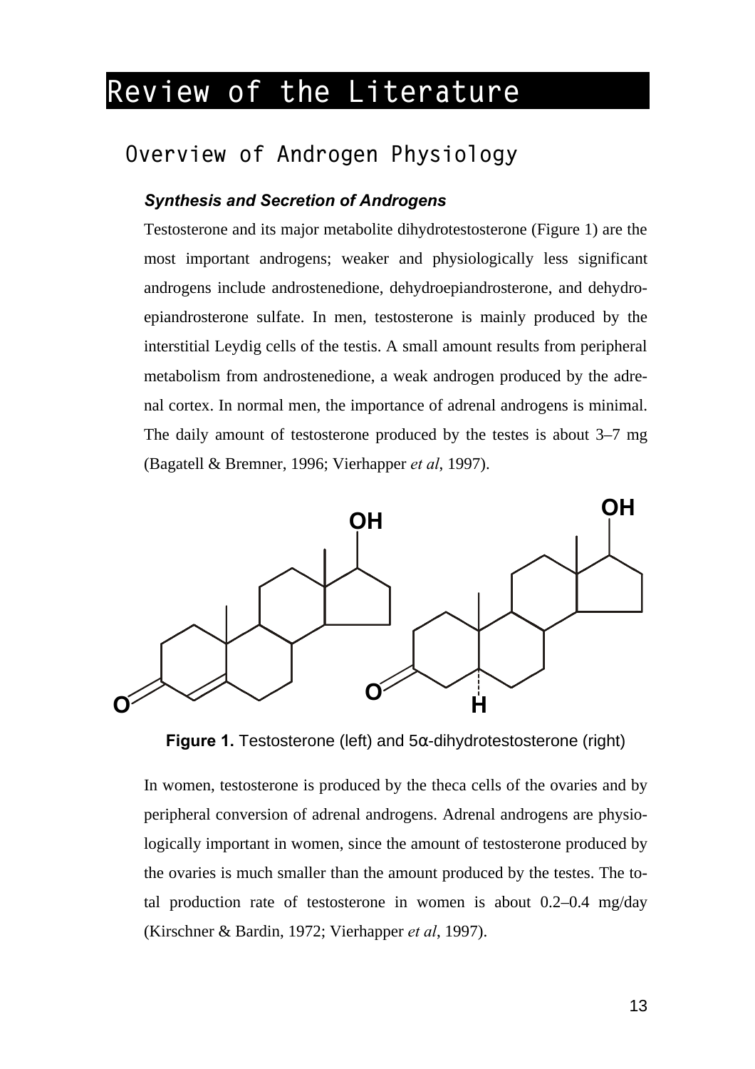# Review of the Literature

## Overview of Androgen Physiology

### *Synthesis and Secretion of Androgens*

Testosterone and its major metabolite dihydrotestosterone (Figure 1) are the most important androgens; weaker and physiologically less significant androgens include androstenedione, dehydroepiandrosterone, and dehydroepiandrosterone sulfate. In men, testosterone is mainly produced by the interstitial Leydig cells of the testis. A small amount results from peripheral metabolism from androstenedione, a weak androgen produced by the adrenal cortex. In normal men, the importance of adrenal androgens is minimal. The daily amount of testosterone produced by the testes is about 3–7 mg (Bagatell & Bremner, 1996; Vierhapper *et al*, 1997).

**Figure 1.** Testosterone (left) and 5α-dihydrotestosterone (right)

In women, testosterone is produced by the theca cells of the ovaries and by peripheral conversion of adrenal androgens. Adrenal androgens are physiologically important in women, since the amount of testosterone produced by the ovaries is much smaller than the amount produced by the testes. The total production rate of testosterone in women is about 0.2–0.4 mg/day (Kirschner & Bardin, 1972; Vierhapper *et al*, 1997).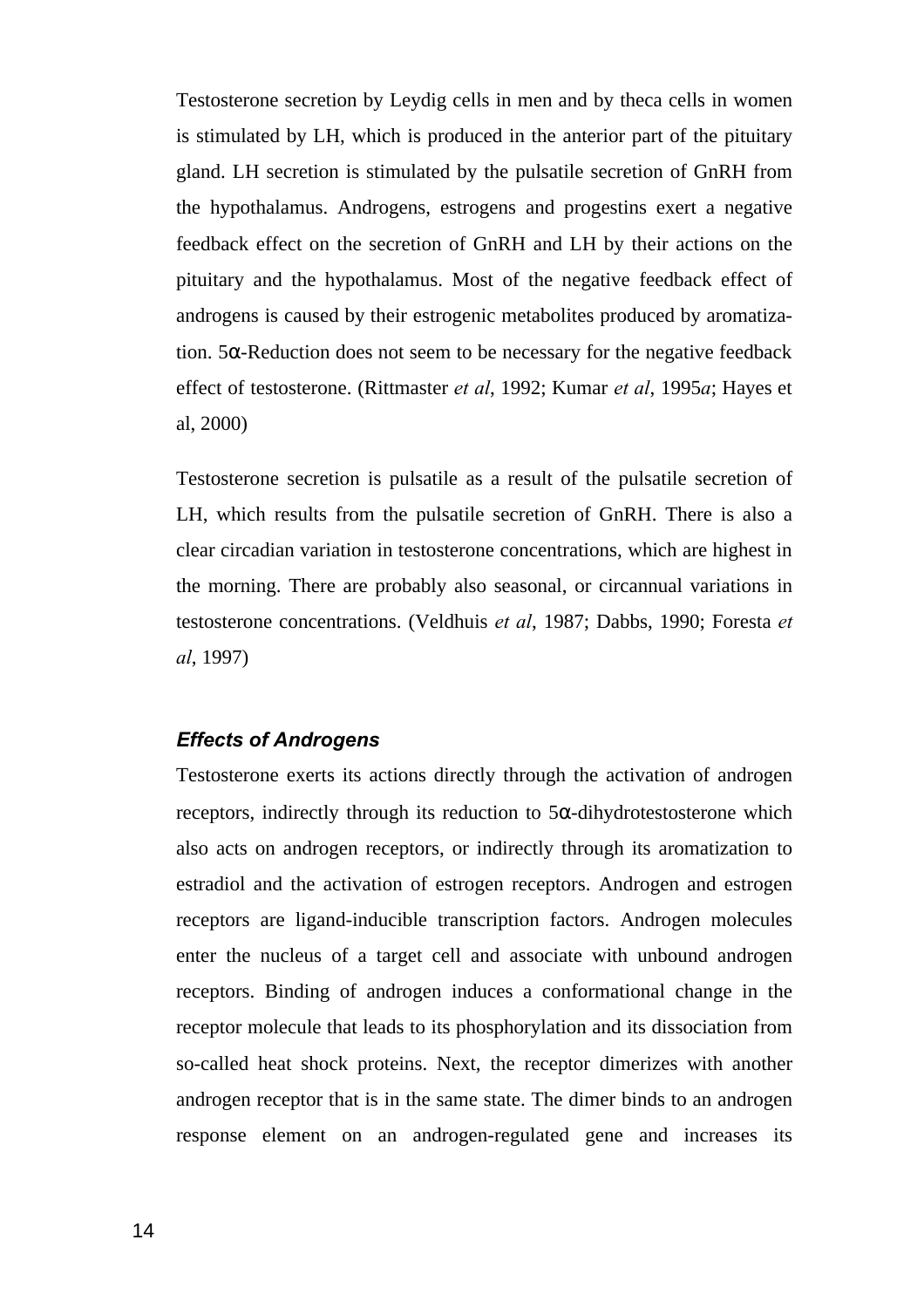Testosterone secretion by Leydig cells in men and by theca cells in women is stimulated by LH, which is produced in the anterior part of the pituitary gland. LH secretion is stimulated by the pulsatile secretion of GnRH from the hypothalamus. Androgens, estrogens and progestins exert a negative feedback effect on the secretion of GnRH and LH by their actions on the pituitary and the hypothalamus. Most of the negative feedback effect of androgens is caused by their estrogenic metabolites produced by aromatization. 5α-Reduction does not seem to be necessary for the negative feedback effect of testosterone. (Rittmaster *et al*, 1992; Kumar *et al*, 1995*a*; Hayes et al, 2000)

Testosterone secretion is pulsatile as a result of the pulsatile secretion of LH, which results from the pulsatile secretion of GnRH. There is also a clear circadian variation in testosterone concentrations, which are highest in the morning. There are probably also seasonal, or circannual variations in testosterone concentrations. (Veldhuis *et al*, 1987; Dabbs, 1990; Foresta *et al*, 1997)

### *Effects of Androgens*

Testosterone exerts its actions directly through the activation of androgen receptors, indirectly through its reduction to 5α-dihydrotestosterone which also acts on androgen receptors, or indirectly through its aromatization to estradiol and the activation of estrogen receptors. Androgen and estrogen receptors are ligand-inducible transcription factors. Androgen molecules enter the nucleus of a target cell and associate with unbound androgen receptors. Binding of androgen induces a conformational change in the receptor molecule that leads to its phosphorylation and its dissociation from so-called heat shock proteins. Next, the receptor dimerizes with another androgen receptor that is in the same state. The dimer binds to an androgen response element on an androgen-regulated gene and increases its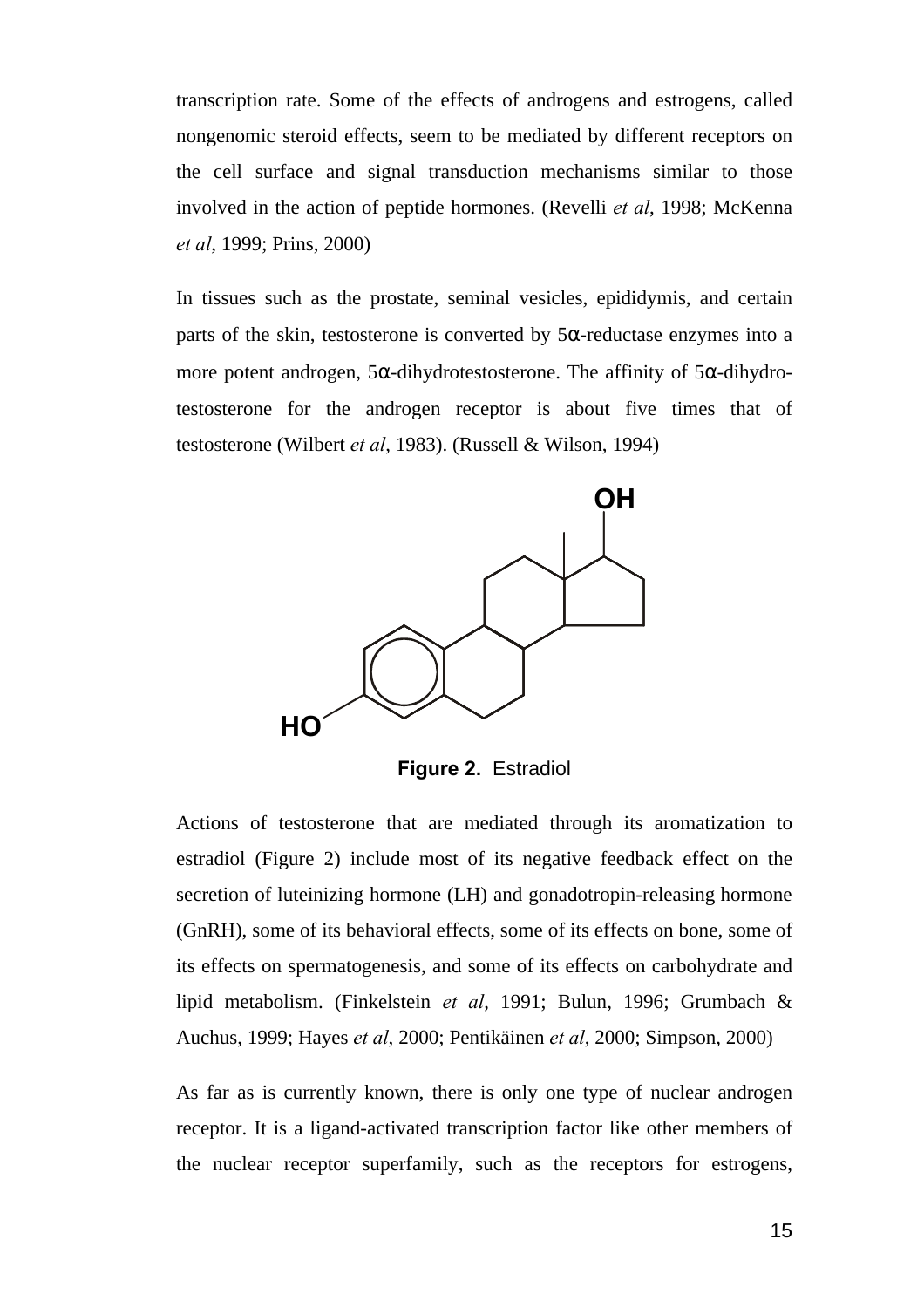transcription rate. Some of the effects of androgens and estrogens, called nongenomic steroid effects, seem to be mediated by different receptors on the cell surface and signal transduction mechanisms similar to those involved in the action of peptide hormones. (Revelli *et al*, 1998; McKenna *et al*, 1999; Prins, 2000)

In tissues such as the prostate, seminal vesicles, epididymis, and certain parts of the skin, testosterone is converted by 5α-reductase enzymes into a more potent androgen, 5α-dihydrotestosterone. The affinity of 5α-dihydrotestosterone for the androgen receptor is about five times that of testosterone (Wilbert *et al*, 1983). (Russell & Wilson, 1994)

**Figure 2.** Estradiol

Actions of testosterone that are mediated through its aromatization to estradiol (Figure 2) include most of its negative feedback effect on the secretion of luteinizing hormone (LH) and gonadotropin-releasing hormone (GnRH), some of its behavioral effects, some of its effects on bone, some of its effects on spermatogenesis, and some of its effects on carbohydrate and lipid metabolism. (Finkelstein *et al*, 1991; Bulun, 1996; Grumbach & Auchus, 1999; Hayes *et al*, 2000; Pentikäinen *et al*, 2000; Simpson, 2000)

As far as is currently known, there is only one type of nuclear androgen receptor. It is a ligand-activated transcription factor like other members of the nuclear receptor superfamily, such as the receptors for estrogens,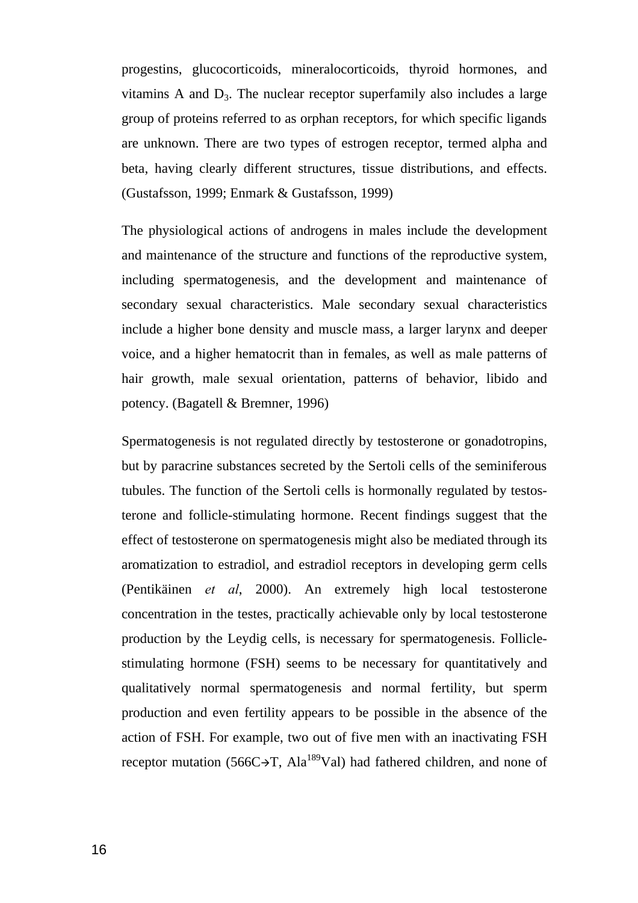progestins, glucocorticoids, mineralocorticoids, thyroid hormones, and vitamins A and $D_3$. The nuclear receptor superfamily also includes a large group of proteins referred to as orphan receptors, for which specific ligands are unknown. There are two types of estrogen receptor, termed alpha and beta, having clearly different structures, tissue distributions, and effects. (Gustafsson, 1999; Enmark & Gustafsson, 1999)

The physiological actions of androgens in males include the development and maintenance of the structure and functions of the reproductive system, including spermatogenesis, and the development and maintenance of secondary sexual characteristics. Male secondary sexual characteristics include a higher bone density and muscle mass, a larger larynx and deeper voice, and a higher hematocrit than in females, as well as male patterns of hair growth, male sexual orientation, patterns of behavior, libido and potency. (Bagatell & Bremner, 1996)

Spermatogenesis is not regulated directly by testosterone or gonadotropins, but by paracrine substances secreted by the Sertoli cells of the seminiferous tubules. The function of the Sertoli cells is hormonally regulated by testosterone and follicle-stimulating hormone. Recent findings suggest that the effect of testosterone on spermatogenesis might also be mediated through its aromatization to estradiol, and estradiol receptors in developing germ cells (Pentikäinen *et al*, 2000). An extremely high local testosterone concentration in the testes, practically achievable only by local testosterone production by the Leydig cells, is necessary for spermatogenesis. Follicle-stimulating hormone (FSH) seems to be necessary for quantitatively and qualitatively normal spermatogenesis and normal fertility, but sperm production and even fertility appears to be possible in the absence of the action of FSH. For example, two out of five men with an inactivating FSH receptor mutation (566C→T, $Ala^{189}Val$) had fathered children, and none of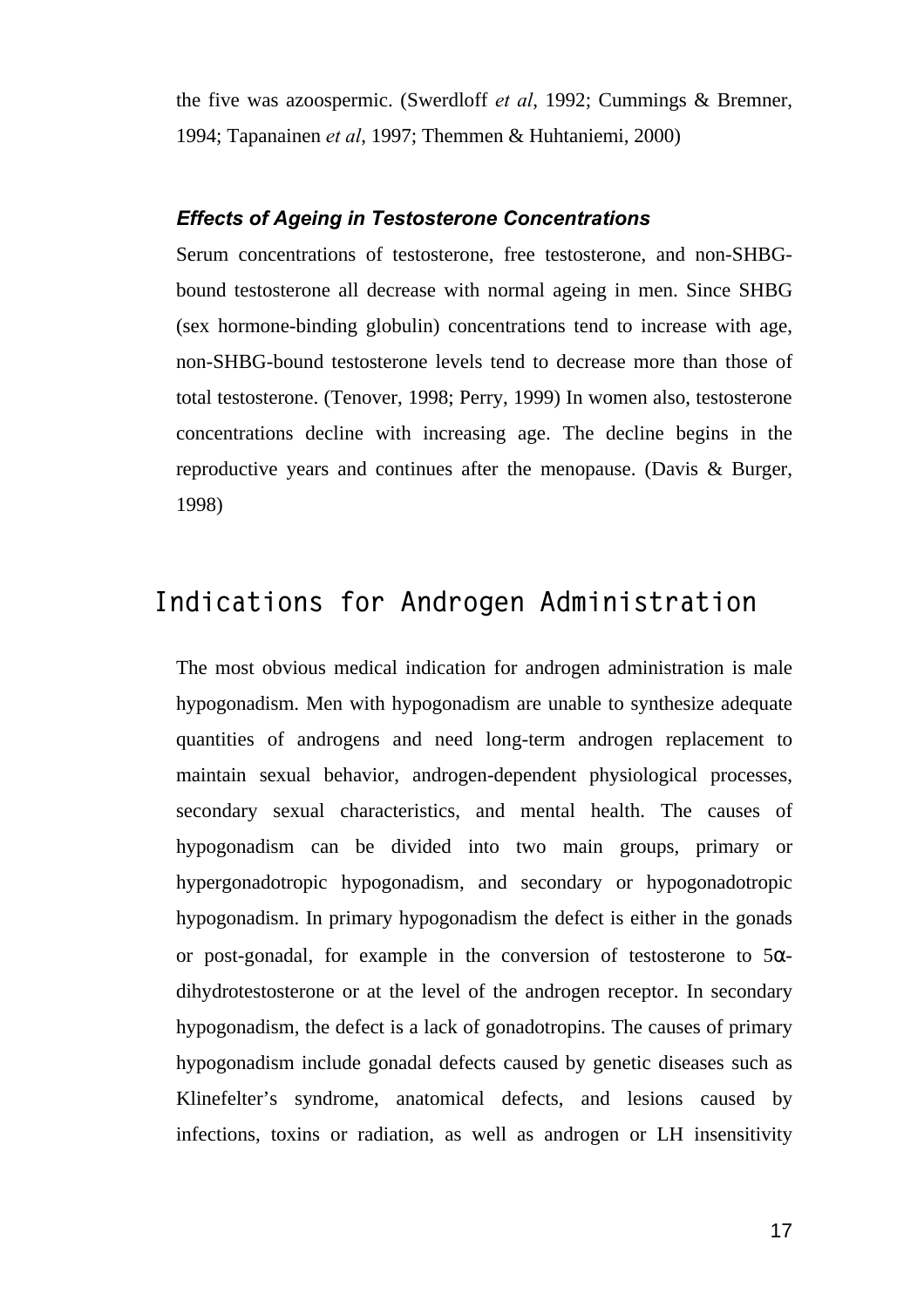the five was azoospermic. (Swerdloff *et al*, 1992; Cummings & Bremner, 1994; Tapanainen *et al*, 1997; Themmen & Huhtaniemi, 2000)

### *Effects of Ageing in Testosterone Concentrations*

Serum concentrations of testosterone, free testosterone, and non-SHBG-bound testosterone all decrease with normal ageing in men. Since SHBG (sex hormone-binding globulin) concentrations tend to increase with age, non-SHBG-bound testosterone levels tend to decrease more than those of total testosterone. (Tenover, 1998; Perry, 1999) In women also, testosterone concentrations decline with increasing age. The decline begins in the reproductive years and continues after the menopause. (Davis & Burger, 1998)

## Indications for Androgen Administration

The most obvious medical indication for androgen administration is male hypogonadism. Men with hypogonadism are unable to synthesize adequate quantities of androgens and need long-term androgen replacement to maintain sexual behavior, androgen-dependent physiological processes, secondary sexual characteristics, and mental health. The causes of hypogonadism can be divided into two main groups, primary or hypergonadotropic hypogonadism, and secondary or hypogonadotropic hypogonadism. In primary hypogonadism the defect is either in the gonads or post-gonadal, for example in the conversion of testosterone to 5α-dihydrotestosterone or at the level of the androgen receptor. In secondary hypogonadism, the defect is a lack of gonadotropins. The causes of primary hypogonadism include gonadal defects caused by genetic diseases such as Klinefelter's syndrome, anatomical defects, and lesions caused by infections, toxins or radiation, as well as androgen or LH insensitivity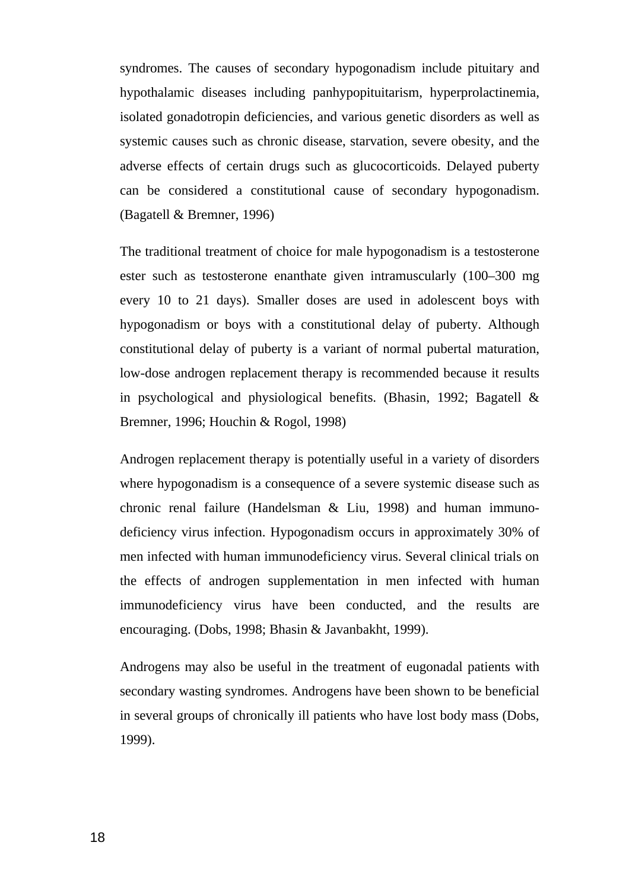syndromes. The causes of secondary hypogonadism include pituitary and hypothalamic diseases including panhypopituitarism, hyperprolactinemia, isolated gonadotropin deficiencies, and various genetic disorders as well as systemic causes such as chronic disease, starvation, severe obesity, and the adverse effects of certain drugs such as glucocorticoids. Delayed puberty can be considered a constitutional cause of secondary hypogonadism. (Bagatell & Bremner, 1996)

The traditional treatment of choice for male hypogonadism is a testosterone ester such as testosterone enanthate given intramuscularly (100–300 mg every 10 to 21 days). Smaller doses are used in adolescent boys with hypogonadism or boys with a constitutional delay of puberty. Although constitutional delay of puberty is a variant of normal pubertal maturation, low-dose androgen replacement therapy is recommended because it results in psychological and physiological benefits. (Bhasin, 1992; Bagatell & Bremner, 1996; Houchin & Rogol, 1998)

Androgen replacement therapy is potentially useful in a variety of disorders where hypogonadism is a consequence of a severe systemic disease such as chronic renal failure (Handelsman & Liu, 1998) and human immuno-deficiency virus infection. Hypogonadism occurs in approximately 30% of men infected with human immunodeficiency virus. Several clinical trials on the effects of androgen supplementation in men infected with human immunodeficiency virus have been conducted, and the results are encouraging. (Dobs, 1998; Bhasin & Javanbakht, 1999).

Androgens may also be useful in the treatment of eugonadal patients with secondary wasting syndromes. Androgens have been shown to be beneficial in several groups of chronically ill patients who have lost body mass (Dobs, 1999).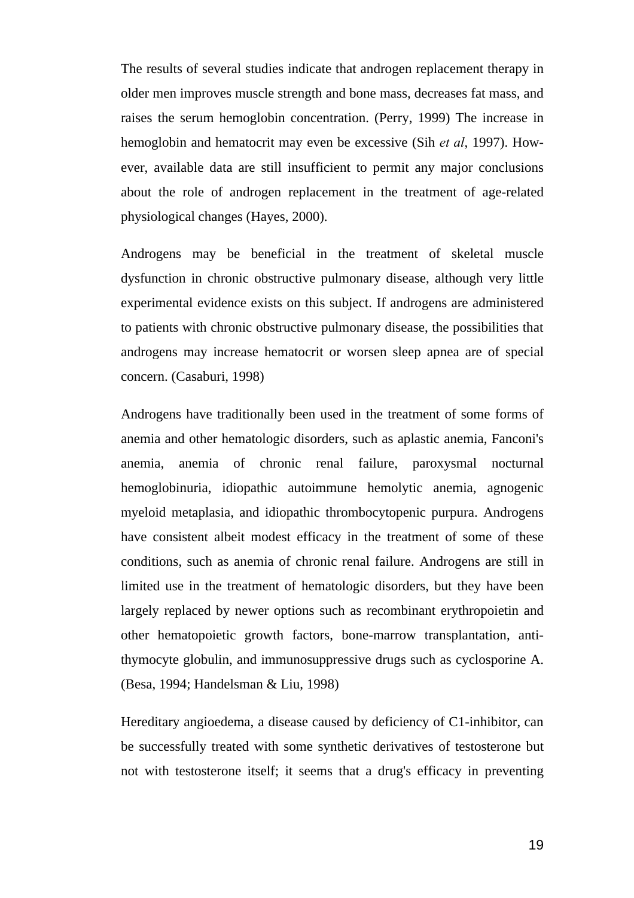The results of several studies indicate that androgen replacement therapy in older men improves muscle strength and bone mass, decreases fat mass, and raises the serum hemoglobin concentration. (Perry, 1999) The increase in hemoglobin and hematocrit may even be excessive (Sih *et al*, 1997). However, available data are still insufficient to permit any major conclusions about the role of androgen replacement in the treatment of age-related physiological changes (Hayes, 2000).

Androgens may be beneficial in the treatment of skeletal muscle dysfunction in chronic obstructive pulmonary disease, although very little experimental evidence exists on this subject. If androgens are administered to patients with chronic obstructive pulmonary disease, the possibilities that androgens may increase hematocrit or worsen sleep apnea are of special concern. (Casaburi, 1998)

Androgens have traditionally been used in the treatment of some forms of anemia and other hematologic disorders, such as aplastic anemia, Fanconi's anemia, anemia of chronic renal failure, paroxysmal nocturnal hemoglobinuria, idiopathic autoimmune hemolytic anemia, agnogenic myeloid metaplasia, and idiopathic thrombocytopenic purpura. Androgens have consistent albeit modest efficacy in the treatment of some of these conditions, such as anemia of chronic renal failure. Androgens are still in limited use in the treatment of hematologic disorders, but they have been largely replaced by newer options such as recombinant erythropoietin and other hematopoietic growth factors, bone-marrow transplantation, anti-thymocyte globulin, and immunosuppressive drugs such as cyclosporine A. (Besa, 1994; Handelsman & Liu, 1998)

Hereditary angioedema, a disease caused by deficiency of C1-inhibitor, can be successfully treated with some synthetic derivatives of testosterone but not with testosterone itself; it seems that a drug's efficacy in preventing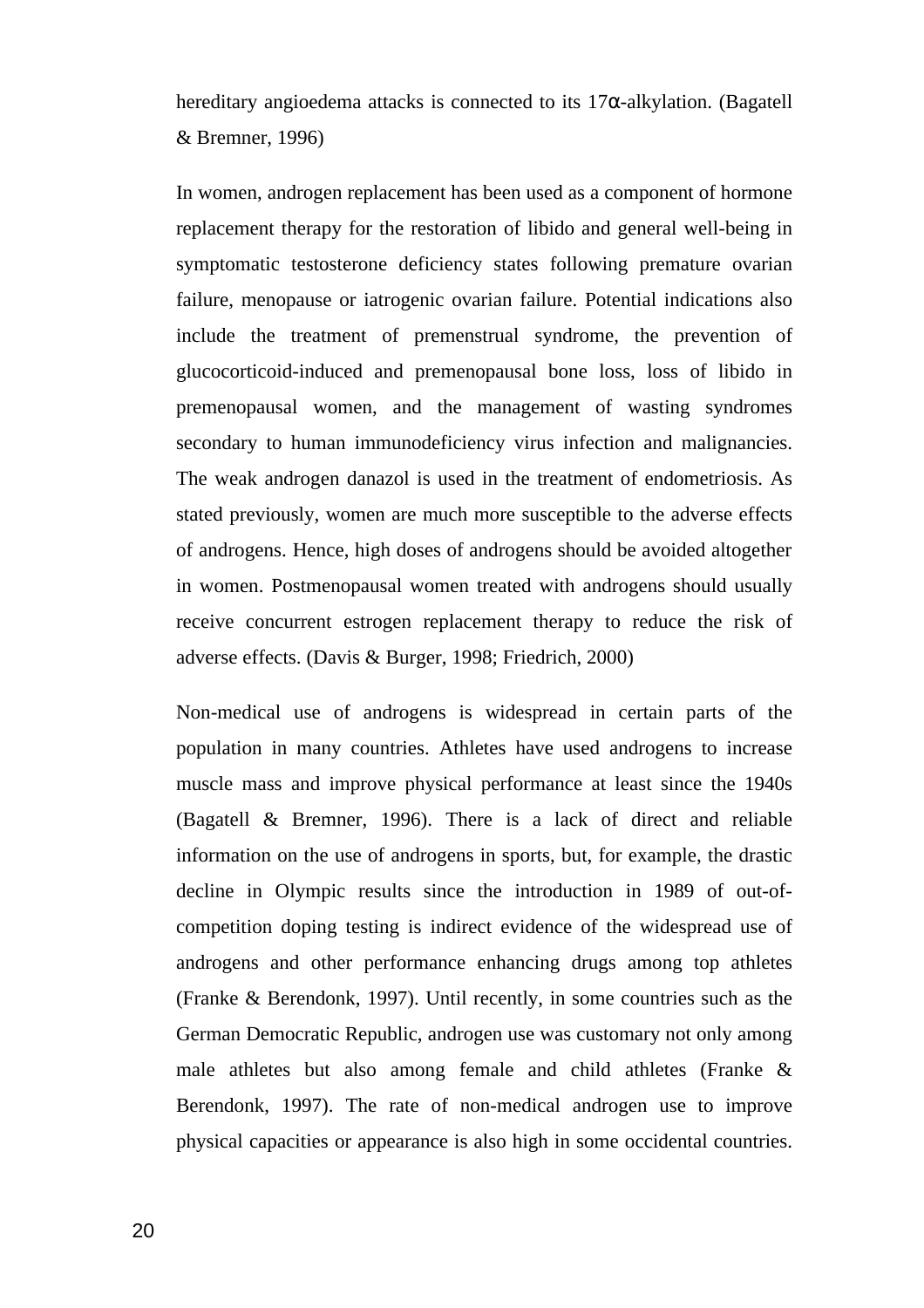hereditary angioedema attacks is connected to its 17α-alkylation. (Bagatell & Bremner, 1996)

In women, androgen replacement has been used as a component of hormone replacement therapy for the restoration of libido and general well-being in symptomatic testosterone deficiency states following premature ovarian failure, menopause or iatrogenic ovarian failure. Potential indications also include the treatment of premenstrual syndrome, the prevention of glucocorticoid-induced and premenopausal bone loss, loss of libido in premenopausal women, and the management of wasting syndromes secondary to human immunodeficiency virus infection and malignancies. The weak androgen danazol is used in the treatment of endometriosis. As stated previously, women are much more susceptible to the adverse effects of androgens. Hence, high doses of androgens should be avoided altogether in women. Postmenopausal women treated with androgens should usually receive concurrent estrogen replacement therapy to reduce the risk of adverse effects. (Davis & Burger, 1998; Friedrich, 2000)

Non-medical use of androgens is widespread in certain parts of the population in many countries. Athletes have used androgens to increase muscle mass and improve physical performance at least since the 1940s (Bagatell & Bremner, 1996). There is a lack of direct and reliable information on the use of androgens in sports, but, for example, the drastic decline in Olympic results since the introduction in 1989 of out-of-competition doping testing is indirect evidence of the widespread use of androgens and other performance enhancing drugs among top athletes (Franke & Berendonk, 1997). Until recently, in some countries such as the German Democratic Republic, androgen use was customary not only among male athletes but also among female and child athletes (Franke & Berendonk, 1997). The rate of non-medical androgen use to improve physical capacities or appearance is also high in some occidental countries.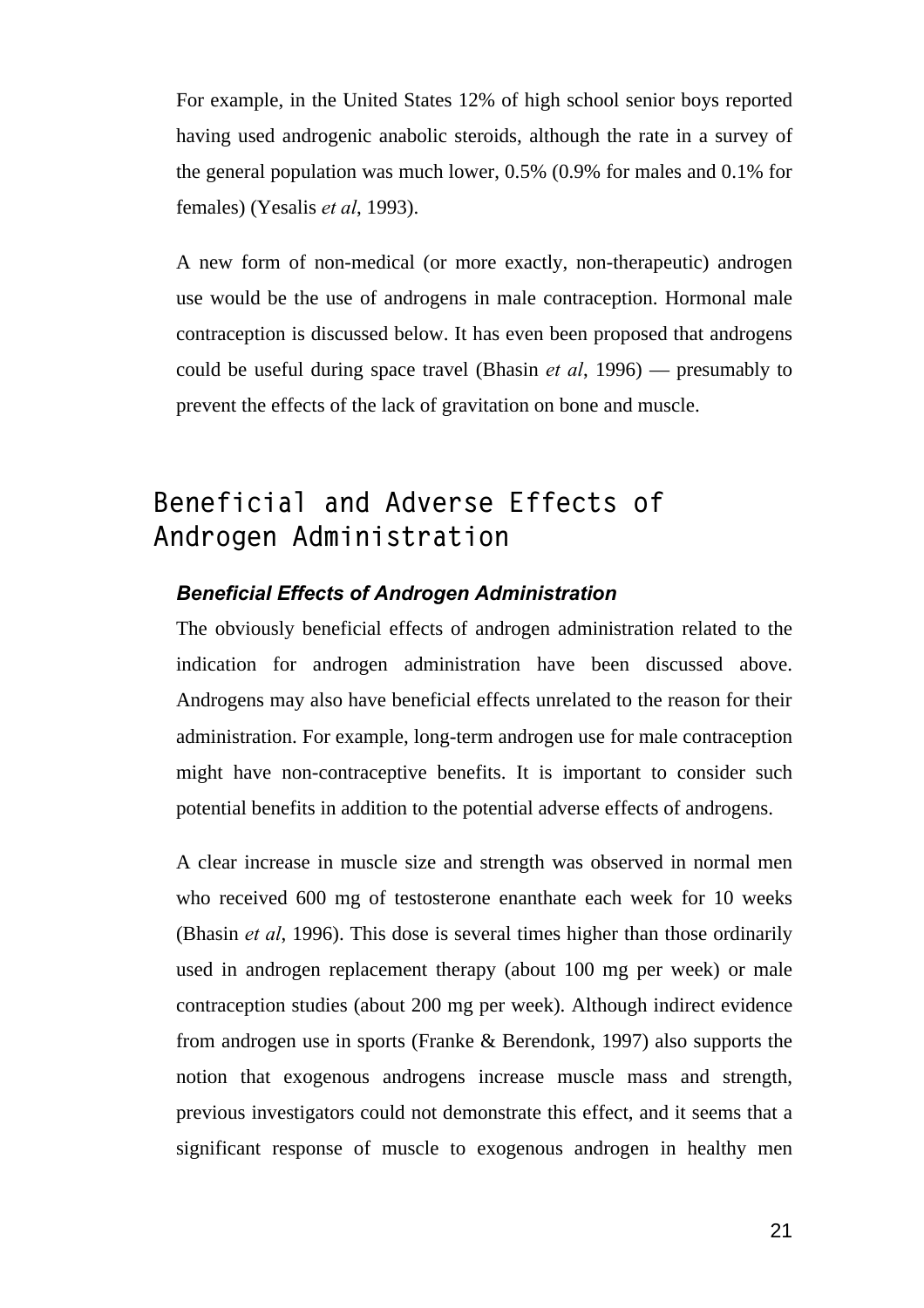For example, in the United States 12% of high school senior boys reported having used androgenic anabolic steroids, although the rate in a survey of the general population was much lower, 0.5% (0.9% for males and 0.1% for females) (Yesalis *et al*, 1993).

A new form of non-medical (or more exactly, non-therapeutic) androgen use would be the use of androgens in male contraception. Hormonal male contraception is discussed below. It has even been proposed that androgens could be useful during space travel (Bhasin *et al*, 1996) — presumably to prevent the effects of the lack of gravitation on bone and muscle.

## Beneficial and Adverse Effects of Androgen Administration

### *Beneficial Effects of Androgen Administration*

The obviously beneficial effects of androgen administration related to the indication for androgen administration have been discussed above. Androgens may also have beneficial effects unrelated to the reason for their administration. For example, long-term androgen use for male contraception might have non-contraceptive benefits. It is important to consider such potential benefits in addition to the potential adverse effects of androgens.

A clear increase in muscle size and strength was observed in normal men who received 600 mg of testosterone enanthate each week for 10 weeks (Bhasin *et al*, 1996). This dose is several times higher than those ordinarily used in androgen replacement therapy (about 100 mg per week) or male contraception studies (about 200 mg per week). Although indirect evidence from androgen use in sports (Franke & Berendonk, 1997) also supports the notion that exogenous androgens increase muscle mass and strength, previous investigators could not demonstrate this effect, and it seems that a significant response of muscle to exogenous androgen in healthy men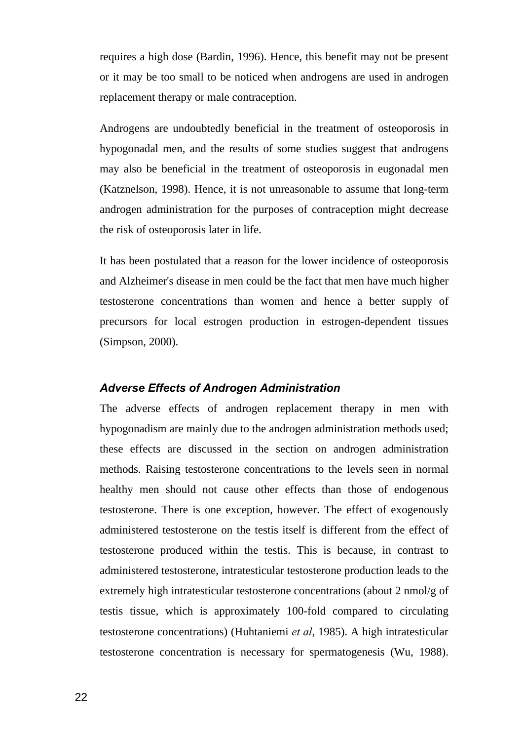requires a high dose (Bardin, 1996). Hence, this benefit may not be present or it may be too small to be noticed when androgens are used in androgen replacement therapy or male contraception.

Androgens are undoubtedly beneficial in the treatment of osteoporosis in hypogonadal men, and the results of some studies suggest that androgens may also be beneficial in the treatment of osteoporosis in eugonadal men (Katznelson, 1998). Hence, it is not unreasonable to assume that long-term androgen administration for the purposes of contraception might decrease the risk of osteoporosis later in life.

It has been postulated that a reason for the lower incidence of osteoporosis and Alzheimer's disease in men could be the fact that men have much higher testosterone concentrations than women and hence a better supply of precursors for local estrogen production in estrogen-dependent tissues (Simpson, 2000).

### *Adverse Effects of Androgen Administration*

The adverse effects of androgen replacement therapy in men with hypogonadism are mainly due to the androgen administration methods used; these effects are discussed in the section on androgen administration methods. Raising testosterone concentrations to the levels seen in normal healthy men should not cause other effects than those of endogenous testosterone. There is one exception, however. The effect of exogenously administered testosterone on the testis itself is different from the effect of testosterone produced within the testis. This is because, in contrast to administered testosterone, intratesticular testosterone production leads to the extremely high intratesticular testosterone concentrations (about 2 nmol/g of testis tissue, which is approximately 100-fold compared to circulating testosterone concentrations) (Huhtaniemi *et al*, 1985). A high intratesticular testosterone concentration is necessary for spermatogenesis (Wu, 1988).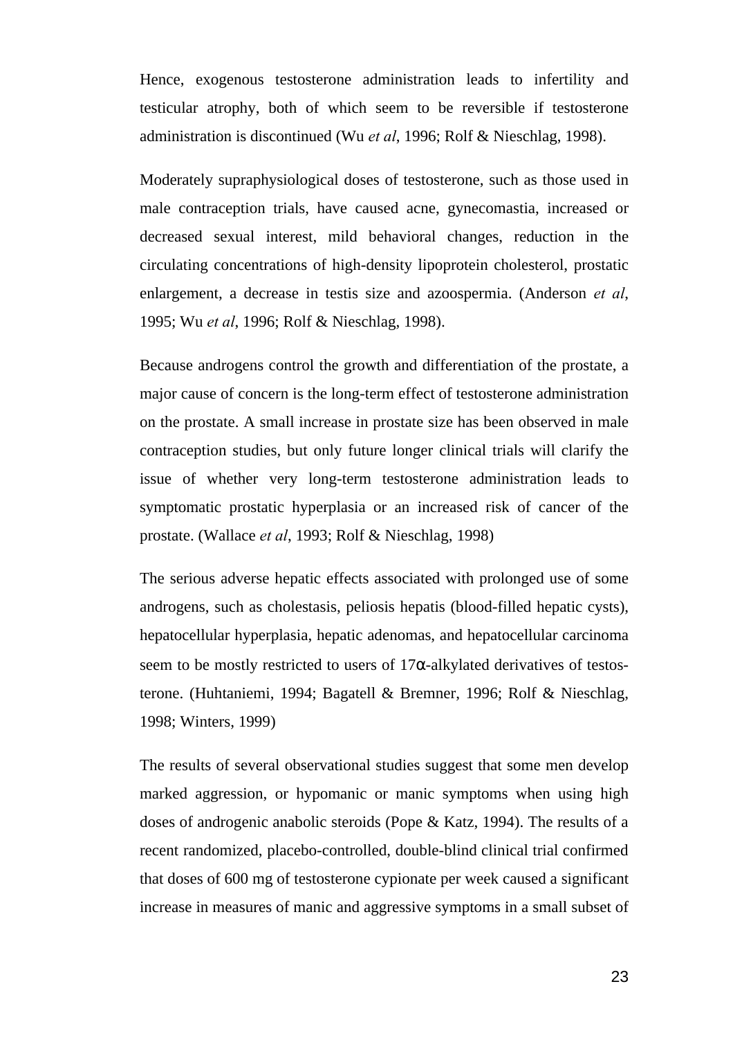Hence, exogenous testosterone administration leads to infertility and testicular atrophy, both of which seem to be reversible if testosterone administration is discontinued (Wu *et al*, 1996; Rolf & Nieschlag, 1998).

Moderately supraphysiological doses of testosterone, such as those used in male contraception trials, have caused acne, gynecomastia, increased or decreased sexual interest, mild behavioral changes, reduction in the circulating concentrations of high-density lipoprotein cholesterol, prostatic enlargement, a decrease in testis size and azoospermia. (Anderson *et al*, 1995; Wu *et al*, 1996; Rolf & Nieschlag, 1998).

Because androgens control the growth and differentiation of the prostate, a major cause of concern is the long-term effect of testosterone administration on the prostate. A small increase in prostate size has been observed in male contraception studies, but only future longer clinical trials will clarify the issue of whether very long-term testosterone administration leads to symptomatic prostatic hyperplasia or an increased risk of cancer of the prostate. (Wallace *et al*, 1993; Rolf & Nieschlag, 1998)

The serious adverse hepatic effects associated with prolonged use of some androgens, such as cholestasis, peliosis hepatis (blood-filled hepatic cysts), hepatocellular hyperplasia, hepatic adenomas, and hepatocellular carcinoma seem to be mostly restricted to users of 17α-alkylated derivatives of testosterone. (Huhtaniemi, 1994; Bagatell & Bremner, 1996; Rolf & Nieschlag, 1998; Winters, 1999)

The results of several observational studies suggest that some men develop marked aggression, or hypomanic or manic symptoms when using high doses of androgenic anabolic steroids (Pope & Katz, 1994). The results of a recent randomized, placebo-controlled, double-blind clinical trial confirmed that doses of 600 mg of testosterone cypionate per week caused a significant increase in measures of manic and aggressive symptoms in a small subset of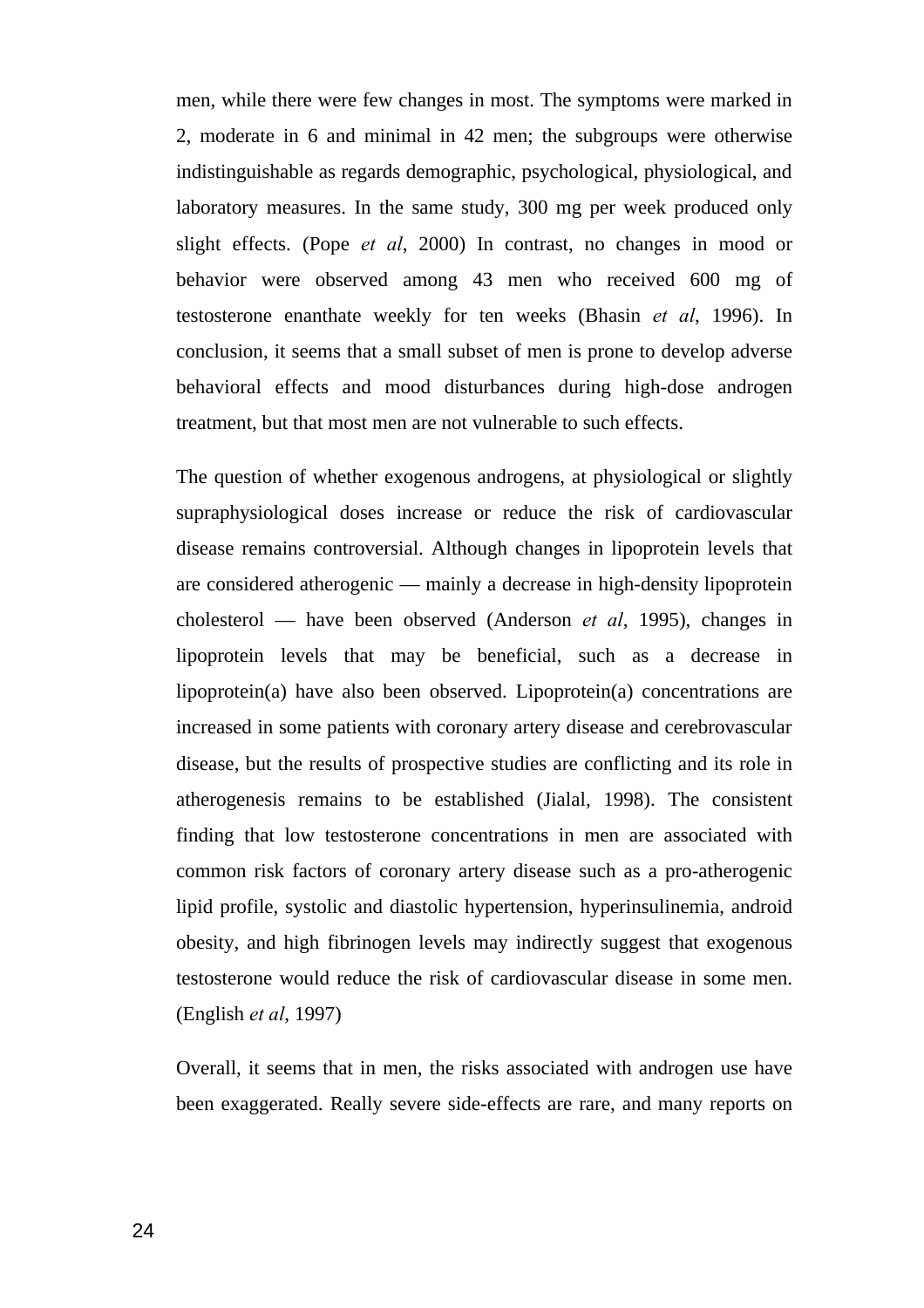men, while there were few changes in most. The symptoms were marked in 2, moderate in 6 and minimal in 42 men; the subgroups were otherwise indistinguishable as regards demographic, psychological, physiological, and laboratory measures. In the same study, 300 mg per week produced only slight effects. (Pope *et al*, 2000) In contrast, no changes in mood or behavior were observed among 43 men who received 600 mg of testosterone enanthate weekly for ten weeks (Bhasin *et al*, 1996). In conclusion, it seems that a small subset of men is prone to develop adverse behavioral effects and mood disturbances during high-dose androgen treatment, but that most men are not vulnerable to such effects.

The question of whether exogenous androgens, at physiological or slightly supraphysiological doses increase or reduce the risk of cardiovascular disease remains controversial. Although changes in lipoprotein levels that are considered atherogenic — mainly a decrease in high-density lipoprotein cholesterol — have been observed (Anderson *et al*, 1995), changes in lipoprotein levels that may be beneficial, such as a decrease in lipoprotein(a) have also been observed. Lipoprotein(a) concentrations are increased in some patients with coronary artery disease and cerebrovascular disease, but the results of prospective studies are conflicting and its role in atherogenesis remains to be established (Jialal, 1998). The consistent finding that low testosterone concentrations in men are associated with common risk factors of coronary artery disease such as a pro-atherogenic lipid profile, systolic and diastolic hypertension, hyperinsulinemia, android obesity, and high fibrinogen levels may indirectly suggest that exogenous testosterone would reduce the risk of cardiovascular disease in some men. (English *et al*, 1997)

Overall, it seems that in men, the risks associated with androgen use have been exaggerated. Really severe side-effects are rare, and many reports on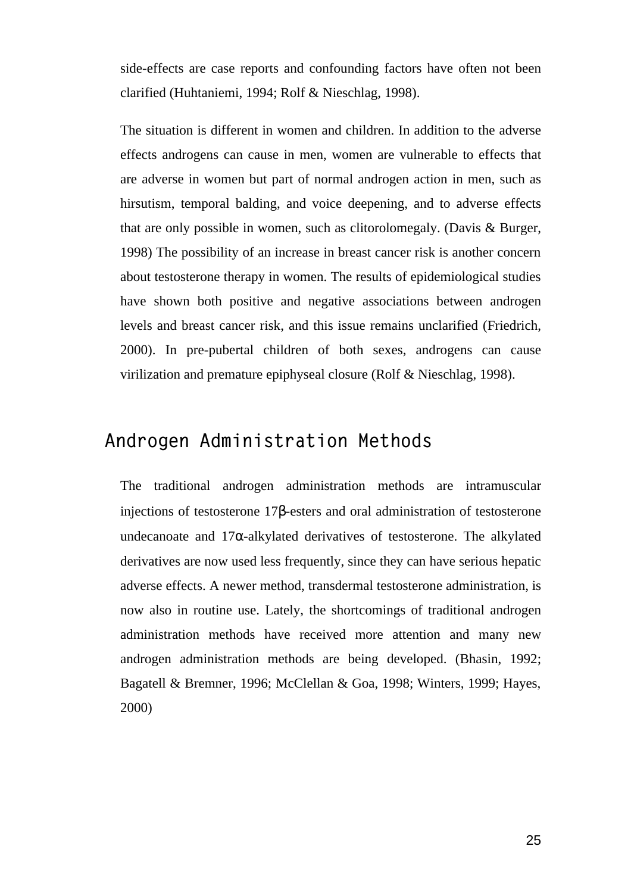side-effects are case reports and confounding factors have often not been clarified (Huhtaniemi, 1994; Rolf & Nieschlag, 1998).

The situation is different in women and children. In addition to the adverse effects androgens can cause in men, women are vulnerable to effects that are adverse in women but part of normal androgen action in men, such as hirsutism, temporal balding, and voice deepening, and to adverse effects that are only possible in women, such as clitorolomegaly. (Davis & Burger, 1998) The possibility of an increase in breast cancer risk is another concern about testosterone therapy in women. The results of epidemiological studies have shown both positive and negative associations between androgen levels and breast cancer risk, and this issue remains unclarified (Friedrich, 2000). In pre-pubertal children of both sexes, androgens can cause virilization and premature epiphyseal closure (Rolf & Nieschlag, 1998).

## Androgen Administration Methods

The traditional androgen administration methods are intramuscular injections of testosterone 17β-esters and oral administration of testosterone undecanoate and 17α-alkylated derivatives of testosterone. The alkylated derivatives are now used less frequently, since they can have serious hepatic adverse effects. A newer method, transdermal testosterone administration, is now also in routine use. Lately, the shortcomings of traditional androgen administration methods have received more attention and many new androgen administration methods are being developed. (Bhasin, 1992; Bagatell & Bremner, 1996; McClellan & Goa, 1998; Winters, 1999; Hayes, 2000)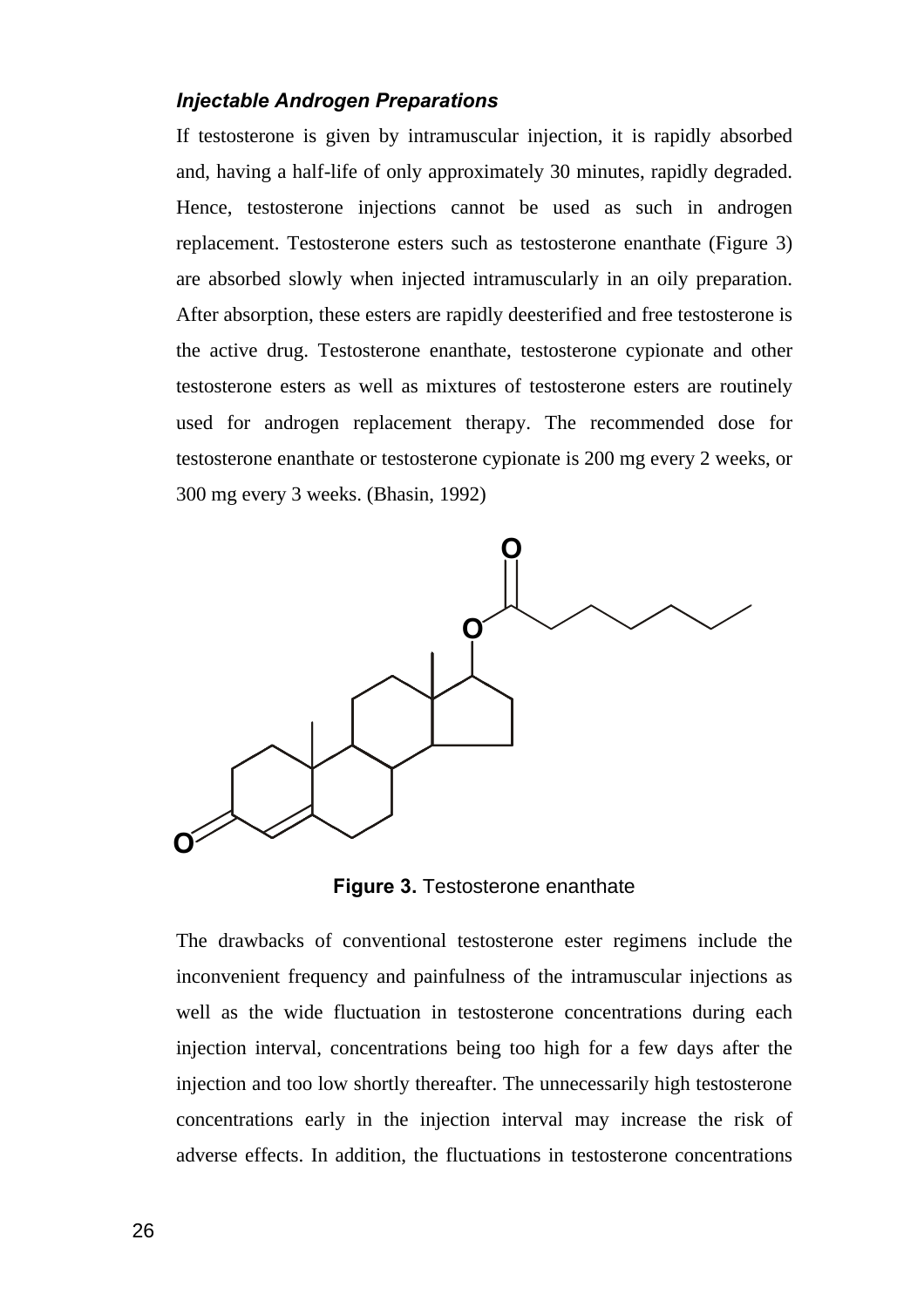***Injectable Androgen Preparations***

If testosterone is given by intramuscular injection, it is rapidly absorbed and, having a half-life of only approximately 30 minutes, rapidly degraded. Hence, testosterone injections cannot be used as such in androgen replacement. Testosterone esters such as testosterone enanthate (Figure 3) are absorbed slowly when injected intramuscularly in an oily preparation. After absorption, these esters are rapidly deesterified and free testosterone is the active drug. Testosterone enanthate, testosterone cypionate and other testosterone esters as well as mixtures of testosterone esters are routinely used for androgen replacement therapy. The recommended dose for testosterone enanthate or testosterone cypionate is 200 mg every 2 weeks, or 300 mg every 3 weeks. (Bhasin, 1992)

**Figure 3.** Testosterone enanthate

The drawbacks of conventional testosterone ester regimens include the inconvenient frequency and painfulness of the intramuscular injections as well as the wide fluctuation in testosterone concentrations during each injection interval, concentrations being too high for a few days after the injection and too low shortly thereafter. The unnecessarily high testosterone concentrations early in the injection interval may increase the risk of adverse effects. In addition, the fluctuations in testosterone concentrations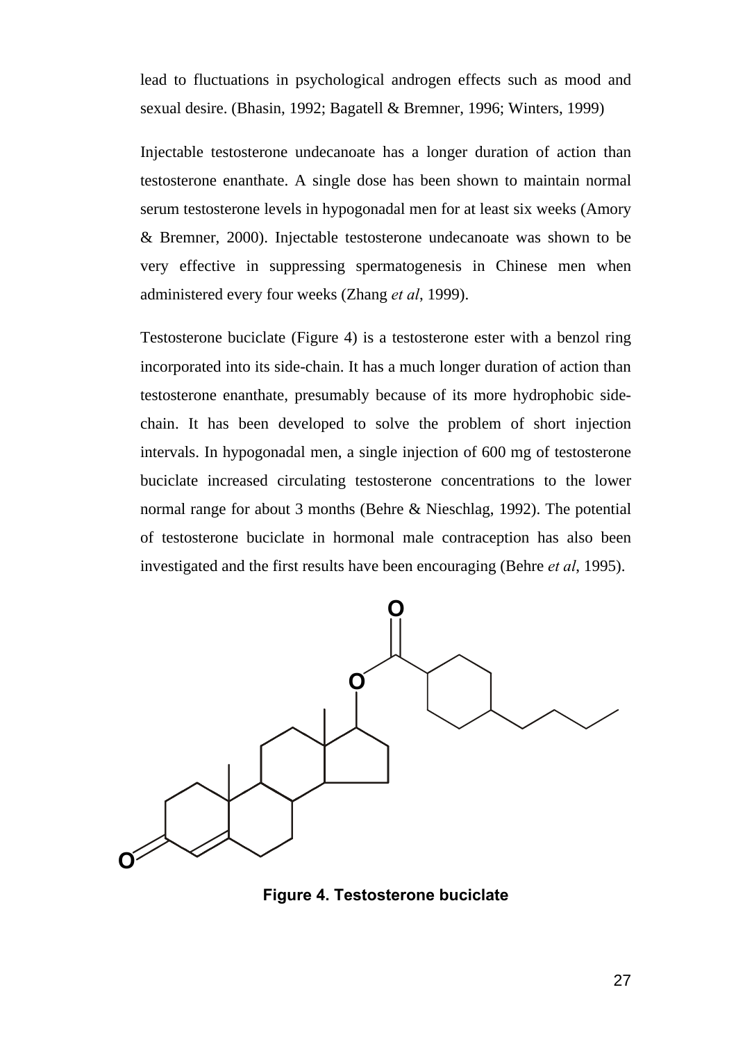lead to fluctuations in psychological androgen effects such as mood and sexual desire. (Bhasin, 1992; Bagatell & Bremner, 1996; Winters, 1999)

Injectable testosterone undecanoate has a longer duration of action than testosterone enanthate. A single dose has been shown to maintain normal serum testosterone levels in hypogonadal men for at least six weeks (Amory & Bremner, 2000). Injectable testosterone undecanoate was shown to be very effective in suppressing spermatogenesis in Chinese men when administered every four weeks (Zhang *et al*, 1999).

Testosterone buciclate (Figure 4) is a testosterone ester with a benzol ring incorporated into its side-chain. It has a much longer duration of action than testosterone enanthate, presumably because of its more hydrophobic side-chain. It has been developed to solve the problem of short injection intervals. In hypogonadal men, a single injection of 600 mg of testosterone buciclate increased circulating testosterone concentrations to the lower normal range for about 3 months (Behre & Nieschlag, 1992). The potential of testosterone buciclate in hormonal male contraception has also been investigated and the first results have been encouraging (Behre *et al*, 1995).

**Figure 4. Testosterone buciclate**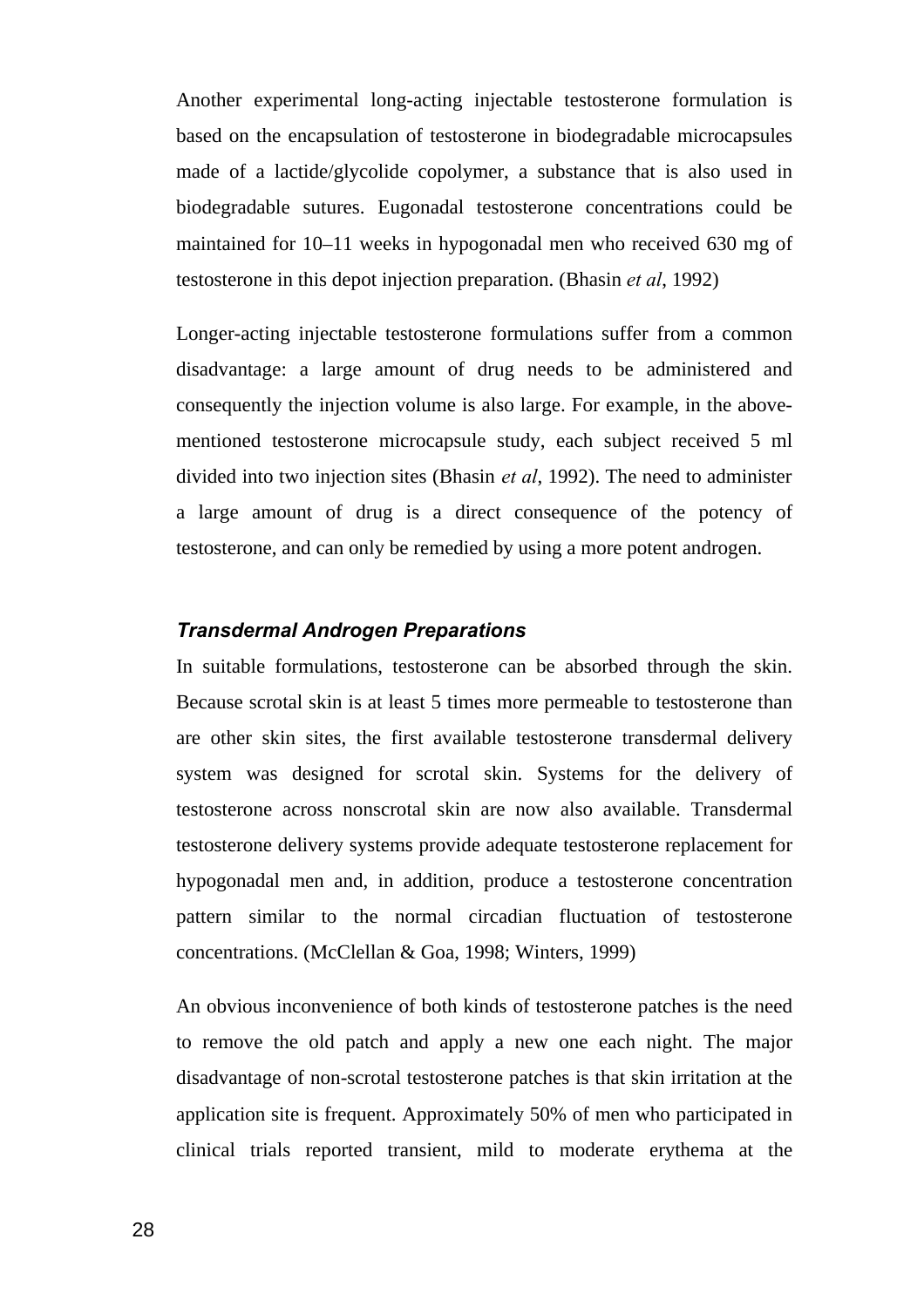Another experimental long-acting injectable testosterone formulation is based on the encapsulation of testosterone in biodegradable microcapsules made of a lactide/glycolide copolymer, a substance that is also used in biodegradable sutures. Eugonadal testosterone concentrations could be maintained for 10–11 weeks in hypogonadal men who received 630 mg of testosterone in this depot injection preparation. (Bhasin *et al*, 1992)

Longer-acting injectable testosterone formulations suffer from a common disadvantage: a large amount of drug needs to be administered and consequently the injection volume is also large. For example, in the above-mentioned testosterone microcapsule study, each subject received 5 ml divided into two injection sites (Bhasin *et al*, 1992). The need to administer a large amount of drug is a direct consequence of the potency of testosterone, and can only be remedied by using a more potent androgen.

### *Transdermal Androgen Preparations*

In suitable formulations, testosterone can be absorbed through the skin. Because scrotal skin is at least 5 times more permeable to testosterone than are other skin sites, the first available testosterone transdermal delivery system was designed for scrotal skin. Systems for the delivery of testosterone across nonscrotal skin are now also available. Transdermal testosterone delivery systems provide adequate testosterone replacement for hypogonadal men and, in addition, produce a testosterone concentration pattern similar to the normal circadian fluctuation of testosterone concentrations. (McClellan & Goa, 1998; Winters, 1999)

An obvious inconvenience of both kinds of testosterone patches is the need to remove the old patch and apply a new one each night. The major disadvantage of non-scrotal testosterone patches is that skin irritation at the application site is frequent. Approximately 50% of men who participated in clinical trials reported transient, mild to moderate erythema at the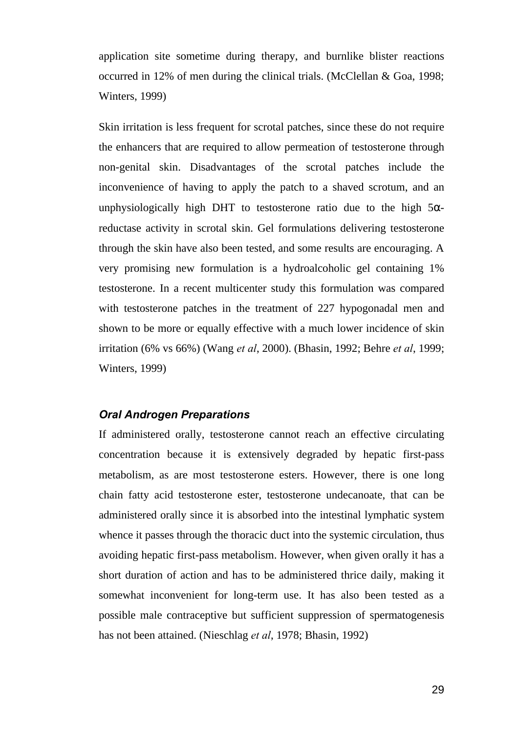application site sometime during therapy, and burnlike blister reactions occurred in 12% of men during the clinical trials. (McClellan & Goa, 1998; Winters, 1999)

Skin irritation is less frequent for scrotal patches, since these do not require the enhancers that are required to allow permeation of testosterone through non-genital skin. Disadvantages of the scrotal patches include the inconvenience of having to apply the patch to a shaved scrotum, and an unphysiologically high DHT to testosterone ratio due to the high 5α-reductase activity in scrotal skin. Gel formulations delivering testosterone through the skin have also been tested, and some results are encouraging. A very promising new formulation is a hydroalcoholic gel containing 1% testosterone. In a recent multicenter study this formulation was compared with testosterone patches in the treatment of 227 hypogonadal men and shown to be more or equally effective with a much lower incidence of skin irritation (6% vs 66%) (Wang *et al*, 2000). (Bhasin, 1992; Behre *et al*, 1999; Winters, 1999)

### *Oral Androgen Preparations*

If administered orally, testosterone cannot reach an effective circulating concentration because it is extensively degraded by hepatic first-pass metabolism, as are most testosterone esters. However, there is one long chain fatty acid testosterone ester, testosterone undecanoate, that can be administered orally since it is absorbed into the intestinal lymphatic system whence it passes through the thoracic duct into the systemic circulation, thus avoiding hepatic first-pass metabolism. However, when given orally it has a short duration of action and has to be administered thrice daily, making it somewhat inconvenient for long-term use. It has also been tested as a possible male contraceptive but sufficient suppression of spermatogenesis has not been attained. (Nieschlag *et al*, 1978; Bhasin, 1992)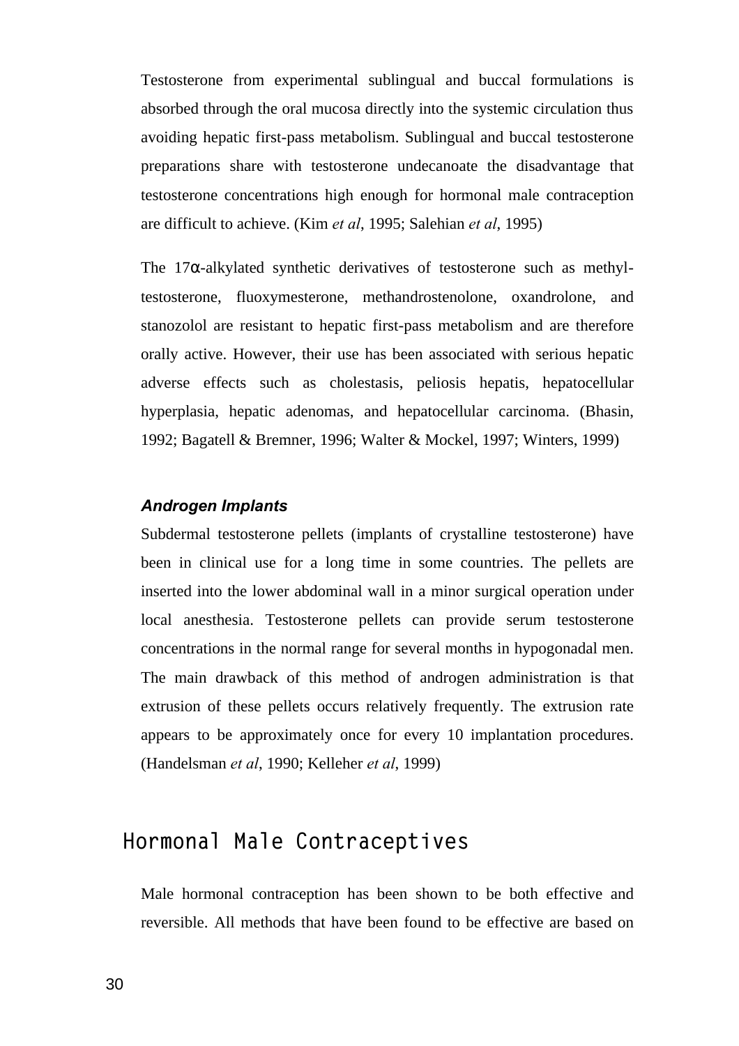Testosterone from experimental sublingual and buccal formulations is absorbed through the oral mucosa directly into the systemic circulation thus avoiding hepatic first-pass metabolism. Sublingual and buccal testosterone preparations share with testosterone undecanoate the disadvantage that testosterone concentrations high enough for hormonal male contraception are difficult to achieve. (Kim *et al*, 1995; Salehian *et al*, 1995)

The 17α-alkylated synthetic derivatives of testosterone such as methyl-testosterone, fluoxymesterone, methandrostenolone, oxandrolone, and stanozolol are resistant to hepatic first-pass metabolism and are therefore orally active. However, their use has been associated with serious hepatic adverse effects such as cholestasis, peliosis hepatis, hepatocellular hyperplasia, hepatic adenomas, and hepatocellular carcinoma. (Bhasin, 1992; Bagatell & Bremner, 1996; Walter & Mockel, 1997; Winters, 1999)

### *Androgen Implants*

Subdermal testosterone pellets (implants of crystalline testosterone) have been in clinical use for a long time in some countries. The pellets are inserted into the lower abdominal wall in a minor surgical operation under local anesthesia. Testosterone pellets can provide serum testosterone concentrations in the normal range for several months in hypogonadal men. The main drawback of this method of androgen administration is that extrusion of these pellets occurs relatively frequently. The extrusion rate appears to be approximately once for every 10 implantation procedures. (Handelsman *et al*, 1990; Kelleher *et al*, 1999)

## Hormonal Male Contraceptives

Male hormonal contraception has been shown to be both effective and reversible. All methods that have been found to be effective are based on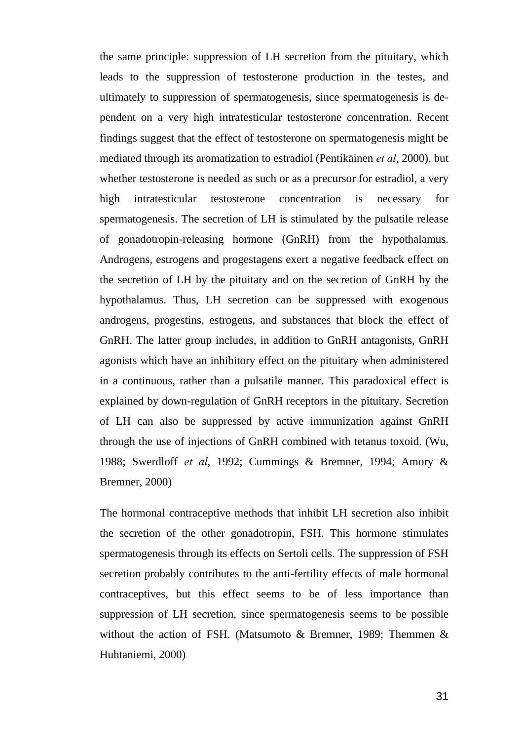the same principle: suppression of LH secretion from the pituitary, which leads to the suppression of testosterone production in the testes, and ultimately to suppression of spermatogenesis, since spermatogenesis is dependent on a very high intratesticular testosterone concentration. Recent findings suggest that the effect of testosterone on spermatogenesis might be mediated through its aromatization to estradiol (Pentikäinen *et al*, 2000), but whether testosterone is needed as such or as a precursor for estradiol, a very high intratesticular testosterone concentration is necessary for spermatogenesis. The secretion of LH is stimulated by the pulsatile release of gonadotropin-releasing hormone (GnRH) from the hypothalamus. Androgens, estrogens and progestagens exert a negative feedback effect on the secretion of LH by the pituitary and on the secretion of GnRH by the hypothalamus. Thus, LH secretion can be suppressed with exogenous androgens, progestins, estrogens, and substances that block the effect of GnRH. The latter group includes, in addition to GnRH antagonists, GnRH agonists which have an inhibitory effect on the pituitary when administered in a continuous, rather than a pulsatile manner. This paradoxical effect is explained by down-regulation of GnRH receptors in the pituitary. Secretion of LH can also be suppressed by active immunization against GnRH through the use of injections of GnRH combined with tetanus toxoid. (Wu, 1988; Swerdloff *et al*, 1992; Cummings & Bremner, 1994; Amory & Bremner, 2000)

The hormonal contraceptive methods that inhibit LH secretion also inhibit the secretion of the other gonadotropin, FSH. This hormone stimulates spermatogenesis through its effects on Sertoli cells. The suppression of FSH secretion probably contributes to the anti-fertility effects of male hormonal contraceptives, but this effect seems to be of less importance than suppression of LH secretion, since spermatogenesis seems to be possible without the action of FSH. (Matsumoto & Bremner, 1989; Themmen & Huhtaniemi, 2000)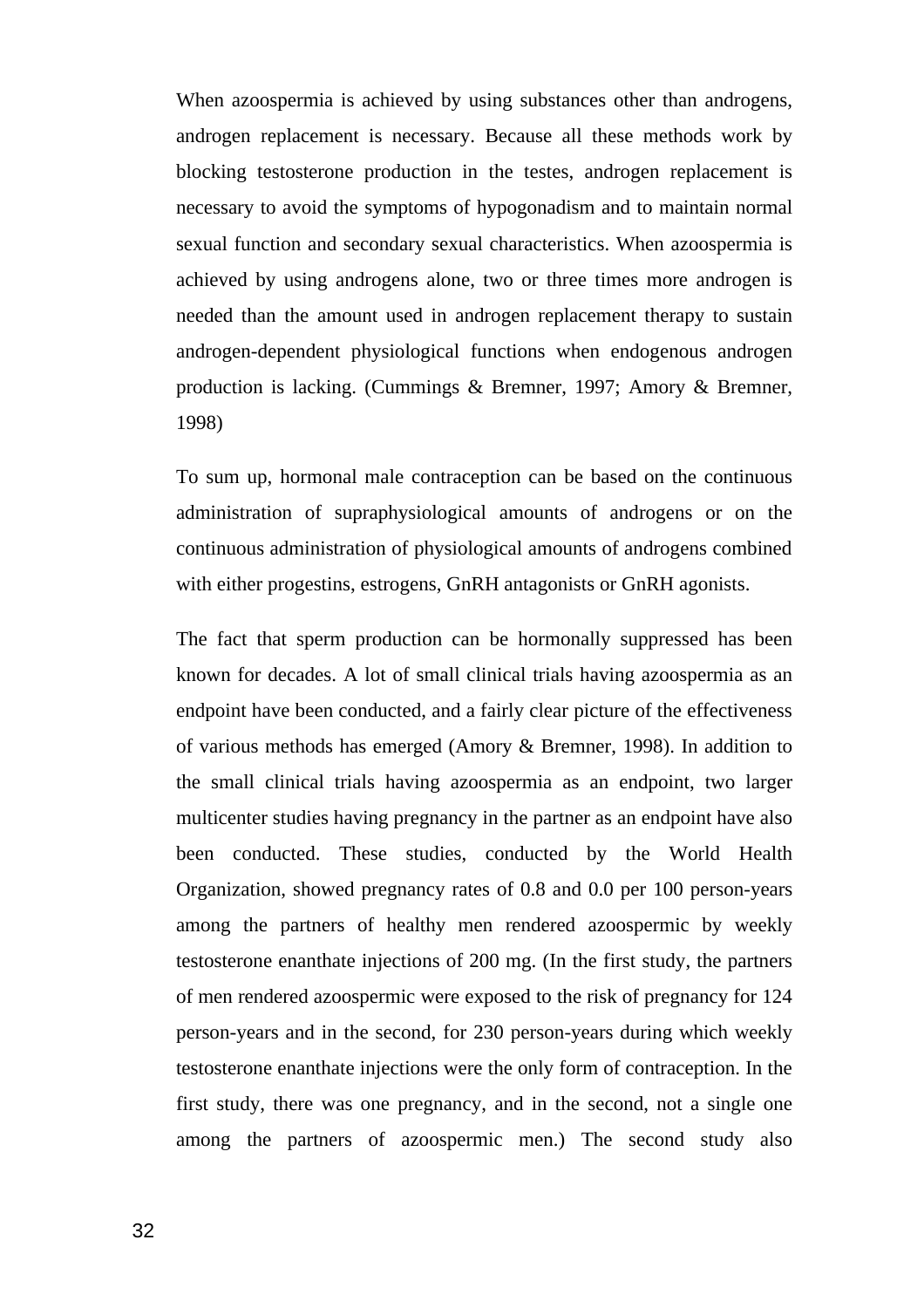When azoospermia is achieved by using substances other than androgens, androgen replacement is necessary. Because all these methods work by blocking testosterone production in the testes, androgen replacement is necessary to avoid the symptoms of hypogonadism and to maintain normal sexual function and secondary sexual characteristics. When azoospermia is achieved by using androgens alone, two or three times more androgen is needed than the amount used in androgen replacement therapy to sustain androgen-dependent physiological functions when endogenous androgen production is lacking. (Cummings & Bremner, 1997; Amory & Bremner, 1998)

To sum up, hormonal male contraception can be based on the continuous administration of supraphysiological amounts of androgens or on the continuous administration of physiological amounts of androgens combined with either progestins, estrogens, GnRH antagonists or GnRH agonists.

The fact that sperm production can be hormonally suppressed has been known for decades. A lot of small clinical trials having azoospermia as an endpoint have been conducted, and a fairly clear picture of the effectiveness of various methods has emerged (Amory & Bremner, 1998). In addition to the small clinical trials having azoospermia as an endpoint, two larger multicenter studies having pregnancy in the partner as an endpoint have also been conducted. These studies, conducted by the World Health Organization, showed pregnancy rates of 0.8 and 0.0 per 100 person-years among the partners of healthy men rendered azoospermic by weekly testosterone enanthate injections of 200 mg. (In the first study, the partners of men rendered azoospermic were exposed to the risk of pregnancy for 124 person-years and in the second, for 230 person-years during which weekly testosterone enanthate injections were the only form of contraception. In the first study, there was one pregnancy, and in the second, not a single one among the partners of azoospermic men.) The second study also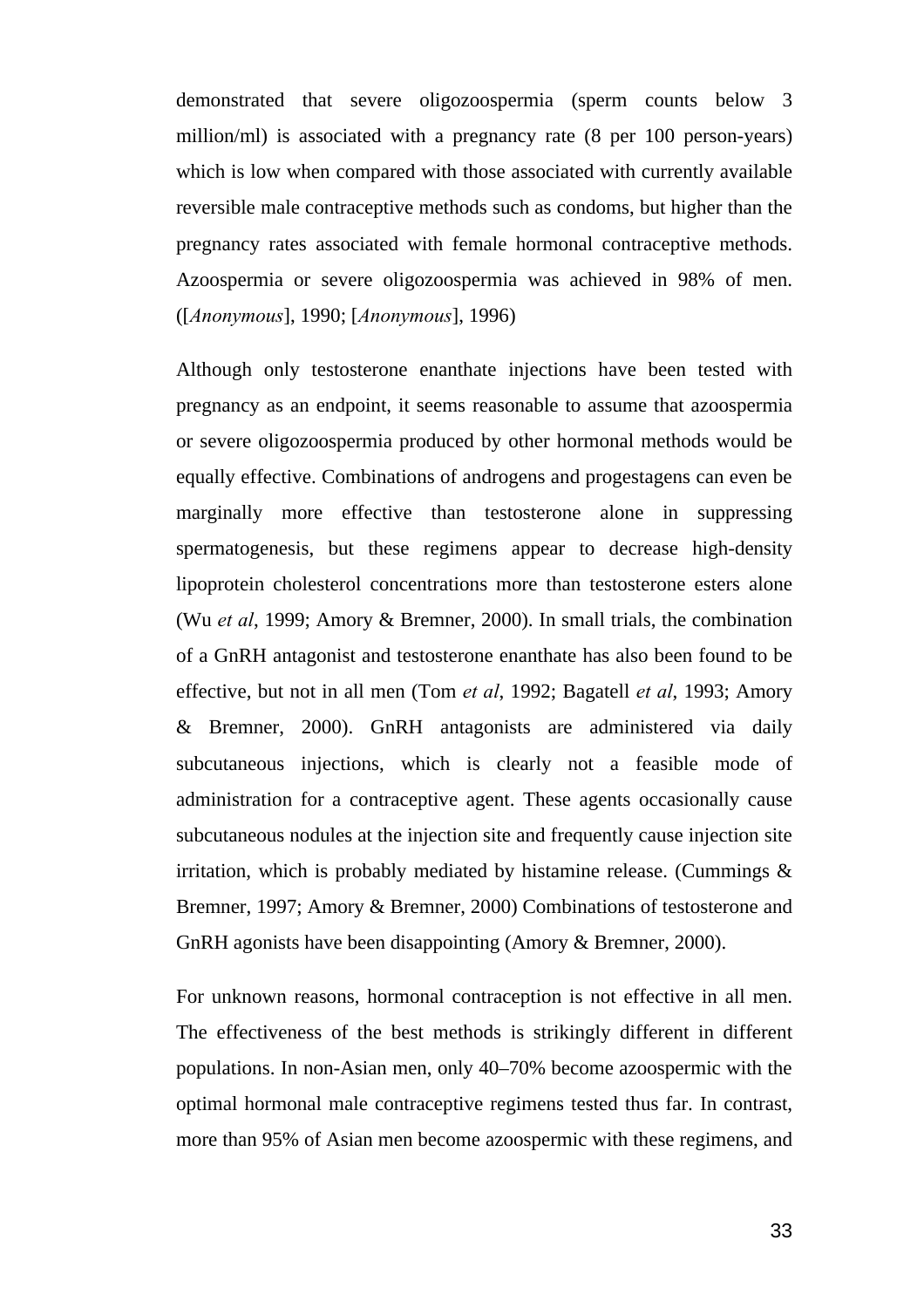demonstrated that severe oligozoospermia (sperm counts below 3 million/ml) is associated with a pregnancy rate (8 per 100 person-years) which is low when compared with those associated with currently available reversible male contraceptive methods such as condoms, but higher than the pregnancy rates associated with female hormonal contraceptive methods. Azoospermia or severe oligozoospermia was achieved in 98% of men. ([*Anonymous*], 1990; [*Anonymous*], 1996)

Although only testosterone enanthate injections have been tested with pregnancy as an endpoint, it seems reasonable to assume that azoospermia or severe oligozoospermia produced by other hormonal methods would be equally effective. Combinations of androgens and progestagens can even be marginally more effective than testosterone alone in suppressing spermatogenesis, but these regimens appear to decrease high-density lipoprotein cholesterol concentrations more than testosterone esters alone (Wu *et al*, 1999; Amory & Bremner, 2000). In small trials, the combination of a GnRH antagonist and testosterone enanthate has also been found to be effective, but not in all men (Tom *et al*, 1992; Bagatell *et al*, 1993; Amory & Bremner, 2000). GnRH antagonists are administered via daily subcutaneous injections, which is clearly not a feasible mode of administration for a contraceptive agent. These agents occasionally cause subcutaneous nodules at the injection site and frequently cause injection site irritation, which is probably mediated by histamine release. (Cummings & Bremner, 1997; Amory & Bremner, 2000) Combinations of testosterone and GnRH agonists have been disappointing (Amory & Bremner, 2000).

For unknown reasons, hormonal contraception is not effective in all men. The effectiveness of the best methods is strikingly different in different populations. In non-Asian men, only 40–70% become azoospermic with the optimal hormonal male contraceptive regimens tested thus far. In contrast, more than 95% of Asian men become azoospermic with these regimens, and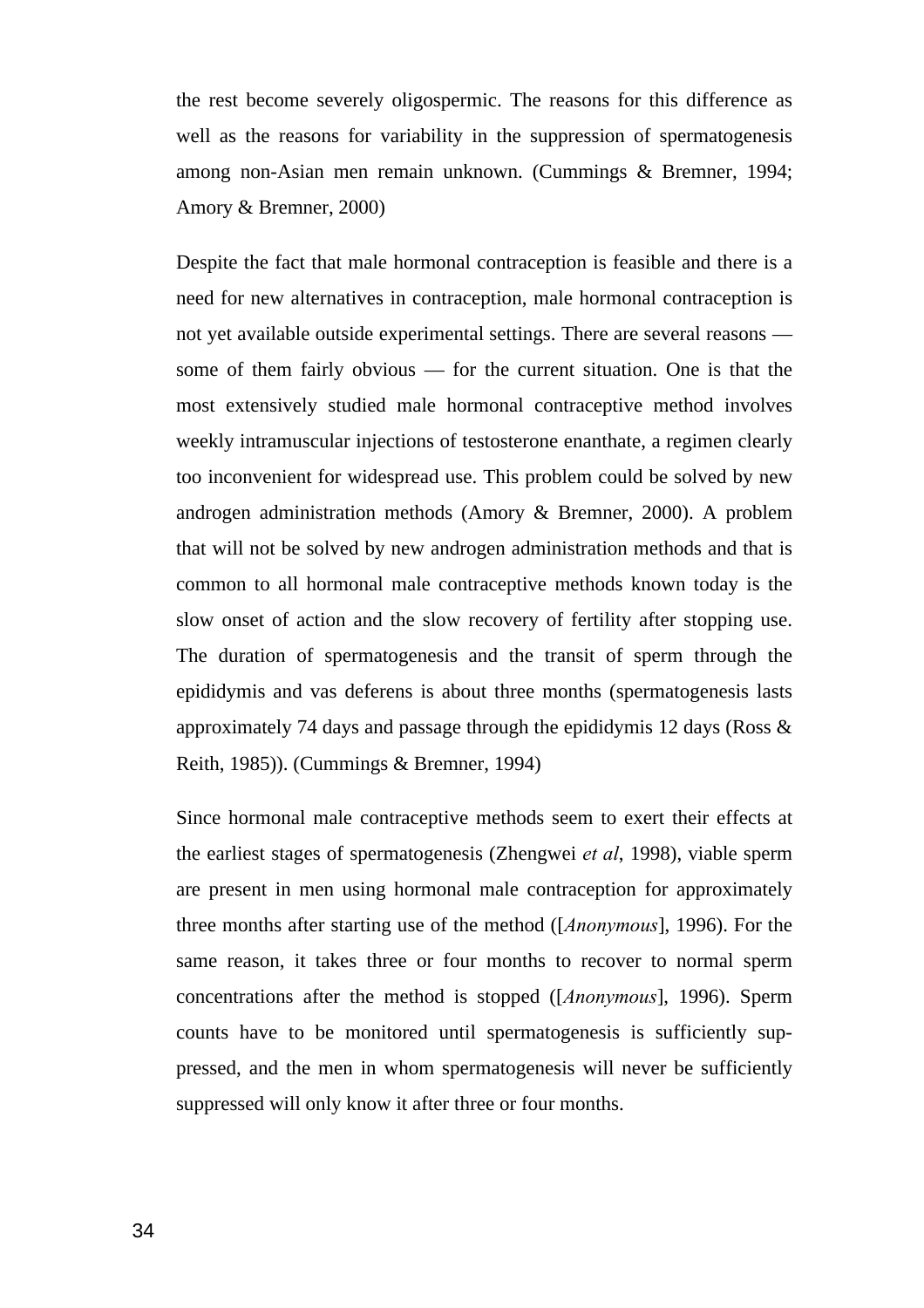the rest become severely oligospermic. The reasons for this difference as well as the reasons for variability in the suppression of spermatogenesis among non-Asian men remain unknown. (Cummings & Bremner, 1994; Amory & Bremner, 2000)

Despite the fact that male hormonal contraception is feasible and there is a need for new alternatives in contraception, male hormonal contraception is not yet available outside experimental settings. There are several reasons — some of them fairly obvious — for the current situation. One is that the most extensively studied male hormonal contraceptive method involves weekly intramuscular injections of testosterone enanthate, a regimen clearly too inconvenient for widespread use. This problem could be solved by new androgen administration methods (Amory & Bremner, 2000). A problem that will not be solved by new androgen administration methods and that is common to all hormonal male contraceptive methods known today is the slow onset of action and the slow recovery of fertility after stopping use. The duration of spermatogenesis and the transit of sperm through the epididymis and vas deferens is about three months (spermatogenesis lasts approximately 74 days and passage through the epididymis 12 days (Ross & Reith, 1985)). (Cummings & Bremner, 1994)

Since hormonal male contraceptive methods seem to exert their effects at the earliest stages of spermatogenesis (Zhengwei *et al*, 1998), viable sperm are present in men using hormonal male contraception for approximately three months after starting use of the method ([*Anonymous*], 1996). For the same reason, it takes three or four months to recover to normal sperm concentrations after the method is stopped ([*Anonymous*], 1996). Sperm counts have to be monitored until spermatogenesis is sufficiently suppressed, and the men in whom spermatogenesis will never be sufficiently suppressed will only know it after three or four months.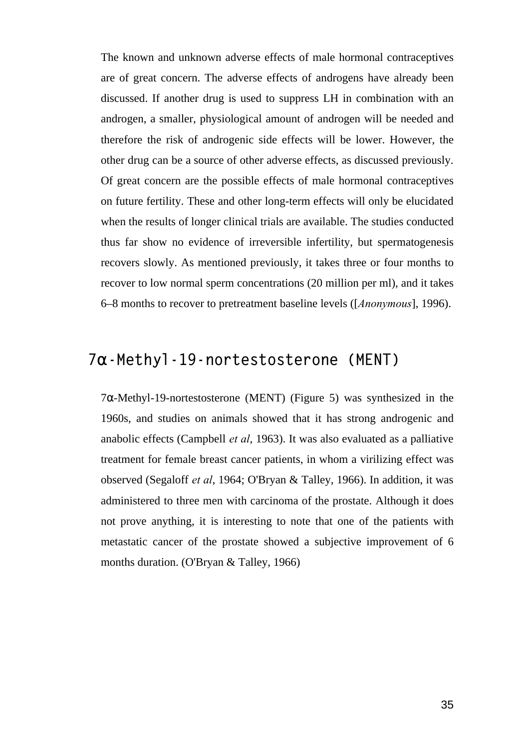The known and unknown adverse effects of male hormonal contraceptives are of great concern. The adverse effects of androgens have already been discussed. If another drug is used to suppress LH in combination with an androgen, a smaller, physiological amount of androgen will be needed and therefore the risk of androgenic side effects will be lower. However, the other drug can be a source of other adverse effects, as discussed previously. Of great concern are the possible effects of male hormonal contraceptives on future fertility. These and other long-term effects will only be elucidated when the results of longer clinical trials are available. The studies conducted thus far show no evidence of irreversible infertility, but spermatogenesis recovers slowly. As mentioned previously, it takes three or four months to recover to low normal sperm concentrations (20 million per ml), and it takes 6–8 months to recover to pretreatment baseline levels ([*Anonymous*], 1996).

## 7α-Methyl-19-nortestosterone (MENT)

7α-Methyl-19-nortestosterone (MENT) (Figure 5) was synthesized in the 1960s, and studies on animals showed that it has strong androgenic and anabolic effects (Campbell *et al*, 1963). It was also evaluated as a palliative treatment for female breast cancer patients, in whom a virilizing effect was observed (Segaloff *et al*, 1964; O'Bryan & Talley, 1966). In addition, it was administered to three men with carcinoma of the prostate. Although it does not prove anything, it is interesting to note that one of the patients with metastatic cancer of the prostate showed a subjective improvement of 6 months duration. (O'Bryan & Talley, 1966)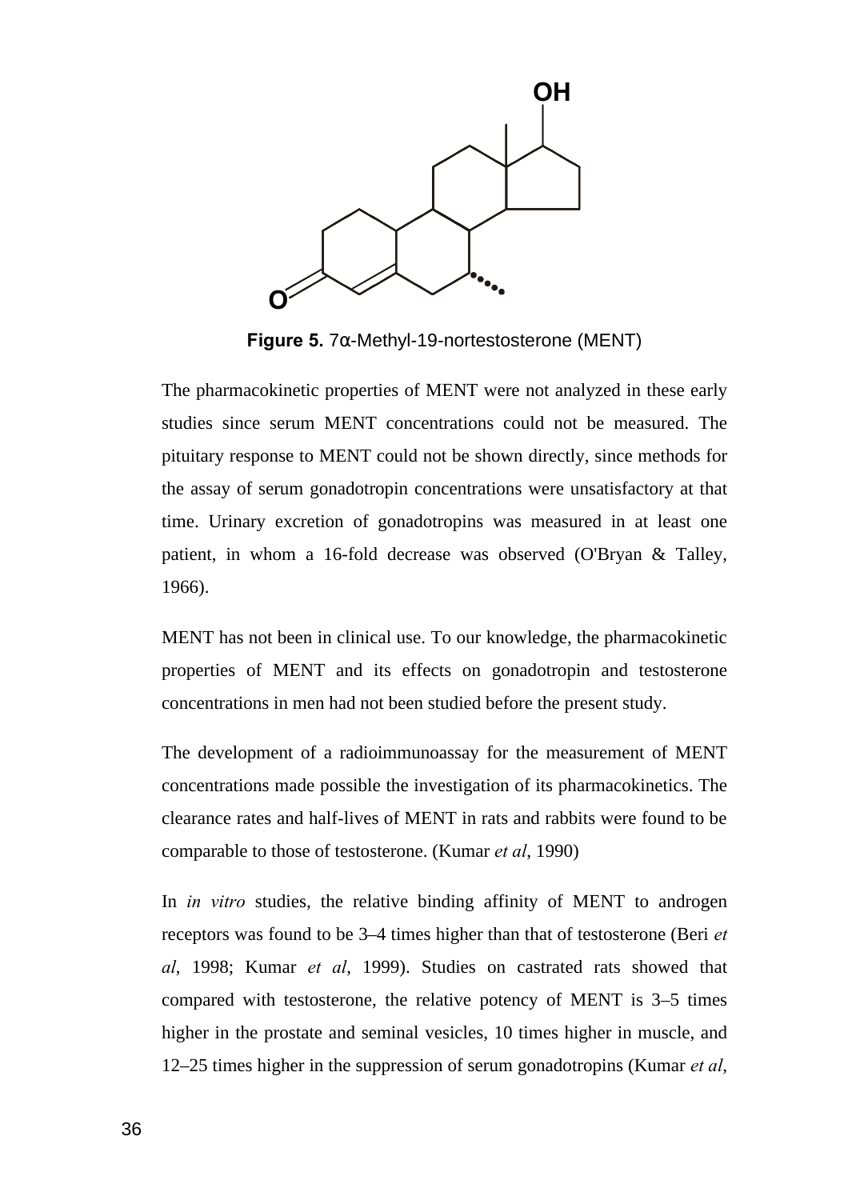**Figure 5.** 7α-Methyl-19-nortestosterone (MENT)

The pharmacokinetic properties of MENT were not analyzed in these early studies since serum MENT concentrations could not be measured. The pituitary response to MENT could not be shown directly, since methods for the assay of serum gonadotropin concentrations were unsatisfactory at that time. Urinary excretion of gonadotropins was measured in at least one patient, in whom a 16-fold decrease was observed (O'Bryan & Talley, 1966).

MENT has not been in clinical use. To our knowledge, the pharmacokinetic properties of MENT and its effects on gonadotropin and testosterone concentrations in men had not been studied before the present study.

The development of a radioimmunoassay for the measurement of MENT concentrations made possible the investigation of its pharmacokinetics. The clearance rates and half-lives of MENT in rats and rabbits were found to be comparable to those of testosterone. (Kumar *et al*, 1990)

In *in vitro* studies, the relative binding affinity of MENT to androgen receptors was found to be 3–4 times higher than that of testosterone (Beri *et al*, 1998; Kumar *et al*, 1999). Studies on castrated rats showed that compared with testosterone, the relative potency of MENT is 3–5 times higher in the prostate and seminal vesicles, 10 times higher in muscle, and 12–25 times higher in the suppression of serum gonadotropins (Kumar *et al*,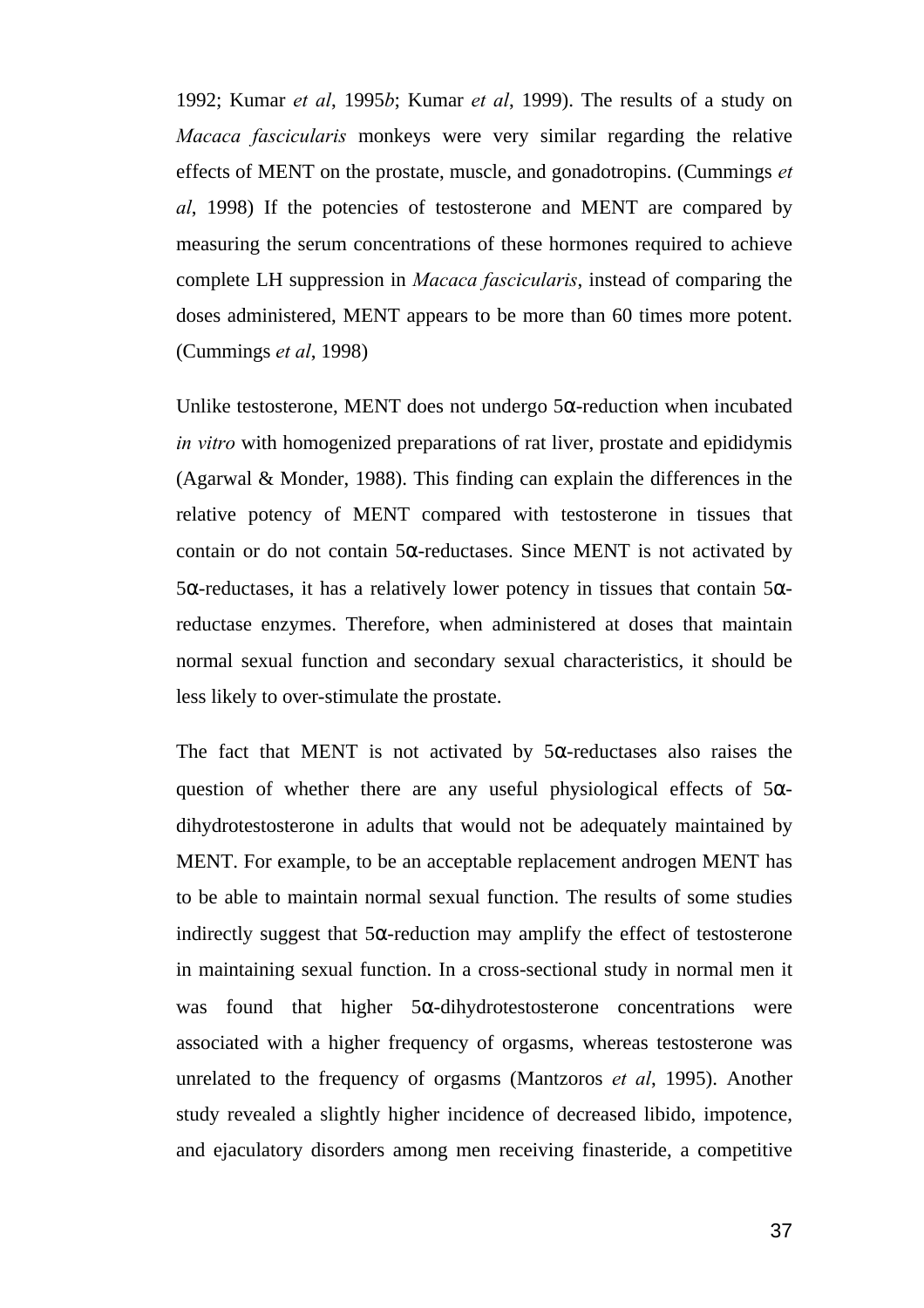1992; Kumar *et al*, 1995*b*; Kumar *et al*, 1999). The results of a study on *Macaca fascicularis* monkeys were very similar regarding the relative effects of MENT on the prostate, muscle, and gonadotropins. (Cummings *et al*, 1998) If the potencies of testosterone and MENT are compared by measuring the serum concentrations of these hormones required to achieve complete LH suppression in *Macaca fascicularis*, instead of comparing the doses administered, MENT appears to be more than 60 times more potent. (Cummings *et al*, 1998)

Unlike testosterone, MENT does not undergo 5α-reduction when incubated *in vitro* with homogenized preparations of rat liver, prostate and epididymis (Agarwal & Monder, 1988). This finding can explain the differences in the relative potency of MENT compared with testosterone in tissues that contain or do not contain 5α-reductases. Since MENT is not activated by 5α-reductases, it has a relatively lower potency in tissues that contain 5α-reductase enzymes. Therefore, when administered at doses that maintain normal sexual function and secondary sexual characteristics, it should be less likely to over-stimulate the prostate.

The fact that MENT is not activated by 5α-reductases also raises the question of whether there are any useful physiological effects of 5α-dihydrotestosterone in adults that would not be adequately maintained by MENT. For example, to be an acceptable replacement androgen MENT has to be able to maintain normal sexual function. The results of some studies indirectly suggest that 5α-reduction may amplify the effect of testosterone in maintaining sexual function. In a cross-sectional study in normal men it was found that higher 5α-dihydrotestosterone concentrations were associated with a higher frequency of orgasms, whereas testosterone was unrelated to the frequency of orgasms (Mantzoros *et al*, 1995). Another study revealed a slightly higher incidence of decreased libido, impotence, and ejaculatory disorders among men receiving finasteride, a competitive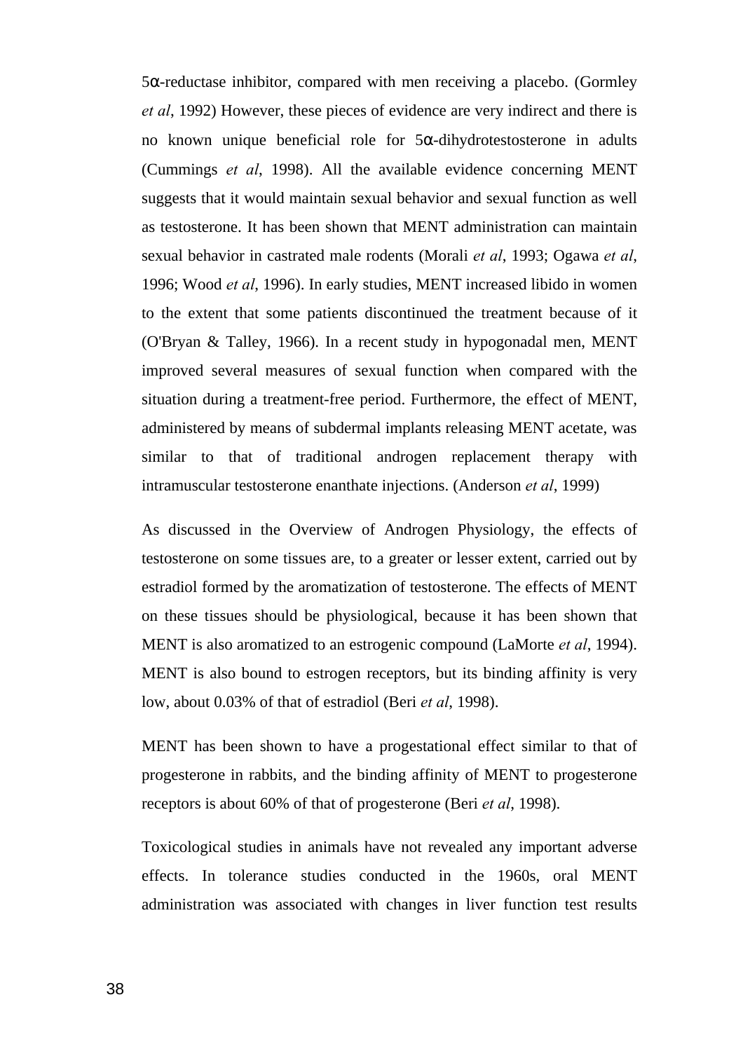5α-reductase inhibitor, compared with men receiving a placebo. (Gormley *et al*, 1992) However, these pieces of evidence are very indirect and there is no known unique beneficial role for 5α-dihydrotestosterone in adults (Cummings *et al*, 1998). All the available evidence concerning MENT suggests that it would maintain sexual behavior and sexual function as well as testosterone. It has been shown that MENT administration can maintain sexual behavior in castrated male rodents (Morali *et al*, 1993; Ogawa *et al*, 1996; Wood *et al*, 1996). In early studies, MENT increased libido in women to the extent that some patients discontinued the treatment because of it (O'Bryan & Talley, 1966). In a recent study in hypogonadal men, MENT improved several measures of sexual function when compared with the situation during a treatment-free period. Furthermore, the effect of MENT, administered by means of subdermal implants releasing MENT acetate, was similar to that of traditional androgen replacement therapy with intramuscular testosterone enanthate injections. (Anderson *et al*, 1999)

As discussed in the Overview of Androgen Physiology, the effects of testosterone on some tissues are, to a greater or lesser extent, carried out by estradiol formed by the aromatization of testosterone. The effects of MENT on these tissues should be physiological, because it has been shown that MENT is also aromatized to an estrogenic compound (LaMorte *et al*, 1994). MENT is also bound to estrogen receptors, but its binding affinity is very low, about 0.03% of that of estradiol (Beri *et al*, 1998).

MENT has been shown to have a progestational effect similar to that of progesterone in rabbits, and the binding affinity of MENT to progesterone receptors is about 60% of that of progesterone (Beri *et al*, 1998).

Toxicological studies in animals have not revealed any important adverse effects. In tolerance studies conducted in the 1960s, oral MENT administration was associated with changes in liver function test results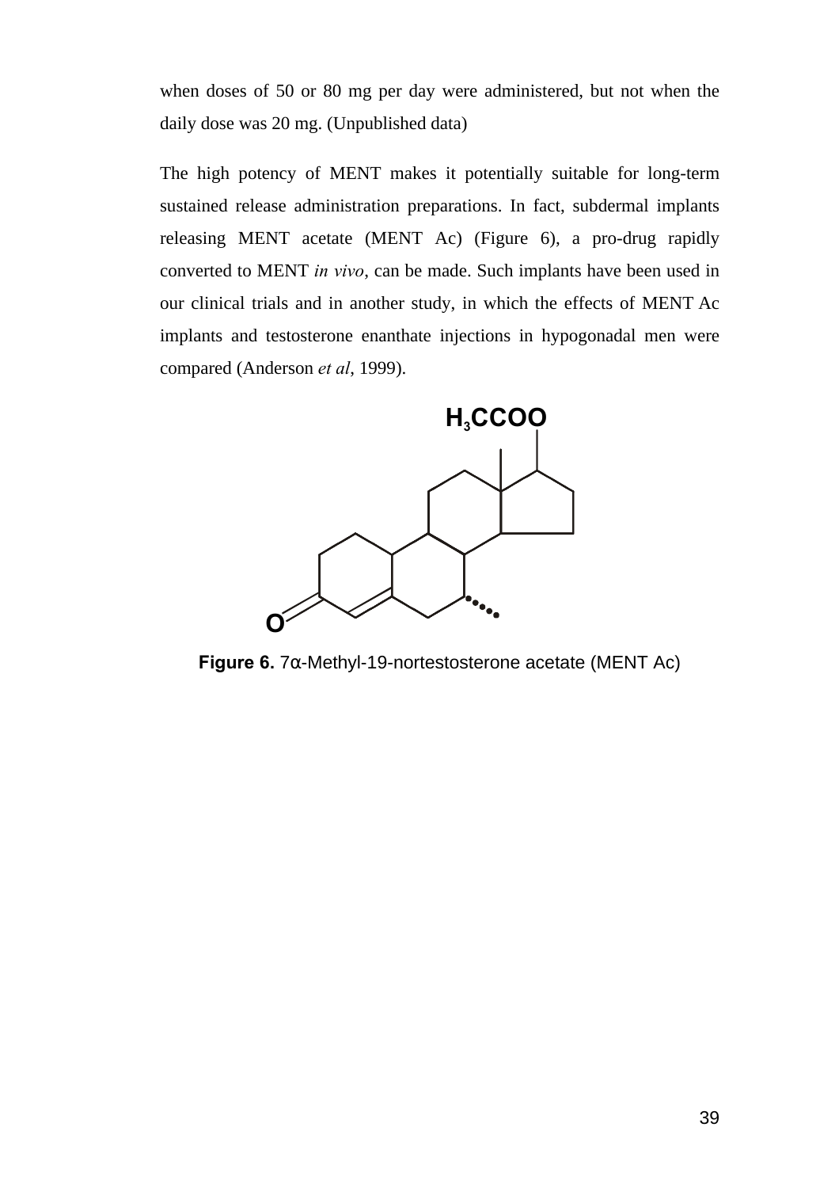when doses of 50 or 80 mg per day were administered, but not when the daily dose was 20 mg. (Unpublished data)

The high potency of MENT makes it potentially suitable for long-term sustained release administration preparations. In fact, subdermal implants releasing MENT acetate (MENT Ac) (Figure 6), a pro-drug rapidly converted to MENT *in vivo*, can be made. Such implants have been used in our clinical trials and in another study, in which the effects of MENT Ac implants and testosterone enanthate injections in hypogonadal men were compared (Anderson *et al*, 1999).

**Figure 6.** 7α-Methyl-19-nortestosterone acetate (MENT Ac)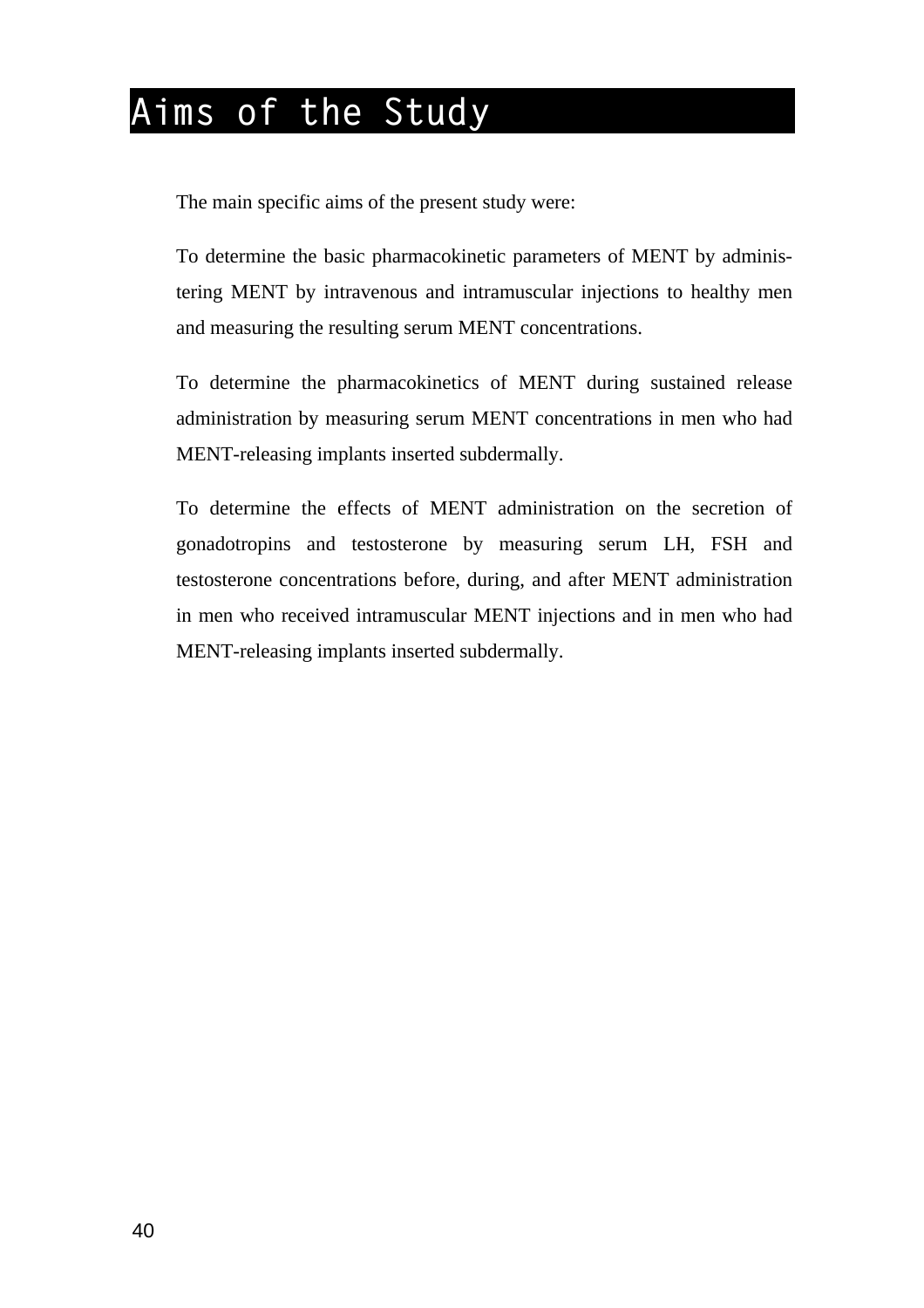# Aims of the Study

The main specific aims of the present study were:

To determine the basic pharmacokinetic parameters of MENT by administering MENT by intravenous and intramuscular injections to healthy men and measuring the resulting serum MENT concentrations.

To determine the pharmacokinetics of MENT during sustained release administration by measuring serum MENT concentrations in men who had MENT-releasing implants inserted subdermally.

To determine the effects of MENT administration on the secretion of gonadotropins and testosterone by measuring serum LH, FSH and testosterone concentrations before, during, and after MENT administration in men who received intramuscular MENT injections and in men who had MENT-releasing implants inserted subdermally.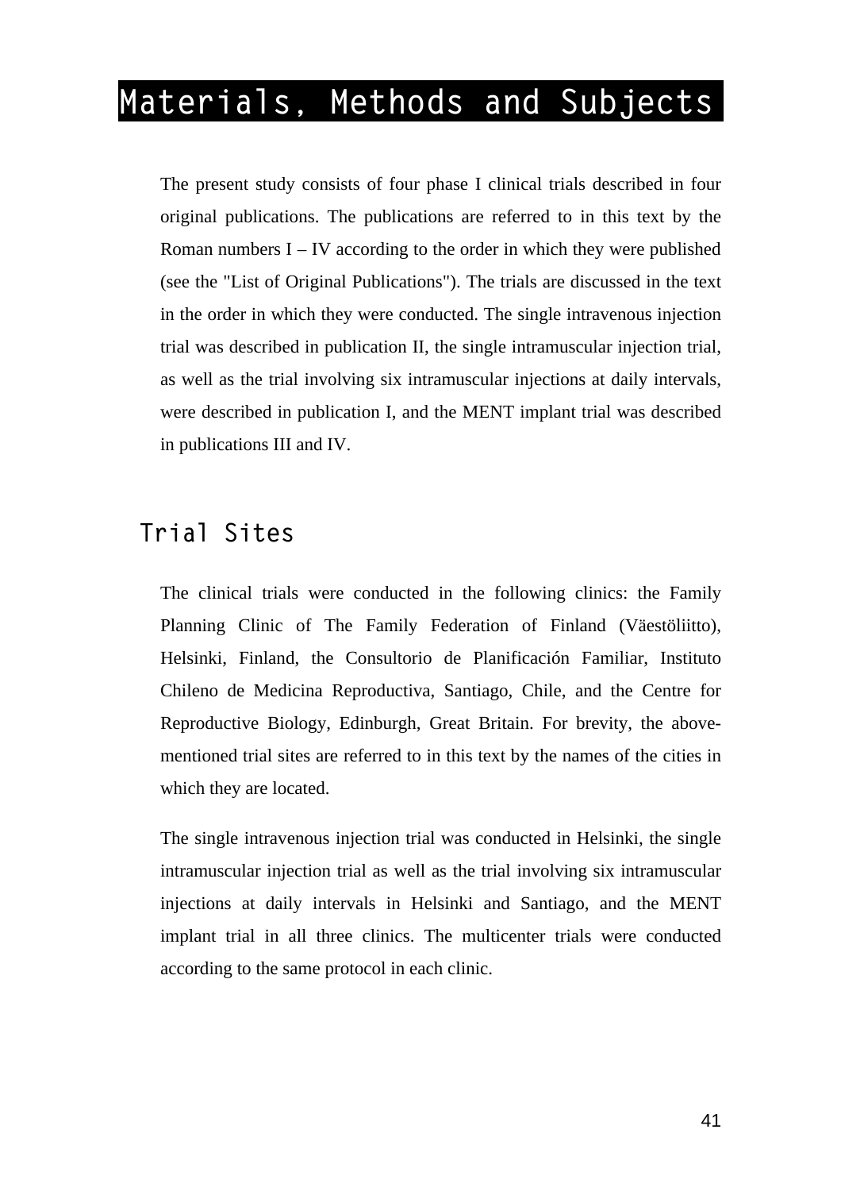# Materials, Methods and Subjects

The present study consists of four phase I clinical trials described in four original publications. The publications are referred to in this text by the Roman numbers I – IV according to the order in which they were published (see the "List of Original Publications"). The trials are discussed in the text in the order in which they were conducted. The single intravenous injection trial was described in publication II, the single intramuscular injection trial, as well as the trial involving six intramuscular injections at daily intervals, were described in publication I, and the MENT implant trial was described in publications III and IV.

## Trial Sites

The clinical trials were conducted in the following clinics: the Family Planning Clinic of The Family Federation of Finland (Väestöliitto), Helsinki, Finland, the Consultorio de Planificación Familiar, Instituto Chileno de Medicina Reproductiva, Santiago, Chile, and the Centre for Reproductive Biology, Edinburgh, Great Britain. For brevity, the above-mentioned trial sites are referred to in this text by the names of the cities in which they are located.

The single intravenous injection trial was conducted in Helsinki, the single intramuscular injection trial as well as the trial involving six intramuscular injections at daily intervals in Helsinki and Santiago, and the MENT implant trial in all three clinics. The multicenter trials were conducted according to the same protocol in each clinic.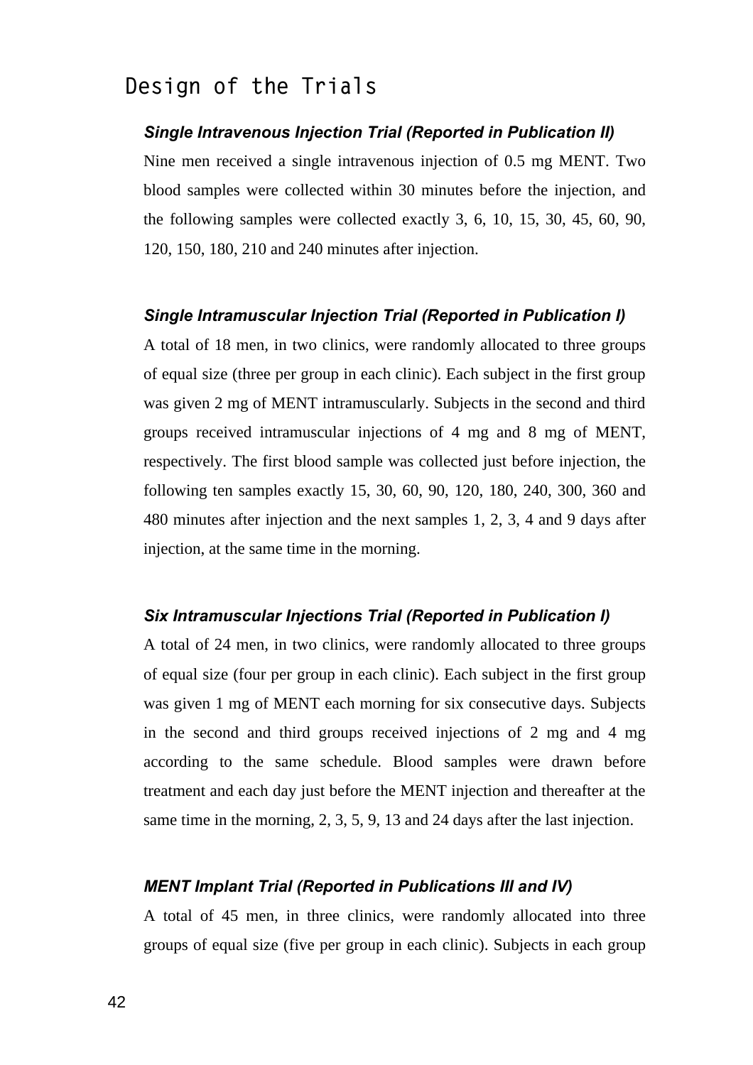## Design of the Trials

### *Single Intravenous Injection Trial (Reported in Publication II)*

Nine men received a single intravenous injection of 0.5 mg MENT. Two blood samples were collected within 30 minutes before the injection, and the following samples were collected exactly 3, 6, 10, 15, 30, 45, 60, 90, 120, 150, 180, 210 and 240 minutes after injection.

### *Single Intramuscular Injection Trial (Reported in Publication I)*

A total of 18 men, in two clinics, were randomly allocated to three groups of equal size (three per group in each clinic). Each subject in the first group was given 2 mg of MENT intramuscularly. Subjects in the second and third groups received intramuscular injections of 4 mg and 8 mg of MENT, respectively. The first blood sample was collected just before injection, the following ten samples exactly 15, 30, 60, 90, 120, 180, 240, 300, 360 and 480 minutes after injection and the next samples 1, 2, 3, 4 and 9 days after injection, at the same time in the morning.

### *Six Intramuscular Injections Trial (Reported in Publication I)*

A total of 24 men, in two clinics, were randomly allocated to three groups of equal size (four per group in each clinic). Each subject in the first group was given 1 mg of MENT each morning for six consecutive days. Subjects in the second and third groups received injections of 2 mg and 4 mg according to the same schedule. Blood samples were drawn before treatment and each day just before the MENT injection and thereafter at the same time in the morning, 2, 3, 5, 9, 13 and 24 days after the last injection.

### *MENT Implant Trial (Reported in Publications III and IV)*

A total of 45 men, in three clinics, were randomly allocated into three groups of equal size (five per group in each clinic). Subjects in each group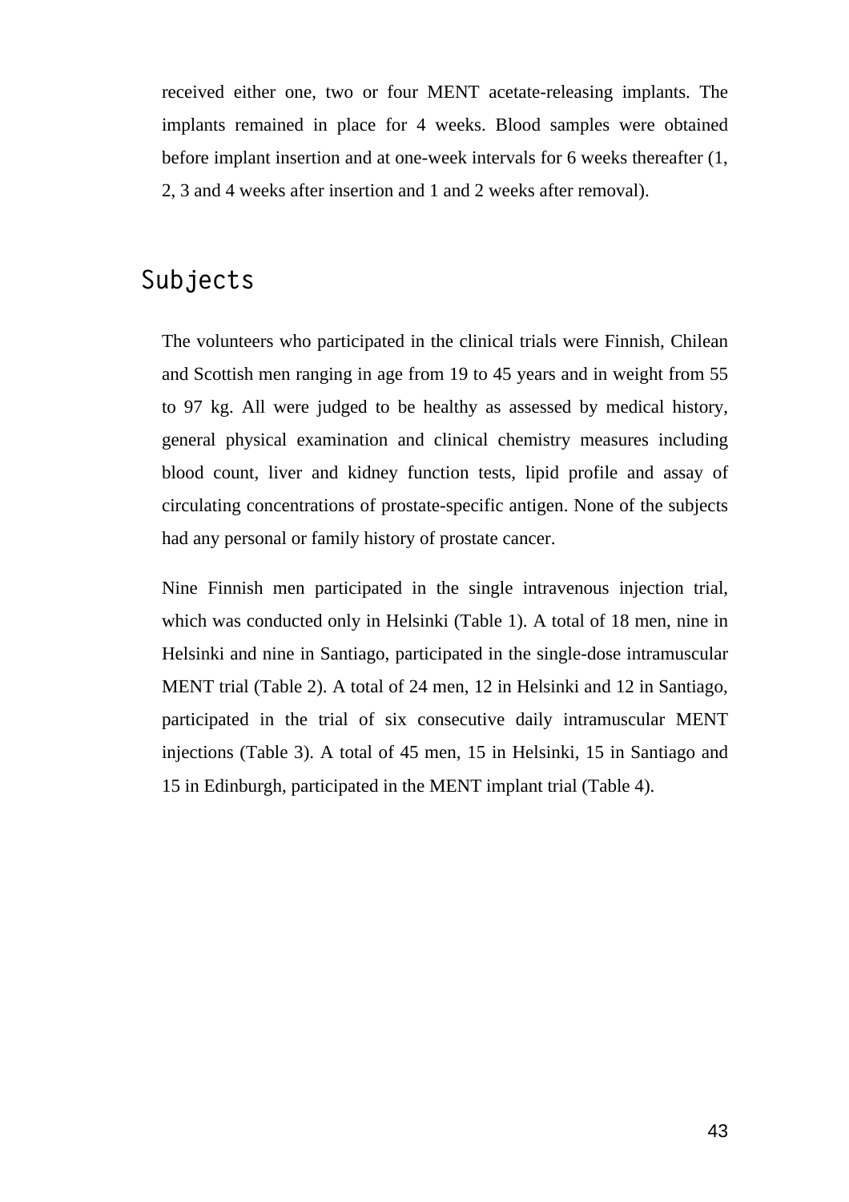received either one, two or four MENT acetate-releasing implants. The implants remained in place for 4 weeks. Blood samples were obtained before implant insertion and at one-week intervals for 6 weeks thereafter (1, 2, 3 and 4 weeks after insertion and 1 and 2 weeks after removal).

## Subjects

The volunteers who participated in the clinical trials were Finnish, Chilean and Scottish men ranging in age from 19 to 45 years and in weight from 55 to 97 kg. All were judged to be healthy as assessed by medical history, general physical examination and clinical chemistry measures including blood count, liver and kidney function tests, lipid profile and assay of circulating concentrations of prostate-specific antigen. None of the subjects had any personal or family history of prostate cancer.

Nine Finnish men participated in the single intravenous injection trial, which was conducted only in Helsinki (Table 1). A total of 18 men, nine in Helsinki and nine in Santiago, participated in the single-dose intramuscular MENT trial (Table 2). A total of 24 men, 12 in Helsinki and 12 in Santiago, participated in the trial of six consecutive daily intramuscular MENT injections (Table 3). A total of 45 men, 15 in Helsinki, 15 in Santiago and 15 in Edinburgh, participated in the MENT implant trial (Table 4).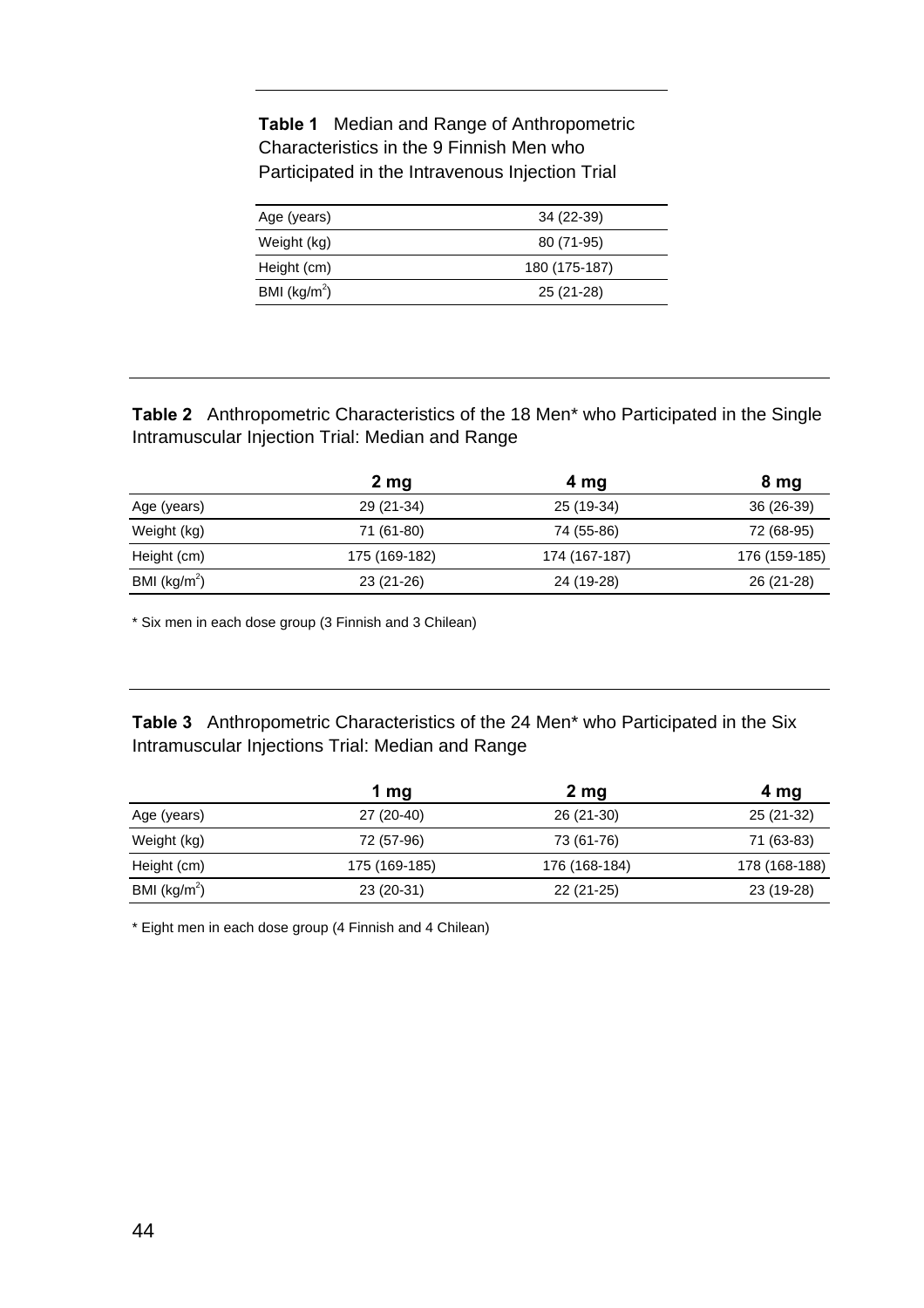**Table 1** Median and Range of Anthropometric Characteristics in the 9 Finnish Men who Participated in the Intravenous Injection Trial

| | |
|---|---|
| Age (years) | 34 (22-39) |
| Weight (kg) | 80 (71-95) |
| Height (cm) | 180 (175-187) |
| BMI ($kg/m^2$) | 25 (21-28) |

**Table 2** Anthropometric Characteristics of the 18 Men* who Participated in the Single Intramuscular Injection Trial: Median and Range

| | 2 mg | 4 mg | 8 mg |
|---|---|---|---|
| Age (years) | 29 (21-34) | 25 (19-34) | 36 (26-39) |
| Weight (kg) | 71 (61-80) | 74 (55-86) | 72 (68-95) |
| Height (cm) | 175 (169-182) | 174 (167-187) | 176 (159-185) |
| BMI ($kg/m^2$) | 23 (21-26) | 24 (19-28) | 26 (21-28) |

* Six men in each dose group (3 Finnish and 3 Chilean)

**Table 3** Anthropometric Characteristics of the 24 Men* who Participated in the Six Intramuscular Injections Trial: Median and Range

| | 1 mg | 2 mg | 4 mg |
|---|---|---|---|
| Age (years) | 27 (20-40) | 26 (21-30) | 25 (21-32) |
| Weight (kg) | 72 (57-96) | 73 (61-76) | 71 (63-83) |
| Height (cm) | 175 (169-185) | 176 (168-184) | 178 (168-188) |
| BMI ($kg/m^2$) | 23 (20-31) | 22 (21-25) | 23 (19-28) |

* Eight men in each dose group (4 Finnish and 4 Chilean)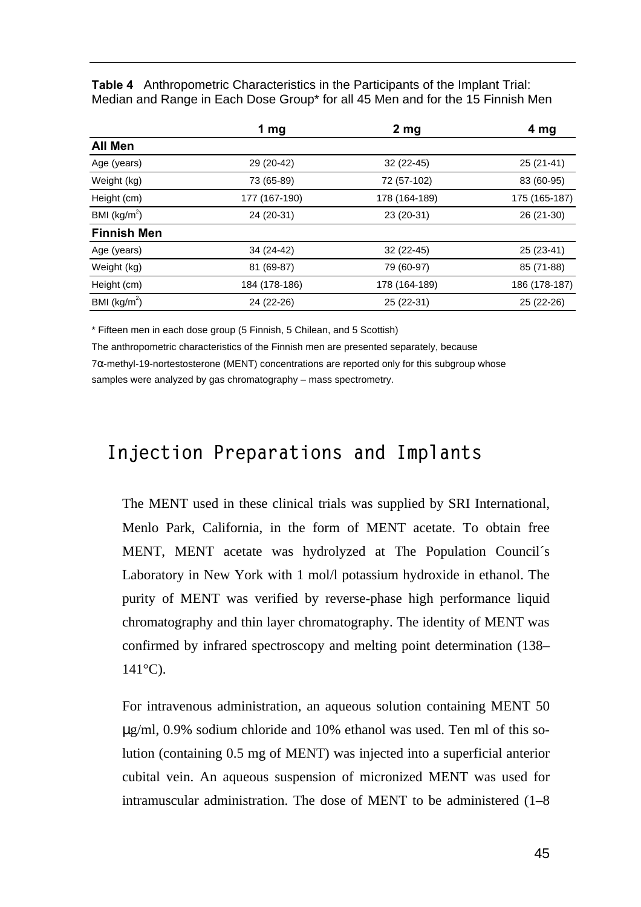**Table 4** Anthropometric Characteristics in the Participants of the Implant Trial: Median and Range in Each Dose Group* for all 45 Men and for the 15 Finnish Men

| | 1 mg | 2 mg | 4 mg |
|---|---|---|---|
| **All Men** | | | |
| Age (years) | 29 (20-42) | 32 (22-45) | 25 (21-41) |
| Weight (kg) | 73 (65-89) | 72 (57-102) | 83 (60-95) |
| Height (cm) | 177 (167-190) | 178 (164-189) | 175 (165-187) |
| BMI ($kg/m^2$) | 24 (20-31) | 23 (20-31) | 26 (21-30) |
| **Finnish Men** | | | |
| Age (years) | 34 (24-42) | 32 (22-45) | 25 (23-41) |
| Weight (kg) | 81 (69-87) | 79 (60-97) | 85 (71-88) |
| Height (cm) | 184 (178-186) | 178 (164-189) | 186 (178-187) |
| BMI ($kg/m^2$) | 24 (22-26) | 25 (22-31) | 25 (22-26) |

* Fifteen men in each dose group (5 Finnish, 5 Chilean, and 5 Scottish)

The anthropometric characteristics of the Finnish men are presented separately, because 7α-methyl-19-nortestosterone (MENT) concentrations are reported only for this subgroup whose samples were analyzed by gas chromatography – mass spectrometry.

## Injection Preparations and Implants

The MENT used in these clinical trials was supplied by SRI International, Menlo Park, California, in the form of MENT acetate. To obtain free MENT, MENT acetate was hydrolyzed at The Population Council´s Laboratory in New York with 1 mol/l potassium hydroxide in ethanol. The purity of MENT was verified by reverse-phase high performance liquid chromatography and thin layer chromatography. The identity of MENT was confirmed by infrared spectroscopy and melting point determination (138–141°C).

For intravenous administration, an aqueous solution containing MENT 50 μg/ml, 0.9% sodium chloride and 10% ethanol was used. Ten ml of this solution (containing 0.5 mg of MENT) was injected into a superficial anterior cubital vein. An aqueous suspension of micronized MENT was used for intramuscular administration. The dose of MENT to be administered (1–8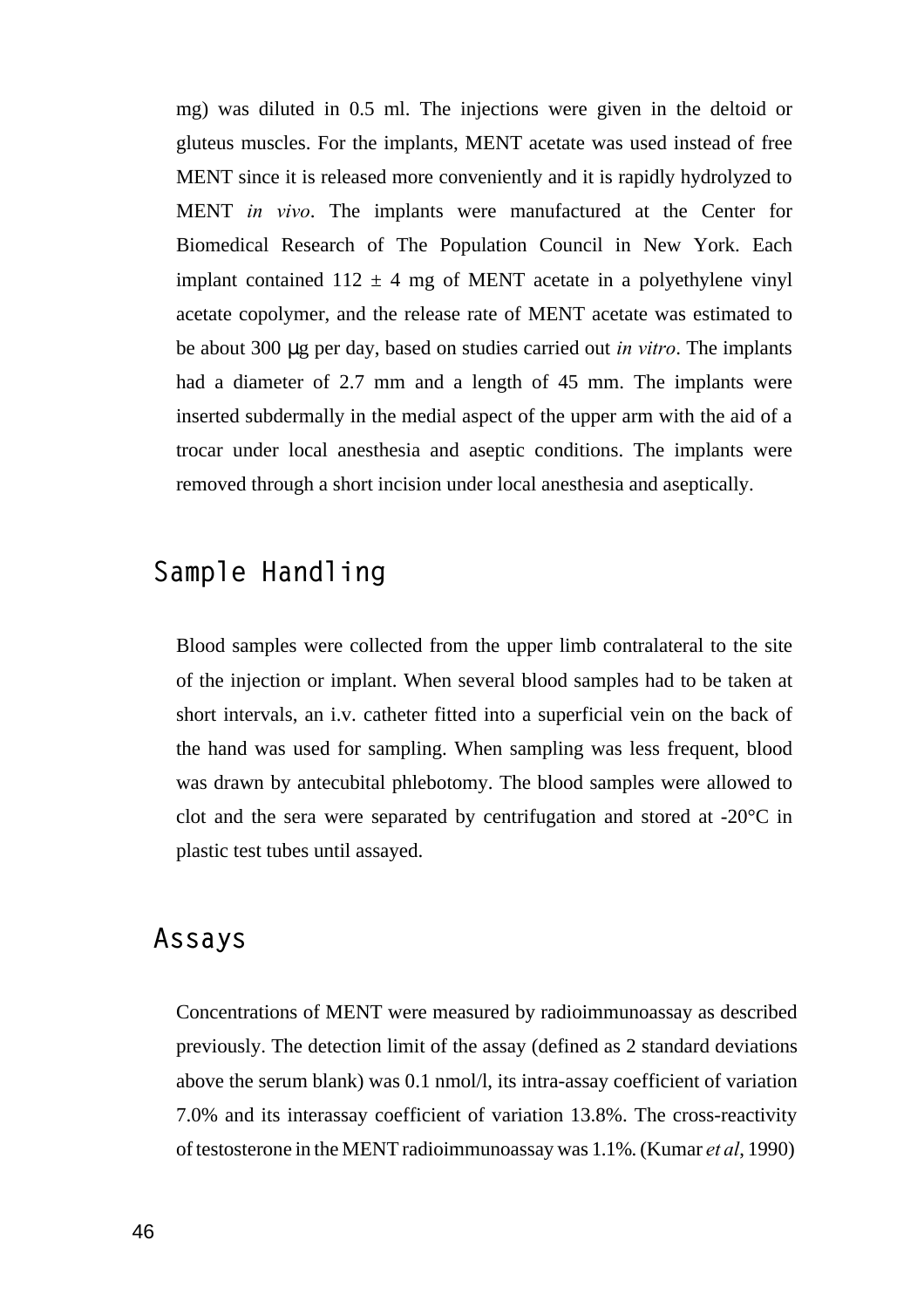mg) was diluted in 0.5 ml. The injections were given in the deltoid or gluteus muscles. For the implants, MENT acetate was used instead of free MENT since it is released more conveniently and it is rapidly hydrolyzed to MENT *in vivo*. The implants were manufactured at the Center for Biomedical Research of The Population Council in New York. Each implant contained 112 ± 4 mg of MENT acetate in a polyethylene vinyl acetate copolymer, and the release rate of MENT acetate was estimated to be about 300 μg per day, based on studies carried out *in vitro*. The implants had a diameter of 2.7 mm and a length of 45 mm. The implants were inserted subdermally in the medial aspect of the upper arm with the aid of a trocar under local anesthesia and aseptic conditions. The implants were removed through a short incision under local anesthesia and aseptically.

## Sample Handling

Blood samples were collected from the upper limb contralateral to the site of the injection or implant. When several blood samples had to be taken at short intervals, an i.v. catheter fitted into a superficial vein on the back of the hand was used for sampling. When sampling was less frequent, blood was drawn by antecubital phlebotomy. The blood samples were allowed to clot and the sera were separated by centrifugation and stored at -20°C in plastic test tubes until assayed.

## Assays

Concentrations of MENT were measured by radioimmunoassay as described previously. The detection limit of the assay (defined as 2 standard deviations above the serum blank) was 0.1 nmol/l, its intra-assay coefficient of variation 7.0% and its interassay coefficient of variation 13.8%. The cross-reactivity of testosterone in the MENT radioimmunoassay was 1.1%. (Kumar *et al*, 1990)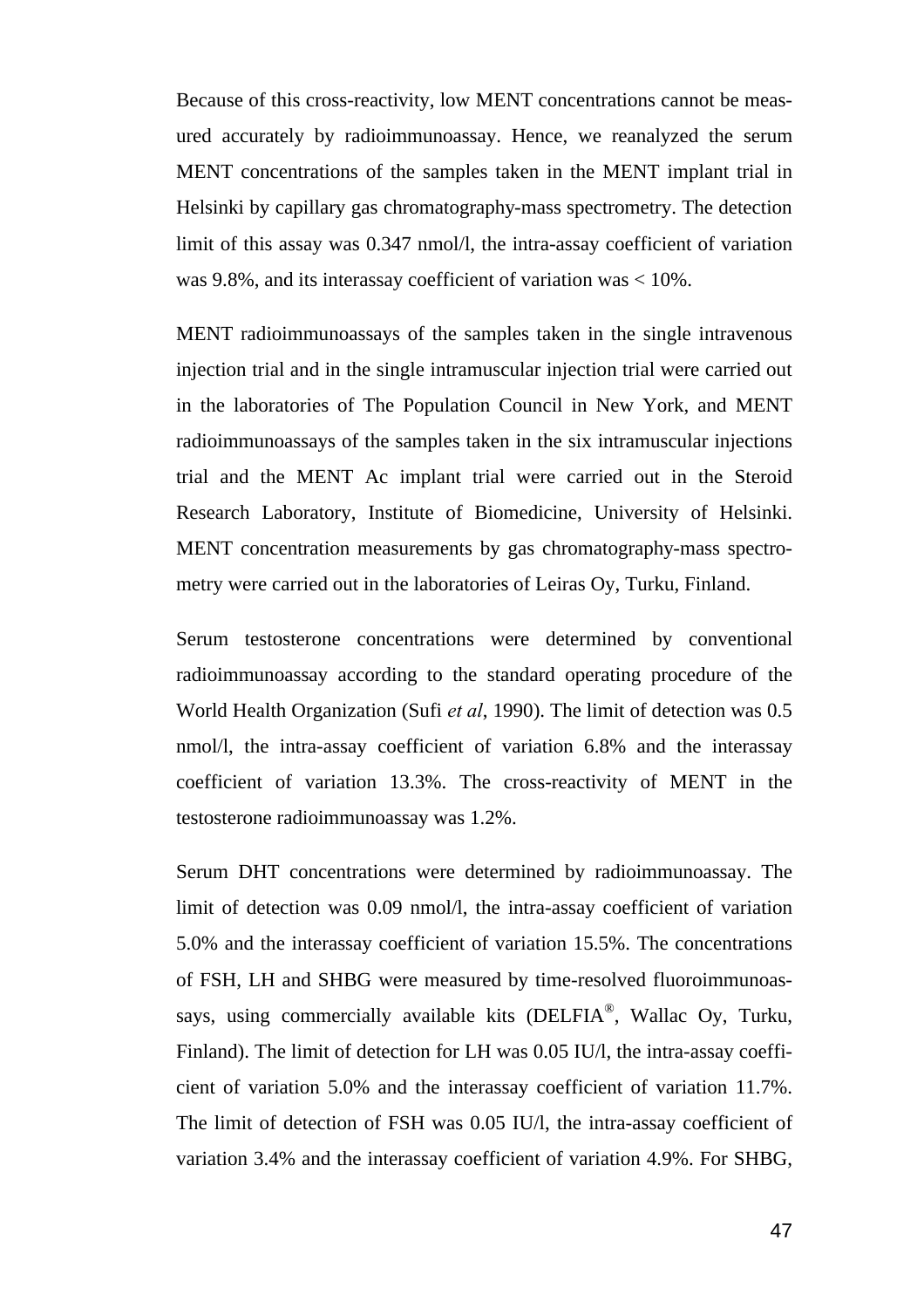Because of this cross-reactivity, low MENT concentrations cannot be measured accurately by radioimmunoassay. Hence, we reanalyzed the serum MENT concentrations of the samples taken in the MENT implant trial in Helsinki by capillary gas chromatography-mass spectrometry. The detection limit of this assay was 0.347 nmol/l, the intra-assay coefficient of variation was 9.8%, and its interassay coefficient of variation was < 10%.

MENT radioimmunoassays of the samples taken in the single intravenous injection trial and in the single intramuscular injection trial were carried out in the laboratories of The Population Council in New York, and MENT radioimmunoassays of the samples taken in the six intramuscular injections trial and the MENT Ac implant trial were carried out in the Steroid Research Laboratory, Institute of Biomedicine, University of Helsinki. MENT concentration measurements by gas chromatography-mass spectrometry were carried out in the laboratories of Leiras Oy, Turku, Finland.

Serum testosterone concentrations were determined by conventional radioimmunoassay according to the standard operating procedure of the World Health Organization (Sufi *et al*, 1990). The limit of detection was 0.5 nmol/l, the intra-assay coefficient of variation 6.8% and the interassay coefficient of variation 13.3%. The cross-reactivity of MENT in the testosterone radioimmunoassay was 1.2%.

Serum DHT concentrations were determined by radioimmunoassay. The limit of detection was 0.09 nmol/l, the intra-assay coefficient of variation 5.0% and the interassay coefficient of variation 15.5%. The concentrations of FSH, LH and SHBG were measured by time-resolved fluoroimmunoassays, using commercially available kits (DELFIA®, Wallac Oy, Turku, Finland). The limit of detection for LH was 0.05 IU/l, the intra-assay coefficient of variation 5.0% and the interassay coefficient of variation 11.7%. The limit of detection of FSH was 0.05 IU/l, the intra-assay coefficient of variation 3.4% and the interassay coefficient of variation 4.9%. For SHBG,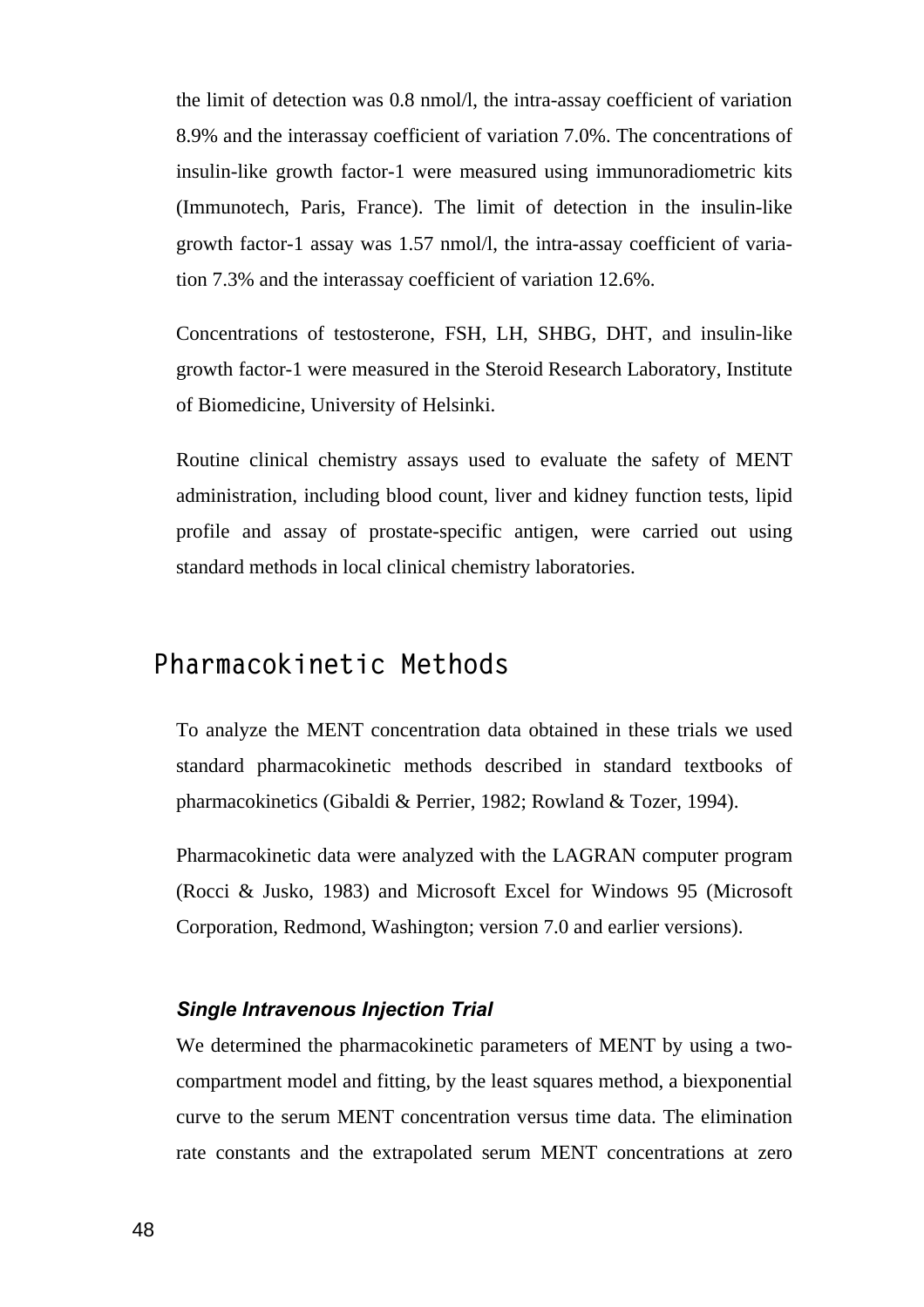the limit of detection was 0.8 nmol/l, the intra-assay coefficient of variation 8.9% and the interassay coefficient of variation 7.0%. The concentrations of insulin-like growth factor-1 were measured using immunoradiometric kits (Immunotech, Paris, France). The limit of detection in the insulin-like growth factor-1 assay was 1.57 nmol/l, the intra-assay coefficient of variation 7.3% and the interassay coefficient of variation 12.6%.

Concentrations of testosterone, FSH, LH, SHBG, DHT, and insulin-like growth factor-1 were measured in the Steroid Research Laboratory, Institute of Biomedicine, University of Helsinki.

Routine clinical chemistry assays used to evaluate the safety of MENT administration, including blood count, liver and kidney function tests, lipid profile and assay of prostate-specific antigen, were carried out using standard methods in local clinical chemistry laboratories.

## Pharmacokinetic Methods

To analyze the MENT concentration data obtained in these trials we used standard pharmacokinetic methods described in standard textbooks of pharmacokinetics (Gibaldi & Perrier, 1982; Rowland & Tozer, 1994).

Pharmacokinetic data were analyzed with the LAGRAN computer program (Rocci & Jusko, 1983) and Microsoft Excel for Windows 95 (Microsoft Corporation, Redmond, Washington; version 7.0 and earlier versions).

### *Single Intravenous Injection Trial*

We determined the pharmacokinetic parameters of MENT by using a two-compartment model and fitting, by the least squares method, a biexponential curve to the serum MENT concentration versus time data. The elimination rate constants and the extrapolated serum MENT concentrations at zero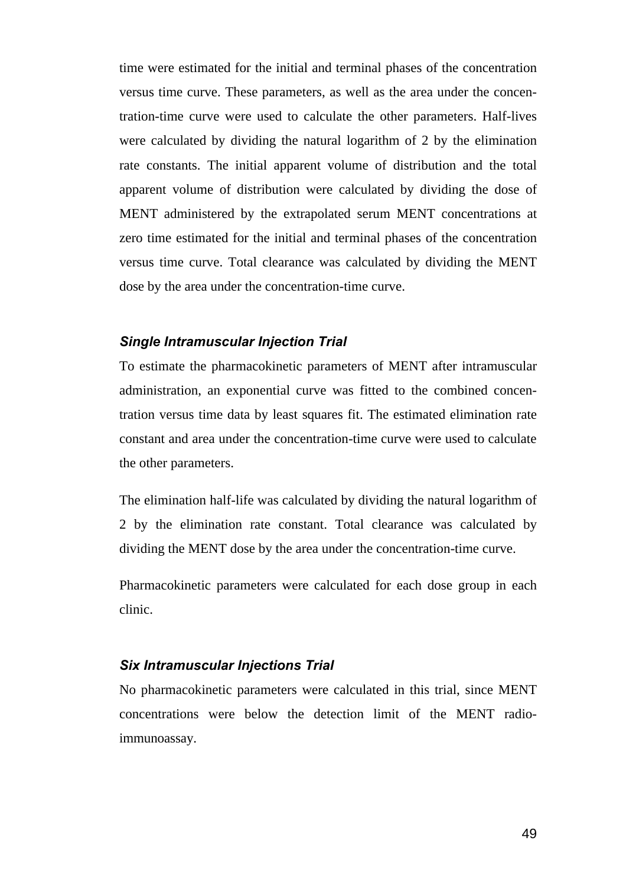time were estimated for the initial and terminal phases of the concentration versus time curve. These parameters, as well as the area under the concentration-time curve were used to calculate the other parameters. Half-lives were calculated by dividing the natural logarithm of 2 by the elimination rate constants. The initial apparent volume of distribution and the total apparent volume of distribution were calculated by dividing the dose of MENT administered by the extrapolated serum MENT concentrations at zero time estimated for the initial and terminal phases of the concentration versus time curve. Total clearance was calculated by dividing the MENT dose by the area under the concentration-time curve.

### *Single Intramuscular Injection Trial*

To estimate the pharmacokinetic parameters of MENT after intramuscular administration, an exponential curve was fitted to the combined concentration versus time data by least squares fit. The estimated elimination rate constant and area under the concentration-time curve were used to calculate the other parameters.

The elimination half-life was calculated by dividing the natural logarithm of 2 by the elimination rate constant. Total clearance was calculated by dividing the MENT dose by the area under the concentration-time curve.

Pharmacokinetic parameters were calculated for each dose group in each clinic.

### *Six Intramuscular Injections Trial*

No pharmacokinetic parameters were calculated in this trial, since MENT concentrations were below the detection limit of the MENT radioimmunoassay.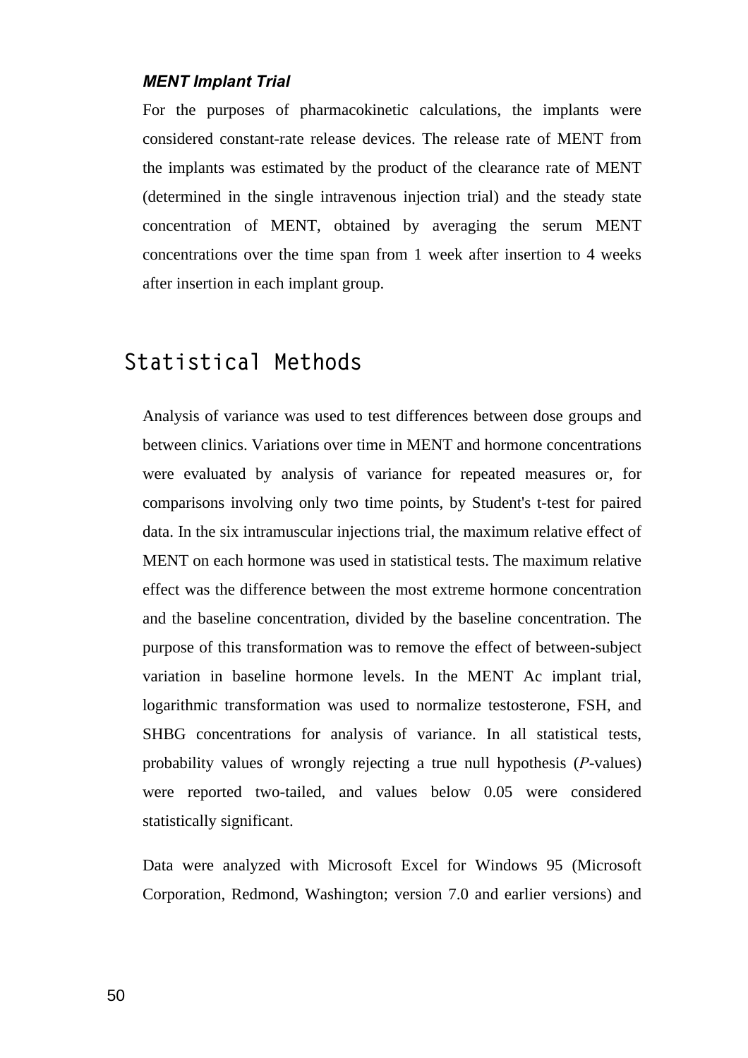### *MENT Implant Trial*

For the purposes of pharmacokinetic calculations, the implants were considered constant-rate release devices. The release rate of MENT from the implants was estimated by the product of the clearance rate of MENT (determined in the single intravenous injection trial) and the steady state concentration of MENT, obtained by averaging the serum MENT concentrations over the time span from 1 week after insertion to 4 weeks after insertion in each implant group.

## Statistical Methods

Analysis of variance was used to test differences between dose groups and between clinics. Variations over time in MENT and hormone concentrations were evaluated by analysis of variance for repeated measures or, for comparisons involving only two time points, by Student's t-test for paired data. In the six intramuscular injections trial, the maximum relative effect of MENT on each hormone was used in statistical tests. The maximum relative effect was the difference between the most extreme hormone concentration and the baseline concentration, divided by the baseline concentration. The purpose of this transformation was to remove the effect of between-subject variation in baseline hormone levels. In the MENT Ac implant trial, logarithmic transformation was used to normalize testosterone, FSH, and SHBG concentrations for analysis of variance. In all statistical tests, probability values of wrongly rejecting a true null hypothesis (*P*-values) were reported two-tailed, and values below 0.05 were considered statistically significant.

Data were analyzed with Microsoft Excel for Windows 95 (Microsoft Corporation, Redmond, Washington; version 7.0 and earlier versions) and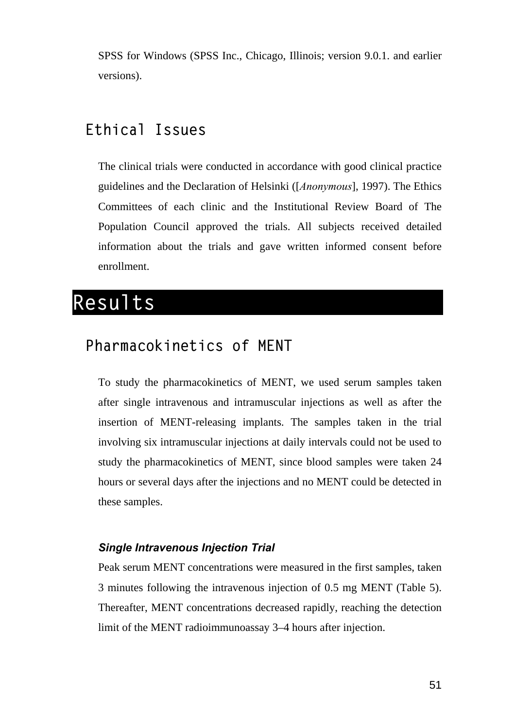SPSS for Windows (SPSS Inc., Chicago, Illinois; version 9.0.1. and earlier versions).

## Ethical Issues

The clinical trials were conducted in accordance with good clinical practice guidelines and the Declaration of Helsinki ([*Anonymous*], 1997). The Ethics Committees of each clinic and the Institutional Review Board of The Population Council approved the trials. All subjects received detailed information about the trials and gave written informed consent before enrollment.

# Results

## Pharmacokinetics of MENT

To study the pharmacokinetics of MENT, we used serum samples taken after single intravenous and intramuscular injections as well as after the insertion of MENT-releasing implants. The samples taken in the trial involving six intramuscular injections at daily intervals could not be used to study the pharmacokinetics of MENT, since blood samples were taken 24 hours or several days after the injections and no MENT could be detected in these samples.

### *Single Intravenous Injection Trial*

Peak serum MENT concentrations were measured in the first samples, taken 3 minutes following the intravenous injection of 0.5 mg MENT (Table 5). Thereafter, MENT concentrations decreased rapidly, reaching the detection limit of the MENT radioimmunoassay 3–4 hours after injection.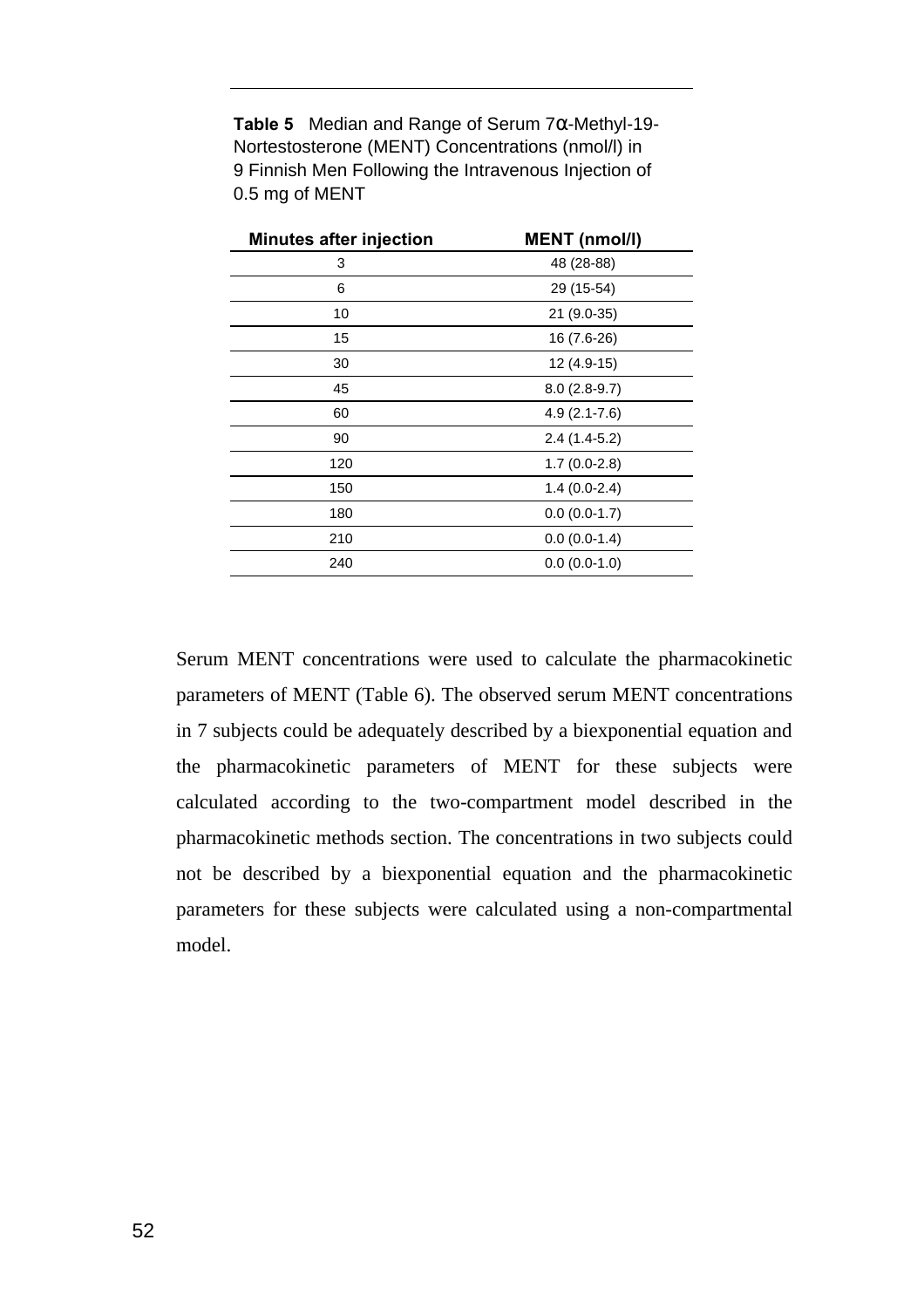**Table 5** Median and Range of Serum 7α-Methyl-19-Nortestosterone (MENT) Concentrations (nmol/l) in 9 Finnish Men Following the Intravenous Injection of 0.5 mg of MENT

| Minutes after injection | MENT (nmol/l) |
|---|---|
| 3 | 48 (28-88) |
| 6 | 29 (15-54) |
| 10 | 21 (9.0-35) |
| 15 | 16 (7.6-26) |
| 30 | 12 (4.9-15) |
| 45 | 8.0 (2.8-9.7) |
| 60 | 4.9 (2.1-7.6) |
| 90 | 2.4 (1.4-5.2) |
| 120 | 1.7 (0.0-2.8) |
| 150 | 1.4 (0.0-2.4) |
| 180 | 0.0 (0.0-1.7) |
| 210 | 0.0 (0.0-1.4) |
| 240 | 0.0 (0.0-1.0) |

Serum MENT concentrations were used to calculate the pharmacokinetic parameters of MENT (Table 6). The observed serum MENT concentrations in 7 subjects could be adequately described by a biexponential equation and the pharmacokinetic parameters of MENT for these subjects were calculated according to the two-compartment model described in the pharmacokinetic methods section. The concentrations in two subjects could not be described by a biexponential equation and the pharmacokinetic parameters for these subjects were calculated using a non-compartmental model.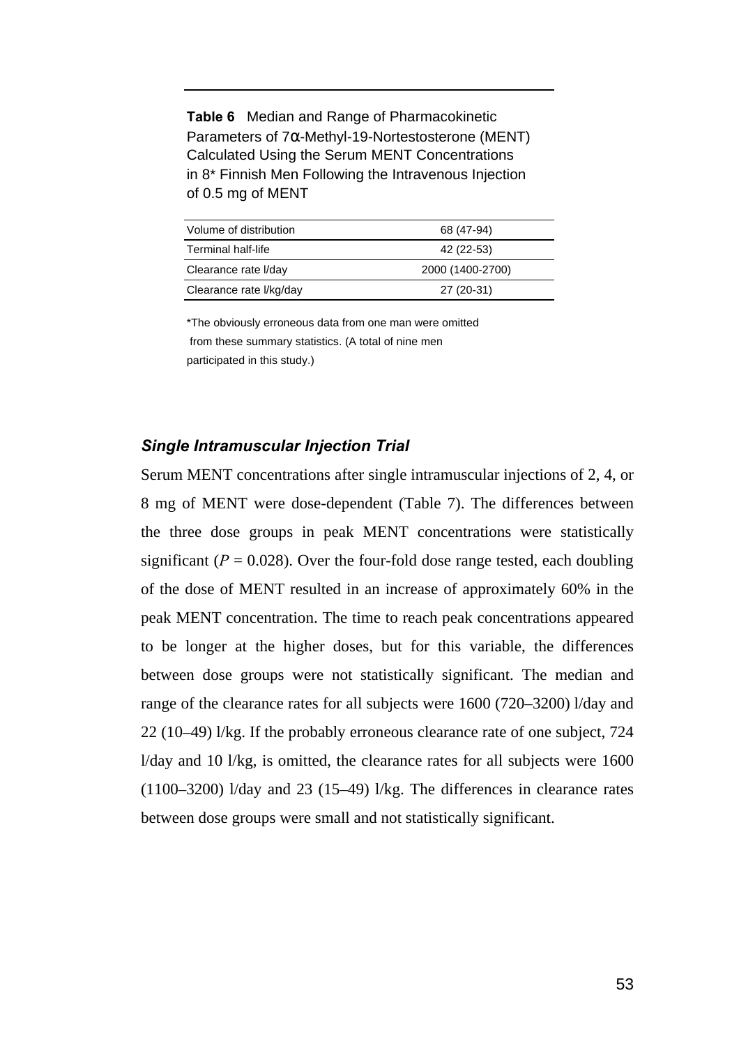**Table 6** Median and Range of Pharmacokinetic Parameters of 7α-Methyl-19-Nortestosterone (MENT) Calculated Using the Serum MENT Concentrations in 8* Finnish Men Following the Intravenous Injection of 0.5 mg of MENT

| | |
|---|---|
| Volume of distribution | 68 (47-94) |
| Terminal half-life | 42 (22-53) |
| Clearance rate l/day | 2000 (1400-2700) |
| Clearance rate l/kg/day | 27 (20-31) |

*The obviously erroneous data from one man were omitted from these summary statistics. (A total of nine men participated in this study.)

### *Single Intramuscular Injection Trial*

Serum MENT concentrations after single intramuscular injections of 2, 4, or 8 mg of MENT were dose-dependent (Table 7). The differences between the three dose groups in peak MENT concentrations were statistically significant ($P = 0.028$). Over the four-fold dose range tested, each doubling of the dose of MENT resulted in an increase of approximately 60% in the peak MENT concentration. The time to reach peak concentrations appeared to be longer at the higher doses, but for this variable, the differences between dose groups were not statistically significant. The median and range of the clearance rates for all subjects were 1600 (720–3200) l/day and 22 (10–49) l/kg. If the probably erroneous clearance rate of one subject, 724 l/day and 10 l/kg, is omitted, the clearance rates for all subjects were 1600 (1100–3200) l/day and 23 (15–49) l/kg. The differences in clearance rates between dose groups were small and not statistically significant.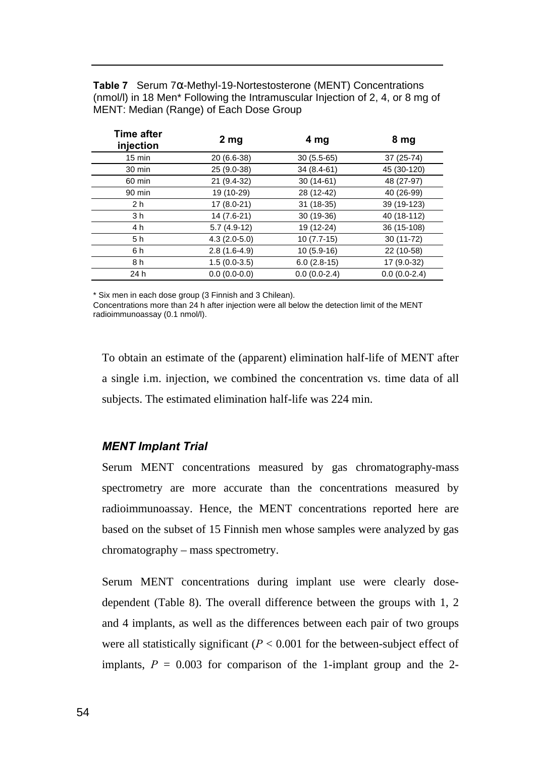**Table 7** Serum 7α-Methyl-19-Nortestosterone (MENT) Concentrations (nmol/l) in 18 Men* Following the Intramuscular Injection of 2, 4, or 8 mg of MENT: Median (Range) of Each Dose Group

| Time after injection | 2 mg | 4 mg | 8 mg |
|---|---|---|---|
| 15 min | 20 (6.6-38) | 30 (5.5-65) | 37 (25-74) |
| 30 min | 25 (9.0-38) | 34 (8.4-61) | 45 (30-120) |
| 60 min | 21 (9.4-32) | 30 (14-61) | 48 (27-97) |
| 90 min | 19 (10-29) | 28 (12-42) | 40 (26-99) |
| 2 h | 17 (8.0-21) | 31 (18-35) | 39 (19-123) |
| 3 h | 14 (7.6-21) | 30 (19-36) | 40 (18-112) |
| 4 h | 5.7 (4.9-12) | 19 (12-24) | 36 (15-108) |
| 5 h | 4.3 (2.0-5.0) | 10 (7.7-15) | 30 (11-72) |
| 6 h | 2.8 (1.6-4.9) | 10 (5.9-16) | 22 (10-58) |
| 8 h | 1.5 (0.0-3.5) | 6.0 (2.8-15) | 17 (9.0-32) |
| 24 h | 0.0 (0.0-0.0) | 0.0 (0.0-2.4) | 0.0 (0.0-2.4) |

* Six men in each dose group (3 Finnish and 3 Chilean).
Concentrations more than 24 h after injection were all below the detection limit of the MENT radioimmunoassay (0.1 nmol/l).

To obtain an estimate of the (apparent) elimination half-life of MENT after a single i.m. injection, we combined the concentration vs. time data of all subjects. The estimated elimination half-life was 224 min.

### *MENT Implant Trial*

Serum MENT concentrations measured by gas chromatography-mass spectrometry are more accurate than the concentrations measured by radioimmunoassay. Hence, the MENT concentrations reported here are based on the subset of 15 Finnish men whose samples were analyzed by gas chromatography – mass spectrometry.

Serum MENT concentrations during implant use were clearly dose-dependent (Table 8). The overall difference between the groups with 1, 2 and 4 implants, as well as the differences between each pair of two groups were all statistically significant ($P < 0.001$ for the between-subject effect of implants, $P = 0.003$ for comparison of the 1-implant group and the 2-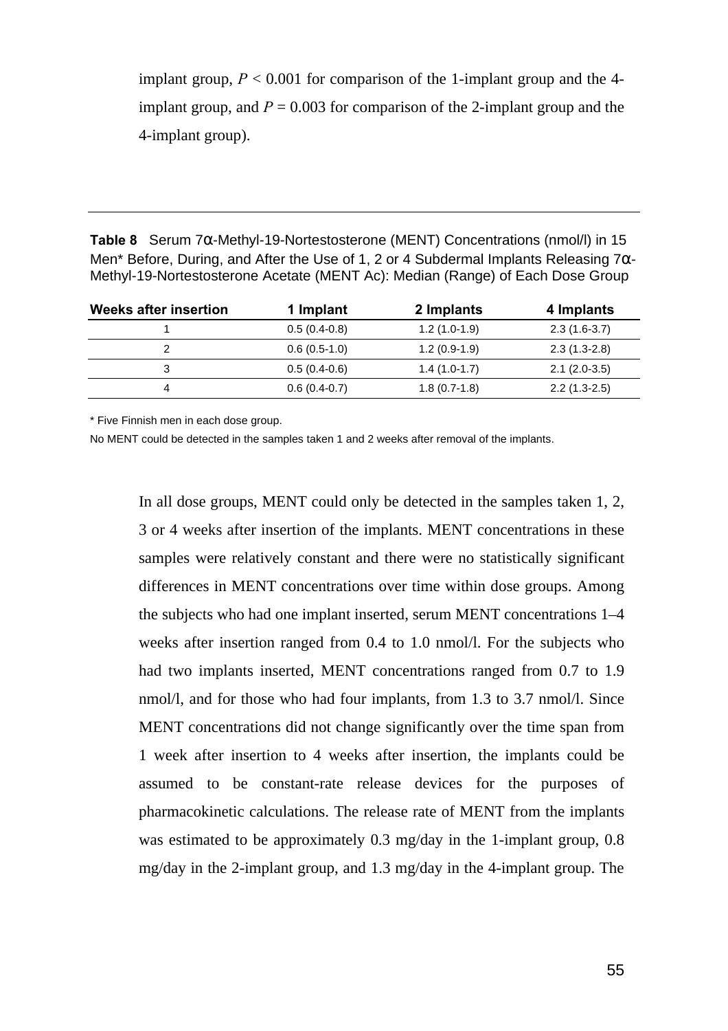implant group, $P < 0.001$ for comparison of the 1-implant group and the 4-implant group, and $P = 0.003$ for comparison of the 2-implant group and the 4-implant group).

**Table 8** Serum 7α-Methyl-19-Nortestosterone (MENT) Concentrations (nmol/l) in 15 Men* Before, During, and After the Use of 1, 2 or 4 Subdermal Implants Releasing 7α-Methyl-19-Nortestosterone Acetate (MENT Ac): Median (Range) of Each Dose Group

| Weeks after insertion | 1 Implant | 2 Implants | 4 Implants |
|---|---|---|---|
| 1 | 0.5 (0.4-0.8) | 1.2 (1.0-1.9) | 2.3 (1.6-3.7) |
| 2 | 0.6 (0.5-1.0) | 1.2 (0.9-1.9) | 2.3 (1.3-2.8) |
| 3 | 0.5 (0.4-0.6) | 1.4 (1.0-1.7) | 2.1 (2.0-3.5) |
| 4 | 0.6 (0.4-0.7) | 1.8 (0.7-1.8) | 2.2 (1.3-2.5) |

* Five Finnish men in each dose group.

No MENT could be detected in the samples taken 1 and 2 weeks after removal of the implants.

In all dose groups, MENT could only be detected in the samples taken 1, 2, 3 or 4 weeks after insertion of the implants. MENT concentrations in these samples were relatively constant and there were no statistically significant differences in MENT concentrations over time within dose groups. Among the subjects who had one implant inserted, serum MENT concentrations 1–4 weeks after insertion ranged from 0.4 to 1.0 nmol/l. For the subjects who had two implants inserted, MENT concentrations ranged from 0.7 to 1.9 nmol/l, and for those who had four implants, from 1.3 to 3.7 nmol/l. Since MENT concentrations did not change significantly over the time span from 1 week after insertion to 4 weeks after insertion, the implants could be assumed to be constant-rate release devices for the purposes of pharmacokinetic calculations. The release rate of MENT from the implants was estimated to be approximately 0.3 mg/day in the 1-implant group, 0.8 mg/day in the 2-implant group, and 1.3 mg/day in the 4-implant group. The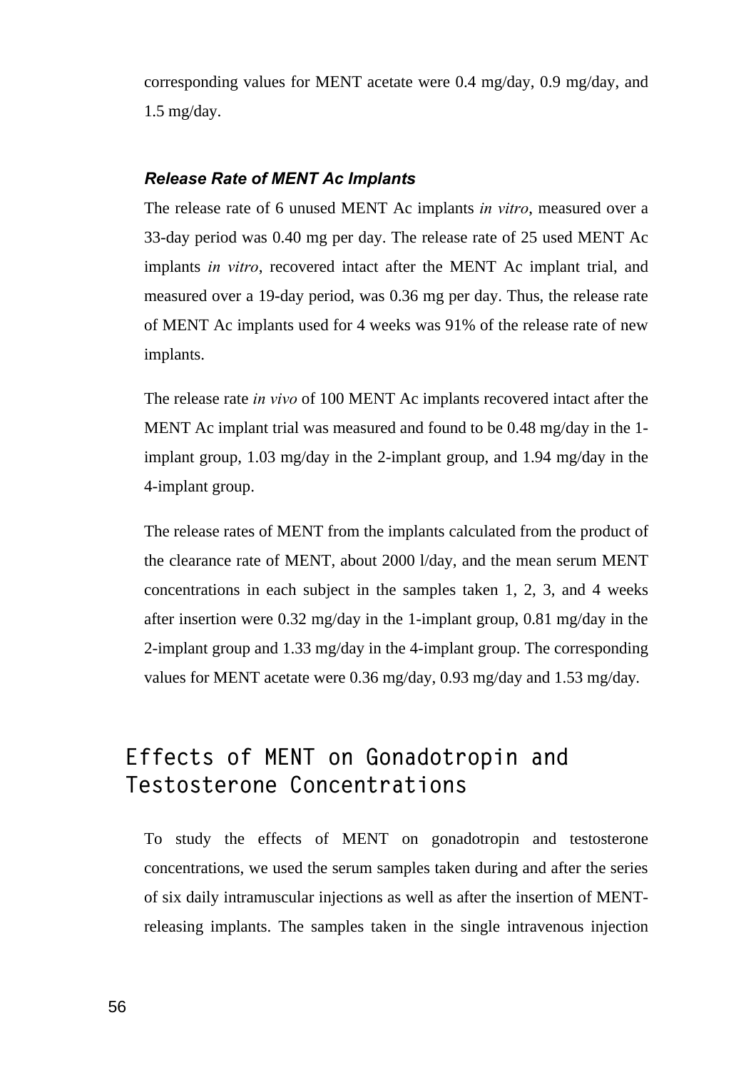corresponding values for MENT acetate were 0.4 mg/day, 0.9 mg/day, and 1.5 mg/day.

### *Release Rate of MENT Ac Implants*

The release rate of 6 unused MENT Ac implants *in vitro*, measured over a 33-day period was 0.40 mg per day. The release rate of 25 used MENT Ac implants *in vitro*, recovered intact after the MENT Ac implant trial, and measured over a 19-day period, was 0.36 mg per day. Thus, the release rate of MENT Ac implants used for 4 weeks was 91% of the release rate of new implants.

The release rate *in vivo* of 100 MENT Ac implants recovered intact after the MENT Ac implant trial was measured and found to be 0.48 mg/day in the 1-implant group, 1.03 mg/day in the 2-implant group, and 1.94 mg/day in the 4-implant group.

The release rates of MENT from the implants calculated from the product of the clearance rate of MENT, about 2000 l/day, and the mean serum MENT concentrations in each subject in the samples taken 1, 2, 3, and 4 weeks after insertion were 0.32 mg/day in the 1-implant group, 0.81 mg/day in the 2-implant group and 1.33 mg/day in the 4-implant group. The corresponding values for MENT acetate were 0.36 mg/day, 0.93 mg/day and 1.53 mg/day.

## Effects of MENT on Gonadotropin and Testosterone Concentrations

To study the effects of MENT on gonadotropin and testosterone concentrations, we used the serum samples taken during and after the series of six daily intramuscular injections as well as after the insertion of MENT-releasing implants. The samples taken in the single intravenous injection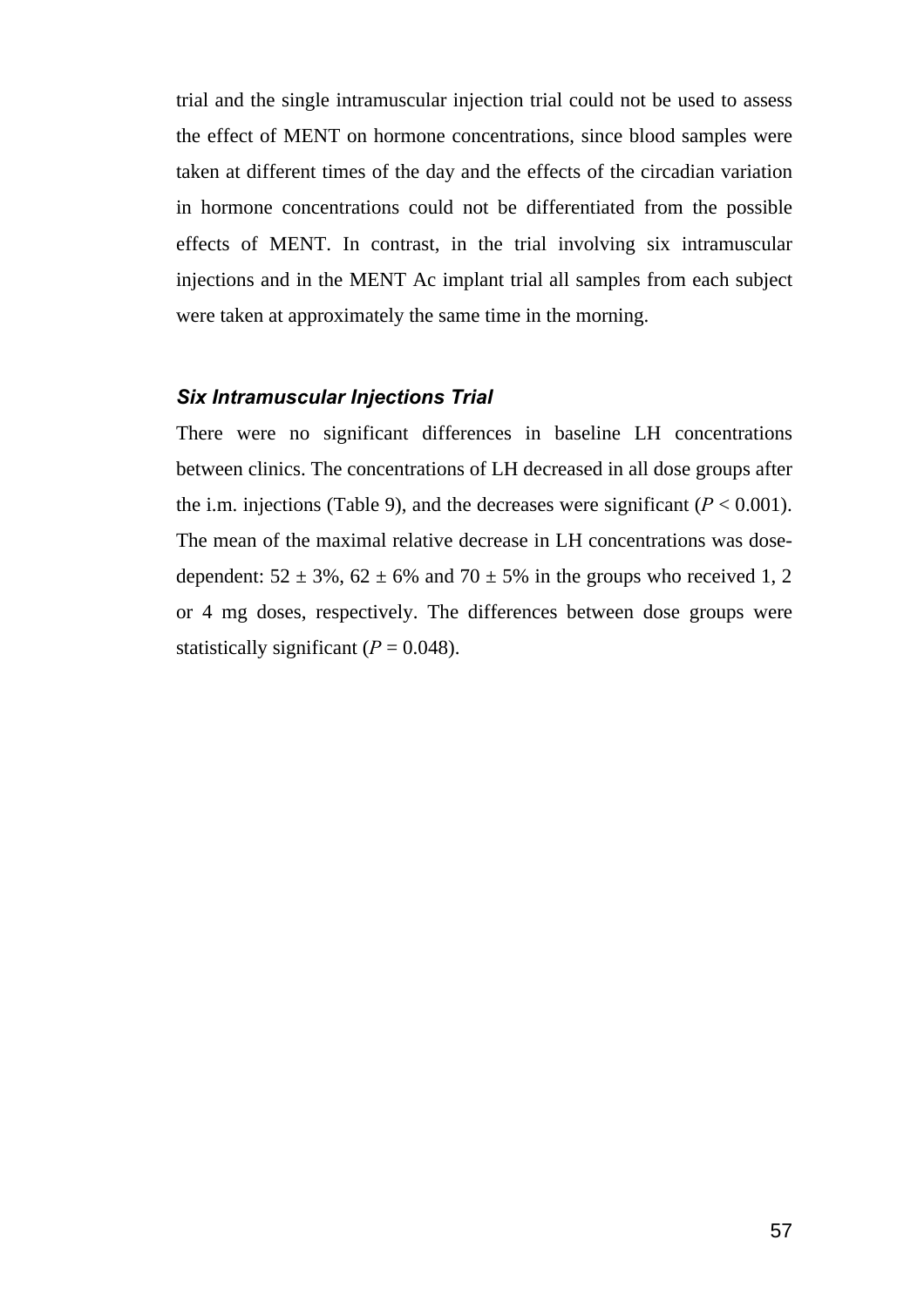trial and the single intramuscular injection trial could not be used to assess the effect of MENT on hormone concentrations, since blood samples were taken at different times of the day and the effects of the circadian variation in hormone concentrations could not be differentiated from the possible effects of MENT. In contrast, in the trial involving six intramuscular injections and in the MENT Ac implant trial all samples from each subject were taken at approximately the same time in the morning.

### *Six Intramuscular Injections Trial*

There were no significant differences in baseline LH concentrations between clinics. The concentrations of LH decreased in all dose groups after the i.m. injections (Table 9), and the decreases were significant ($P < 0.001$). The mean of the maximal relative decrease in LH concentrations was dose-dependent: 52 ± 3%, 62 ± 6% and 70 ± 5% in the groups who received 1, 2 or 4 mg doses, respectively. The differences between dose groups were statistically significant ($P = 0.048$).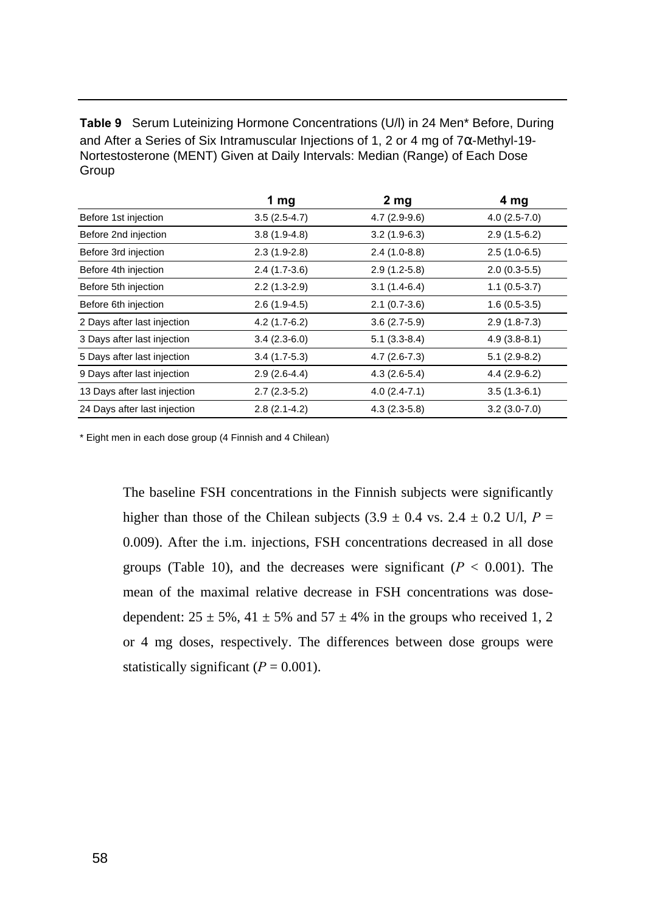**Table 9** Serum Luteinizing Hormone Concentrations (U/l) in 24 Men* Before, During and After a Series of Six Intramuscular Injections of 1, 2 or 4 mg of 7α-Methyl-19-Nortestosterone (MENT) Given at Daily Intervals: Median (Range) of Each Dose Group

| | 1 mg | 2 mg | 4 mg |
|---|---|---|---|
| Before 1st injection | 3.5 (2.5-4.7) | 4.7 (2.9-9.6) | 4.0 (2.5-7.0) |
| Before 2nd injection | 3.8 (1.9-4.8) | 3.2 (1.9-6.3) | 2.9 (1.5-6.2) |
| Before 3rd injection | 2.3 (1.9-2.8) | 2.4 (1.0-8.8) | 2.5 (1.0-6.5) |
| Before 4th injection | 2.4 (1.7-3.6) | 2.9 (1.2-5.8) | 2.0 (0.3-5.5) |
| Before 5th injection | 2.2 (1.3-2.9) | 3.1 (1.4-6.4) | 1.1 (0.5-3.7) |
| Before 6th injection | 2.6 (1.9-4.5) | 2.1 (0.7-3.6) | 1.6 (0.5-3.5) |
| 2 Days after last injection | 4.2 (1.7-6.2) | 3.6 (2.7-5.9) | 2.9 (1.8-7.3) |
| 3 Days after last injection | 3.4 (2.3-6.0) | 5.1 (3.3-8.4) | 4.9 (3.8-8.1) |
| 5 Days after last injection | 3.4 (1.7-5.3) | 4.7 (2.6-7.3) | 5.1 (2.9-8.2) |
| 9 Days after last injection | 2.9 (2.6-4.4) | 4.3 (2.6-5.4) | 4.4 (2.9-6.2) |
| 13 Days after last injection | 2.7 (2.3-5.2) | 4.0 (2.4-7.1) | 3.5 (1.3-6.1) |
| 24 Days after last injection | 2.8 (2.1-4.2) | 4.3 (2.3-5.8) | 3.2 (3.0-7.0) |

* Eight men in each dose group (4 Finnish and 4 Chilean)

The baseline FSH concentrations in the Finnish subjects were significantly higher than those of the Chilean subjects ($3.9 \pm 0.4$ vs. $2.4 \pm 0.2$ U/l, $P = 0.009$). After the i.m. injections, FSH concentrations decreased in all dose groups (Table 10), and the decreases were significant ($P < 0.001$). The mean of the maximal relative decrease in FSH concentrations was dose-dependent: $25 \pm 5\%$, $41 \pm 5\%$ and $57 \pm 4\%$ in the groups who received 1, 2 or 4 mg doses, respectively. The differences between dose groups were statistically significant ($P = 0.001$).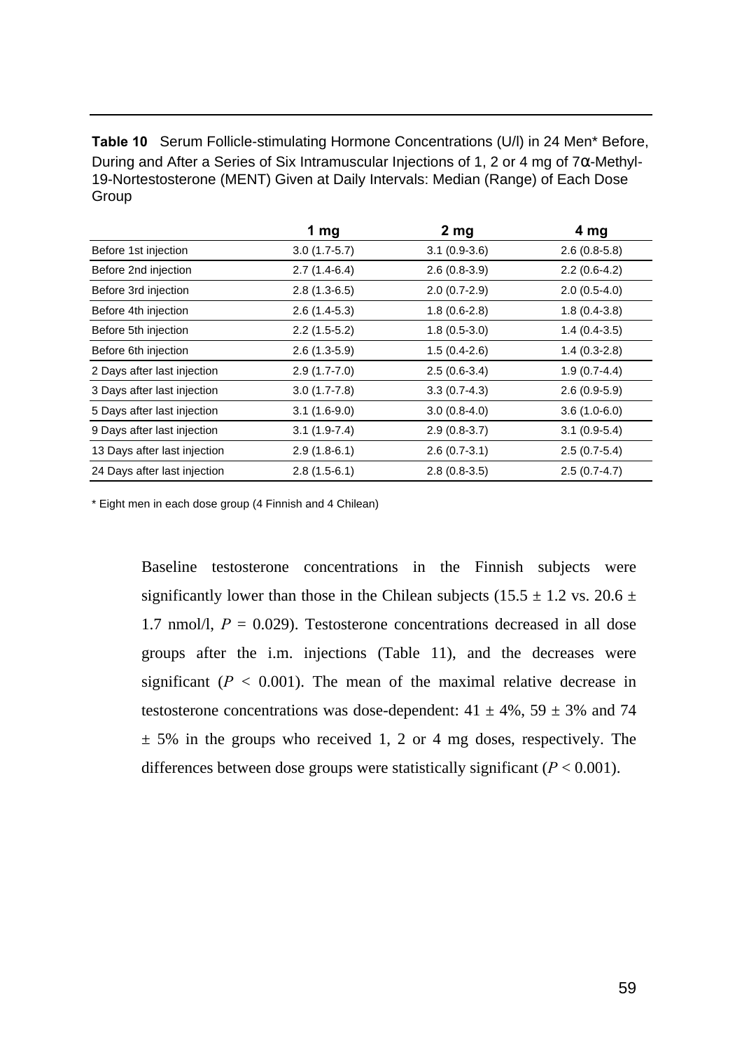**Table 10** Serum Follicle-stimulating Hormone Concentrations (U/l) in 24 Men* Before, During and After a Series of Six Intramuscular Injections of 1, 2 or 4 mg of 7α-Methyl-19-Nortestosterone (MENT) Given at Daily Intervals: Median (Range) of Each Dose Group

| | 1 mg | 2 mg | 4 mg |
|---|---|---|---|
| Before 1st injection | 3.0 (1.7-5.7) | 3.1 (0.9-3.6) | 2.6 (0.8-5.8) |
| Before 2nd injection | 2.7 (1.4-6.4) | 2.6 (0.8-3.9) | 2.2 (0.6-4.2) |
| Before 3rd injection | 2.8 (1.3-6.5) | 2.0 (0.7-2.9) | 2.0 (0.5-4.0) |
| Before 4th injection | 2.6 (1.4-5.3) | 1.8 (0.6-2.8) | 1.8 (0.4-3.8) |
| Before 5th injection | 2.2 (1.5-5.2) | 1.8 (0.5-3.0) | 1.4 (0.4-3.5) |
| Before 6th injection | 2.6 (1.3-5.9) | 1.5 (0.4-2.6) | 1.4 (0.3-2.8) |
| 2 Days after last injection | 2.9 (1.7-7.0) | 2.5 (0.6-3.4) | 1.9 (0.7-4.4) |
| 3 Days after last injection | 3.0 (1.7-7.8) | 3.3 (0.7-4.3) | 2.6 (0.9-5.9) |
| 5 Days after last injection | 3.1 (1.6-9.0) | 3.0 (0.8-4.0) | 3.6 (1.0-6.0) |
| 9 Days after last injection | 3.1 (1.9-7.4) | 2.9 (0.8-3.7) | 3.1 (0.9-5.4) |
| 13 Days after last injection | 2.9 (1.8-6.1) | 2.6 (0.7-3.1) | 2.5 (0.7-5.4) |
| 24 Days after last injection | 2.8 (1.5-6.1) | 2.8 (0.8-3.5) | 2.5 (0.7-4.7) |

\* Eight men in each dose group (4 Finnish and 4 Chilean)

Baseline testosterone concentrations in the Finnish subjects were significantly lower than those in the Chilean subjects (15.5 ± 1.2 vs. 20.6 ± 1.7 nmol/l, $P$ = 0.029). Testosterone concentrations decreased in all dose groups after the i.m. injections (Table 11), and the decreases were significant ($P$ < 0.001). The mean of the maximal relative decrease in testosterone concentrations was dose-dependent: 41 ± 4%, 59 ± 3% and 74 ± 5% in the groups who received 1, 2 or 4 mg doses, respectively. The differences between dose groups were statistically significant ($P$ < 0.001).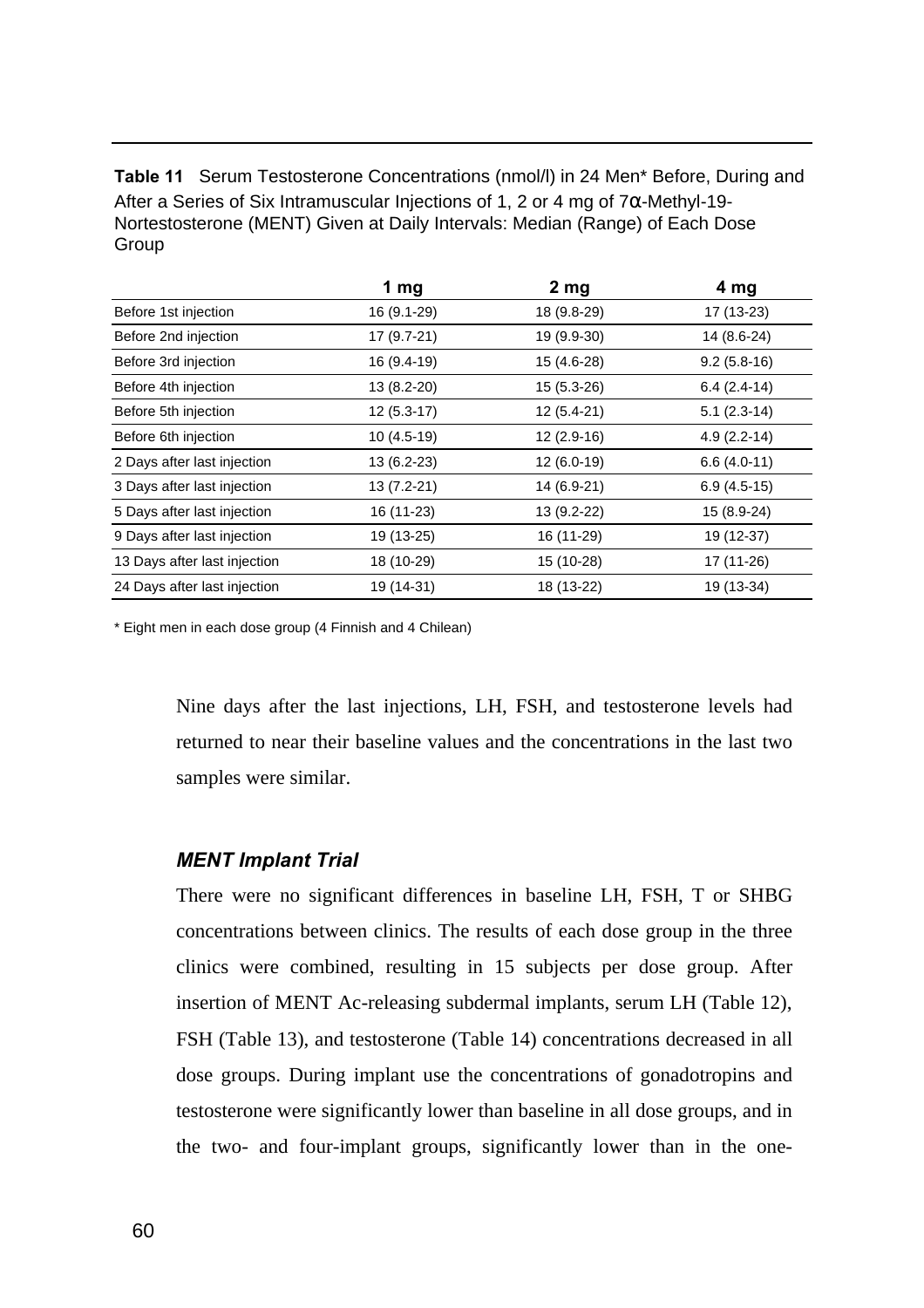**Table 11** Serum Testosterone Concentrations (nmol/l) in 24 Men* Before, During and After a Series of Six Intramuscular Injections of 1, 2 or 4 mg of 7α-Methyl-19-Nortestosterone (MENT) Given at Daily Intervals: Median (Range) of Each Dose Group

| | 1 mg | 2 mg | 4 mg |
|---|---|---|---|
| Before 1st injection | 16 (9.1-29) | 18 (9.8-29) | 17 (13-23) |
| Before 2nd injection | 17 (9.7-21) | 19 (9.9-30) | 14 (8.6-24) |
| Before 3rd injection | 16 (9.4-19) | 15 (4.6-28) | 9.2 (5.8-16) |
| Before 4th injection | 13 (8.2-20) | 15 (5.3-26) | 6.4 (2.4-14) |
| Before 5th injection | 12 (5.3-17) | 12 (5.4-21) | 5.1 (2.3-14) |
| Before 6th injection | 10 (4.5-19) | 12 (2.9-16) | 4.9 (2.2-14) |
| 2 Days after last injection | 13 (6.2-23) | 12 (6.0-19) | 6.6 (4.0-11) |
| 3 Days after last injection | 13 (7.2-21) | 14 (6.9-21) | 6.9 (4.5-15) |
| 5 Days after last injection | 16 (11-23) | 13 (9.2-22) | 15 (8.9-24) |
| 9 Days after last injection | 19 (13-25) | 16 (11-29) | 19 (12-37) |
| 13 Days after last injection | 18 (10-29) | 15 (10-28) | 17 (11-26) |
| 24 Days after last injection | 19 (14-31) | 18 (13-22) | 19 (13-34) |

* Eight men in each dose group (4 Finnish and 4 Chilean)

Nine days after the last injections, LH, FSH, and testosterone levels had returned to near their baseline values and the concentrations in the last two samples were similar.

### *MENT Implant Trial*

There were no significant differences in baseline LH, FSH, T or SHBG concentrations between clinics. The results of each dose group in the three clinics were combined, resulting in 15 subjects per dose group. After insertion of MENT Ac-releasing subdermal implants, serum LH (Table 12), FSH (Table 13), and testosterone (Table 14) concentrations decreased in all dose groups. During implant use the concentrations of gonadotropins and testosterone were significantly lower than baseline in all dose groups, and in the two- and four-implant groups, significantly lower than in the one-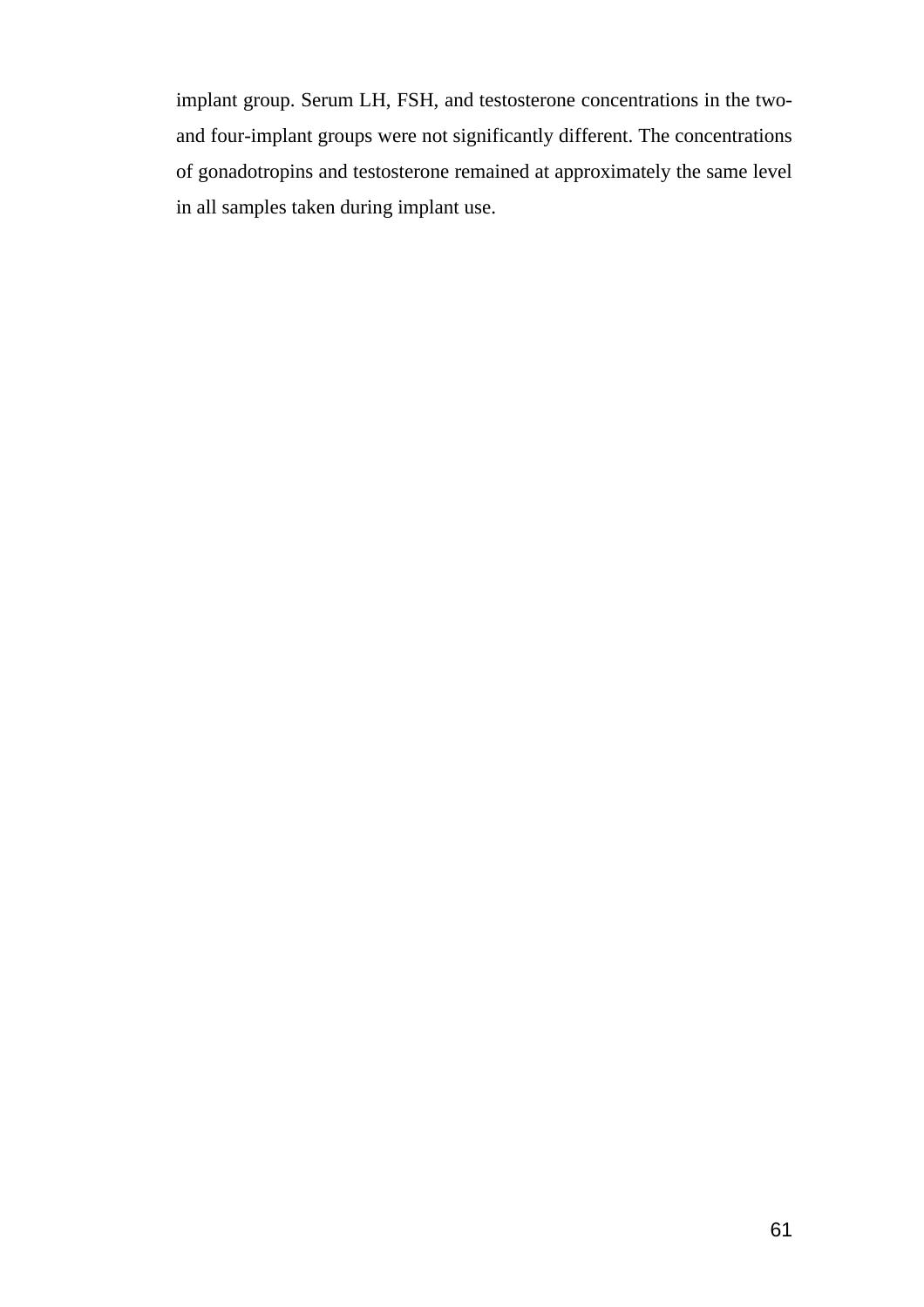implant group. Serum LH, FSH, and testosterone concentrations in the two- and four-implant groups were not significantly different. The concentrations of gonadotropins and testosterone remained at approximately the same level in all samples taken during implant use.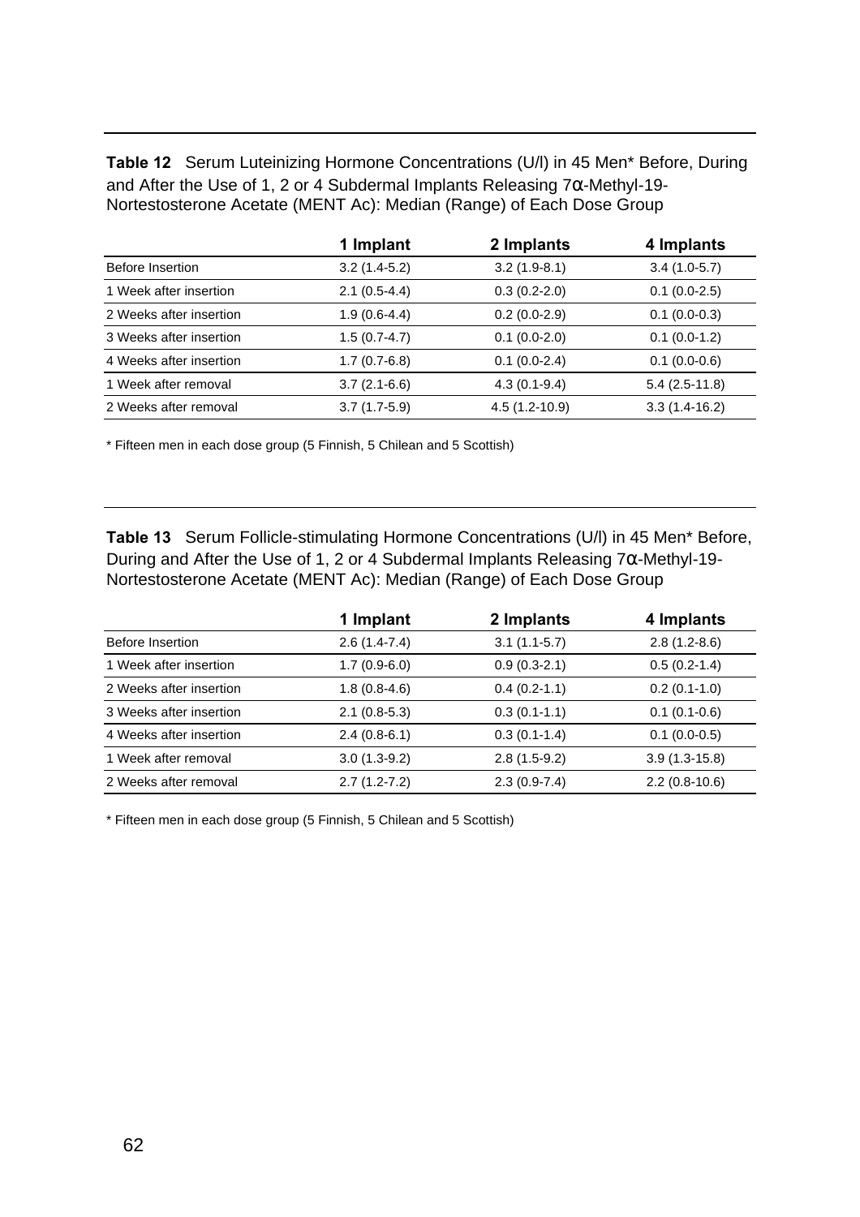**Table 12** Serum Luteinizing Hormone Concentrations (U/l) in 45 Men* Before, During and After the Use of 1, 2 or 4 Subdermal Implants Releasing 7α-Methyl-19-Nortestosterone Acetate (MENT Ac): Median (Range) of Each Dose Group

| | 1 Implant | 2 Implants | 4 Implants |
|---|---|---|---|
| Before Insertion | 3.2 (1.4-5.2) | 3.2 (1.9-8.1) | 3.4 (1.0-5.7) |
| 1 Week after insertion | 2.1 (0.5-4.4) | 0.3 (0.2-2.0) | 0.1 (0.0-2.5) |
| 2 Weeks after insertion | 1.9 (0.6-4.4) | 0.2 (0.0-2.9) | 0.1 (0.0-0.3) |
| 3 Weeks after insertion | 1.5 (0.7-4.7) | 0.1 (0.0-2.0) | 0.1 (0.0-1.2) |
| 4 Weeks after insertion | 1.7 (0.7-6.8) | 0.1 (0.0-2.4) | 0.1 (0.0-0.6) |
| 1 Week after removal | 3.7 (2.1-6.6) | 4.3 (0.1-9.4) | 5.4 (2.5-11.8) |
| 2 Weeks after removal | 3.7 (1.7-5.9) | 4.5 (1.2-10.9) | 3.3 (1.4-16.2) |

* Fifteen men in each dose group (5 Finnish, 5 Chilean and 5 Scottish)

**Table 13** Serum Follicle-stimulating Hormone Concentrations (U/l) in 45 Men* Before, During and After the Use of 1, 2 or 4 Subdermal Implants Releasing 7α-Methyl-19-Nortestosterone Acetate (MENT Ac): Median (Range) of Each Dose Group

| | 1 Implant | 2 Implants | 4 Implants |
|---|---|---|---|
| Before Insertion | 2.6 (1.4-7.4) | 3.1 (1.1-5.7) | 2.8 (1.2-8.6) |
| 1 Week after insertion | 1.7 (0.9-6.0) | 0.9 (0.3-2.1) | 0.5 (0.2-1.4) |
| 2 Weeks after insertion | 1.8 (0.8-4.6) | 0.4 (0.2-1.1) | 0.2 (0.1-1.0) |
| 3 Weeks after insertion | 2.1 (0.8-5.3) | 0.3 (0.1-1.1) | 0.1 (0.1-0.6) |
| 4 Weeks after insertion | 2.4 (0.8-6.1) | 0.3 (0.1-1.4) | 0.1 (0.0-0.5) |
| 1 Week after removal | 3.0 (1.3-9.2) | 2.8 (1.5-9.2) | 3.9 (1.3-15.8) |
| 2 Weeks after removal | 2.7 (1.2-7.2) | 2.3 (0.9-7.4) | 2.2 (0.8-10.6) |

* Fifteen men in each dose group (5 Finnish, 5 Chilean and 5 Scottish)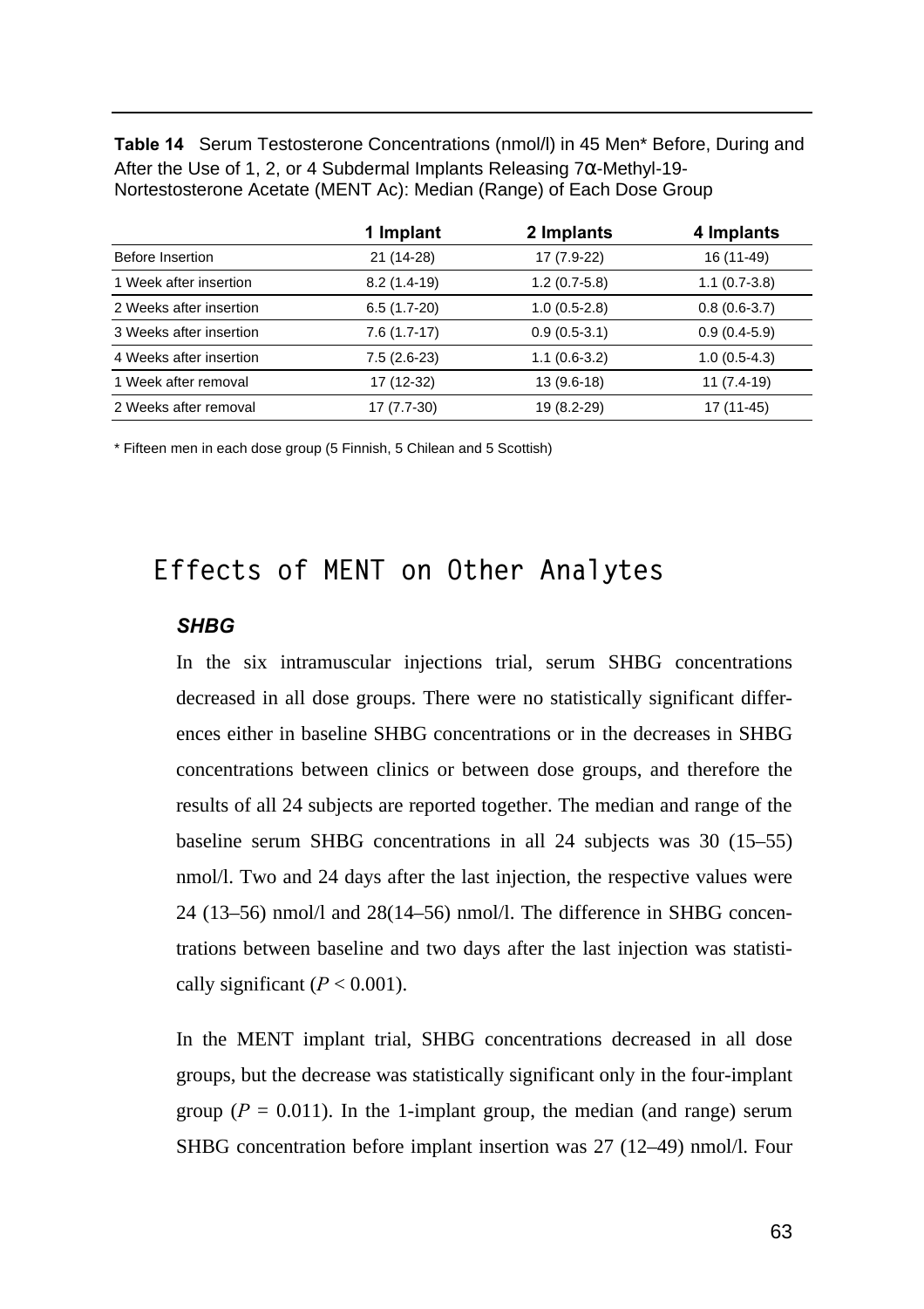**Table 14** Serum Testosterone Concentrations (nmol/l) in 45 Men* Before, During and After the Use of 1, 2, or 4 Subdermal Implants Releasing 7α-Methyl-19-Nortestosterone Acetate (MENT Ac): Median (Range) of Each Dose Group

| | 1 Implant | 2 Implants | 4 Implants |
|---|---|---|---|
| Before Insertion | 21 (14-28) | 17 (7.9-22) | 16 (11-49) |
| 1 Week after insertion | 8.2 (1.4-19) | 1.2 (0.7-5.8) | 1.1 (0.7-3.8) |
| 2 Weeks after insertion | 6.5 (1.7-20) | 1.0 (0.5-2.8) | 0.8 (0.6-3.7) |
| 3 Weeks after insertion | 7.6 (1.7-17) | 0.9 (0.5-3.1) | 0.9 (0.4-5.9) |
| 4 Weeks after insertion | 7.5 (2.6-23) | 1.1 (0.6-3.2) | 1.0 (0.5-4.3) |
| 1 Week after removal | 17 (12-32) | 13 (9.6-18) | 11 (7.4-19) |
| 2 Weeks after removal | 17 (7.7-30) | 19 (8.2-29) | 17 (11-45) |

* Fifteen men in each dose group (5 Finnish, 5 Chilean and 5 Scottish)

## Effects of MENT on Other Analytes

### *SHBG*

In the six intramuscular injections trial, serum SHBG concentrations decreased in all dose groups. There were no statistically significant differences either in baseline SHBG concentrations or in the decreases in SHBG concentrations between clinics or between dose groups, and therefore the results of all 24 subjects are reported together. The median and range of the baseline serum SHBG concentrations in all 24 subjects was 30 (15–55) nmol/l. Two and 24 days after the last injection, the respective values were 24 (13–56) nmol/l and 28(14–56) nmol/l. The difference in SHBG concentrations between baseline and two days after the last injection was statistically significant ($P < 0.001$).

In the MENT implant trial, SHBG concentrations decreased in all dose groups, but the decrease was statistically significant only in the four-implant group ($P = 0.011$). In the 1-implant group, the median (and range) serum SHBG concentration before implant insertion was 27 (12–49) nmol/l. Four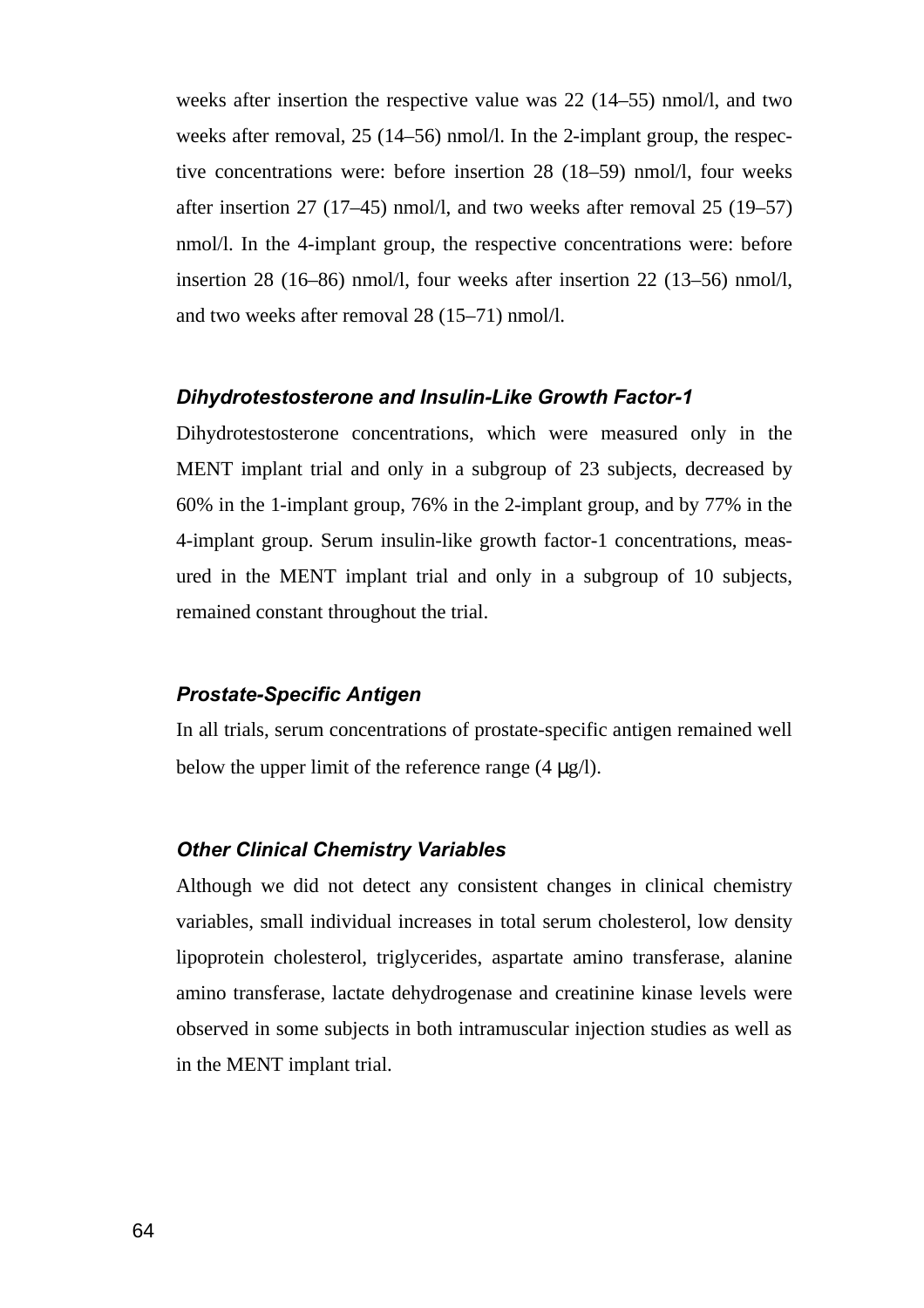weeks after insertion the respective value was 22 (14–55) nmol/l, and two weeks after removal, 25 (14–56) nmol/l. In the 2-implant group, the respective concentrations were: before insertion 28 (18–59) nmol/l, four weeks after insertion 27 (17–45) nmol/l, and two weeks after removal 25 (19–57) nmol/l. In the 4-implant group, the respective concentrations were: before insertion 28 (16–86) nmol/l, four weeks after insertion 22 (13–56) nmol/l, and two weeks after removal 28 (15–71) nmol/l.

### *Dihydrotestosterone and Insulin-Like Growth Factor-1*

Dihydrotestosterone concentrations, which were measured only in the MENT implant trial and only in a subgroup of 23 subjects, decreased by 60% in the 1-implant group, 76% in the 2-implant group, and by 77% in the 4-implant group. Serum insulin-like growth factor-1 concentrations, measured in the MENT implant trial and only in a subgroup of 10 subjects, remained constant throughout the trial.

### *Prostate-Specific Antigen*

In all trials, serum concentrations of prostate-specific antigen remained well below the upper limit of the reference range (4 μg/l).

### *Other Clinical Chemistry Variables*

Although we did not detect any consistent changes in clinical chemistry variables, small individual increases in total serum cholesterol, low density lipoprotein cholesterol, triglycerides, aspartate amino transferase, alanine amino transferase, lactate dehydrogenase and creatinine kinase levels were observed in some subjects in both intramuscular injection studies as well as in the MENT implant trial.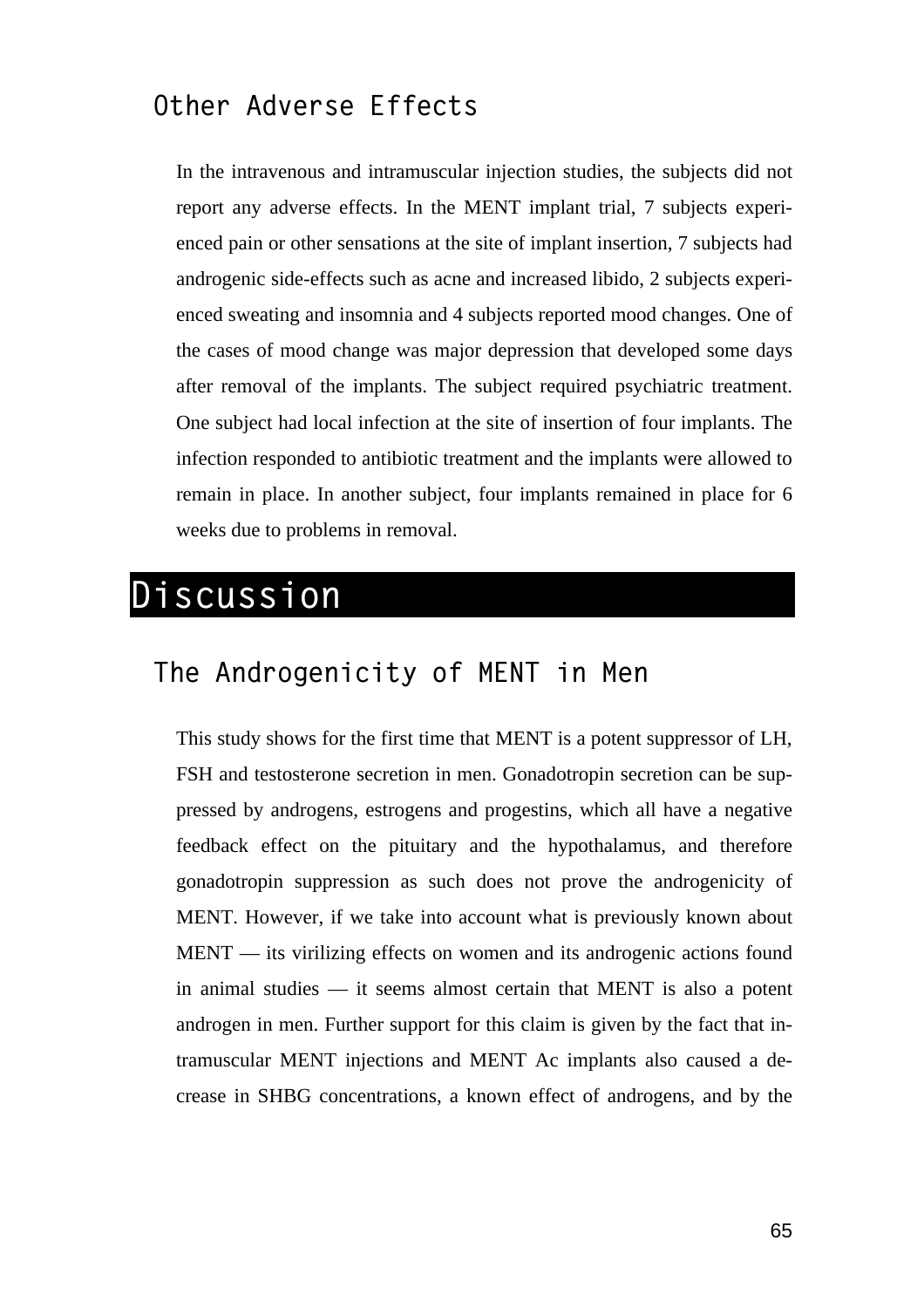## Other Adverse Effects

In the intravenous and intramuscular injection studies, the subjects did not report any adverse effects. In the MENT implant trial, 7 subjects experienced pain or other sensations at the site of implant insertion, 7 subjects had androgenic side-effects such as acne and increased libido, 2 subjects experienced sweating and insomnia and 4 subjects reported mood changes. One of the cases of mood change was major depression that developed some days after removal of the implants. The subject required psychiatric treatment. One subject had local infection at the site of insertion of four implants. The infection responded to antibiotic treatment and the implants were allowed to remain in place. In another subject, four implants remained in place for 6 weeks due to problems in removal.

# Discussion

## The Androgenicity of MENT in Men

This study shows for the first time that MENT is a potent suppressor of LH, FSH and testosterone secretion in men. Gonadotropin secretion can be suppressed by androgens, estrogens and progestins, which all have a negative feedback effect on the pituitary and the hypothalamus, and therefore gonadotropin suppression as such does not prove the androgenicity of MENT. However, if we take into account what is previously known about MENT — its virilizing effects on women and its androgenic actions found in animal studies — it seems almost certain that MENT is also a potent androgen in men. Further support for this claim is given by the fact that intramuscular MENT injections and MENT Ac implants also caused a decrease in SHBG concentrations, a known effect of androgens, and by the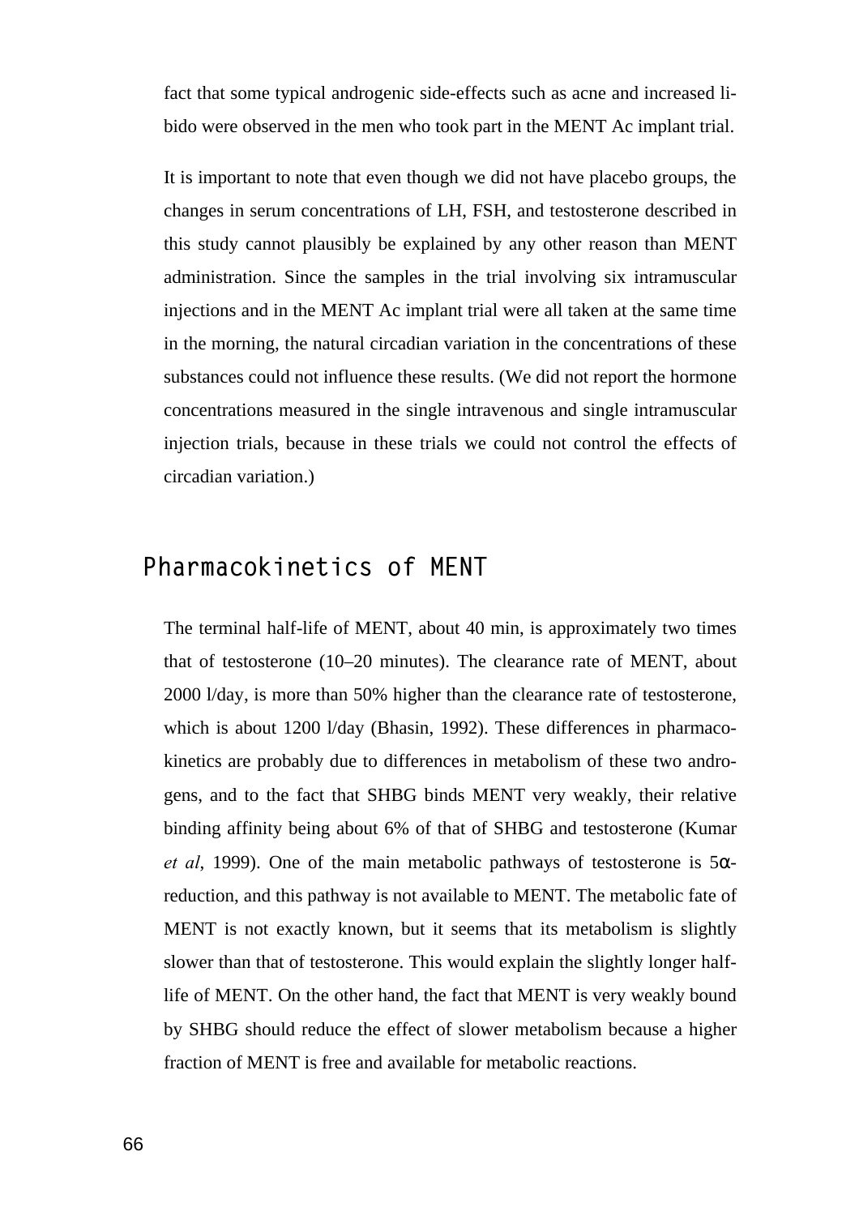fact that some typical androgenic side-effects such as acne and increased libido were observed in the men who took part in the MENT Ac implant trial.

It is important to note that even though we did not have placebo groups, the changes in serum concentrations of LH, FSH, and testosterone described in this study cannot plausibly be explained by any other reason than MENT administration. Since the samples in the trial involving six intramuscular injections and in the MENT Ac implant trial were all taken at the same time in the morning, the natural circadian variation in the concentrations of these substances could not influence these results. (We did not report the hormone concentrations measured in the single intravenous and single intramuscular injection trials, because in these trials we could not control the effects of circadian variation.)

## Pharmacokinetics of MENT

The terminal half-life of MENT, about 40 min, is approximately two times that of testosterone (10–20 minutes). The clearance rate of MENT, about 2000 l/day, is more than 50% higher than the clearance rate of testosterone, which is about 1200 l/day (Bhasin, 1992). These differences in pharmacokinetics are probably due to differences in metabolism of these two androgens, and to the fact that SHBG binds MENT very weakly, their relative binding affinity being about 6% of that of SHBG and testosterone (Kumar *et al*, 1999). One of the main metabolic pathways of testosterone is 5α-reduction, and this pathway is not available to MENT. The metabolic fate of MENT is not exactly known, but it seems that its metabolism is slightly slower than that of testosterone. This would explain the slightly longer half-life of MENT. On the other hand, the fact that MENT is very weakly bound by SHBG should reduce the effect of slower metabolism because a higher fraction of MENT is free and available for metabolic reactions.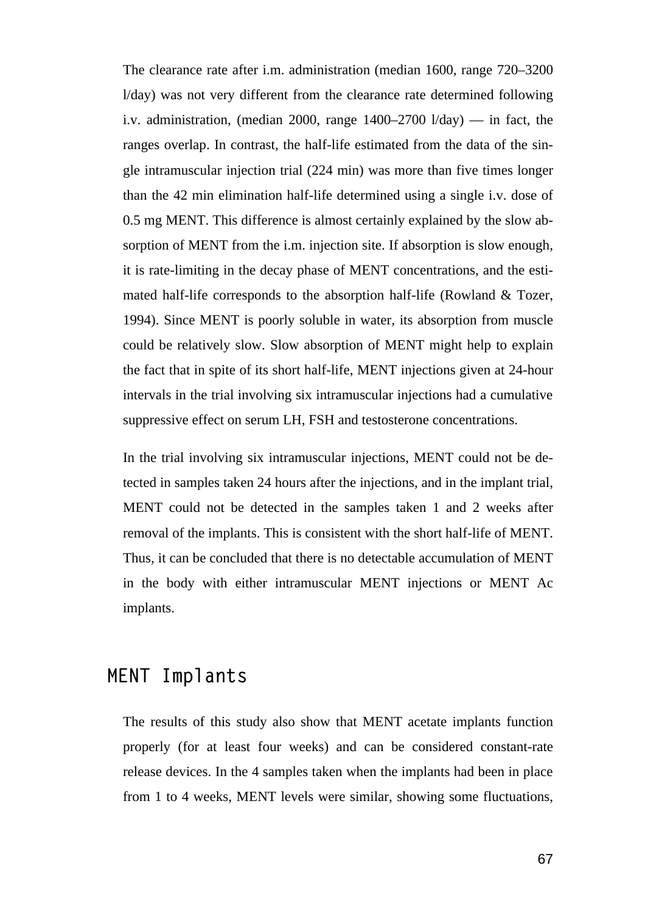The clearance rate after i.m. administration (median 1600, range 720–3200 l/day) was not very different from the clearance rate determined following i.v. administration, (median 2000, range 1400–2700 l/day) — in fact, the ranges overlap. In contrast, the half-life estimated from the data of the single intramuscular injection trial (224 min) was more than five times longer than the 42 min elimination half-life determined using a single i.v. dose of 0.5 mg MENT. This difference is almost certainly explained by the slow absorption of MENT from the i.m. injection site. If absorption is slow enough, it is rate-limiting in the decay phase of MENT concentrations, and the estimated half-life corresponds to the absorption half-life (Rowland & Tozer, 1994). Since MENT is poorly soluble in water, its absorption from muscle could be relatively slow. Slow absorption of MENT might help to explain the fact that in spite of its short half-life, MENT injections given at 24-hour intervals in the trial involving six intramuscular injections had a cumulative suppressive effect on serum LH, FSH and testosterone concentrations.

In the trial involving six intramuscular injections, MENT could not be detected in samples taken 24 hours after the injections, and in the implant trial, MENT could not be detected in the samples taken 1 and 2 weeks after removal of the implants. This is consistent with the short half-life of MENT. Thus, it can be concluded that there is no detectable accumulation of MENT in the body with either intramuscular MENT injections or MENT Ac implants.

## MENT Implants

The results of this study also show that MENT acetate implants function properly (for at least four weeks) and can be considered constant-rate release devices. In the 4 samples taken when the implants had been in place from 1 to 4 weeks, MENT levels were similar, showing some fluctuations,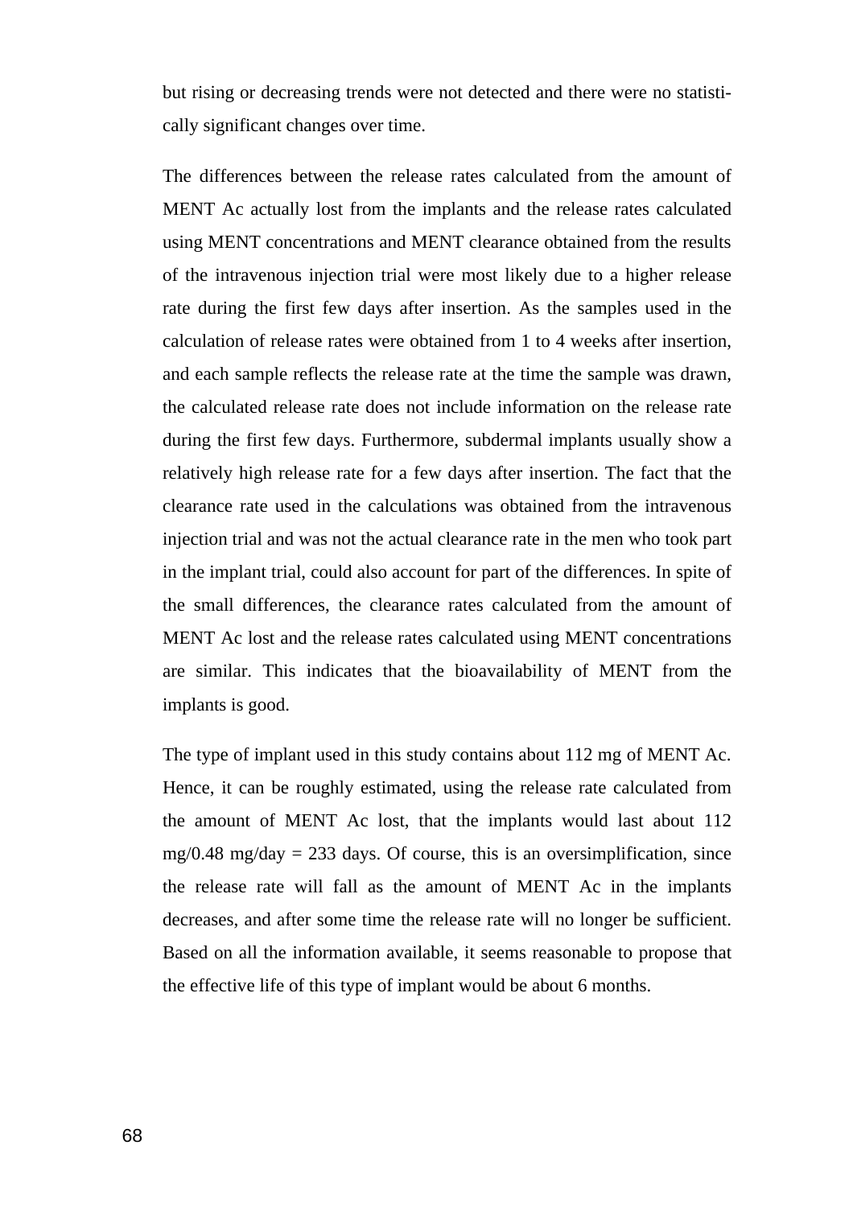but rising or decreasing trends were not detected and there were no statistically significant changes over time.

The differences between the release rates calculated from the amount of MENT Ac actually lost from the implants and the release rates calculated using MENT concentrations and MENT clearance obtained from the results of the intravenous injection trial were most likely due to a higher release rate during the first few days after insertion. As the samples used in the calculation of release rates were obtained from 1 to 4 weeks after insertion, and each sample reflects the release rate at the time the sample was drawn, the calculated release rate does not include information on the release rate during the first few days. Furthermore, subdermal implants usually show a relatively high release rate for a few days after insertion. The fact that the clearance rate used in the calculations was obtained from the intravenous injection trial and was not the actual clearance rate in the men who took part in the implant trial, could also account for part of the differences. In spite of the small differences, the clearance rates calculated from the amount of MENT Ac lost and the release rates calculated using MENT concentrations are similar. This indicates that the bioavailability of MENT from the implants is good.

The type of implant used in this study contains about 112 mg of MENT Ac. Hence, it can be roughly estimated, using the release rate calculated from the amount of MENT Ac lost, that the implants would last about 112 mg/0.48 mg/day = 233 days. Of course, this is an oversimplification, since the release rate will fall as the amount of MENT Ac in the implants decreases, and after some time the release rate will no longer be sufficient. Based on all the information available, it seems reasonable to propose that the effective life of this type of implant would be about 6 months.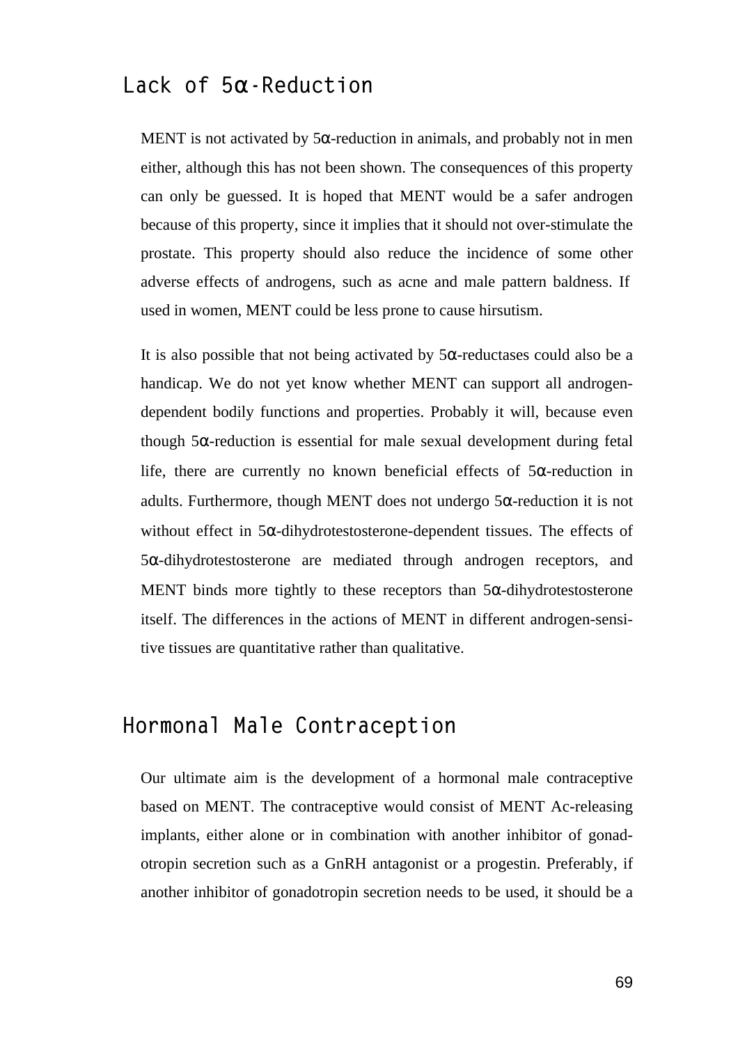## Lack of 5α-Reduction

MENT is not activated by 5α-reduction in animals, and probably not in men either, although this has not been shown. The consequences of this property can only be guessed. It is hoped that MENT would be a safer androgen because of this property, since it implies that it should not over-stimulate the prostate. This property should also reduce the incidence of some other adverse effects of androgens, such as acne and male pattern baldness. If used in women, MENT could be less prone to cause hirsutism.

It is also possible that not being activated by 5α-reductases could also be a handicap. We do not yet know whether MENT can support all androgen-dependent bodily functions and properties. Probably it will, because even though 5α-reduction is essential for male sexual development during fetal life, there are currently no known beneficial effects of 5α-reduction in adults. Furthermore, though MENT does not undergo 5α-reduction it is not without effect in 5α-dihydrotestosterone-dependent tissues. The effects of 5α-dihydrotestosterone are mediated through androgen receptors, and MENT binds more tightly to these receptors than 5α-dihydrotestosterone itself. The differences in the actions of MENT in different androgen-sensitive tissues are quantitative rather than qualitative.

## Hormonal Male Contraception

Our ultimate aim is the development of a hormonal male contraceptive based on MENT. The contraceptive would consist of MENT Ac-releasing implants, either alone or in combination with another inhibitor of gonadotropin secretion such as a GnRH antagonist or a progestin. Preferably, if another inhibitor of gonadotropin secretion needs to be used, it should be a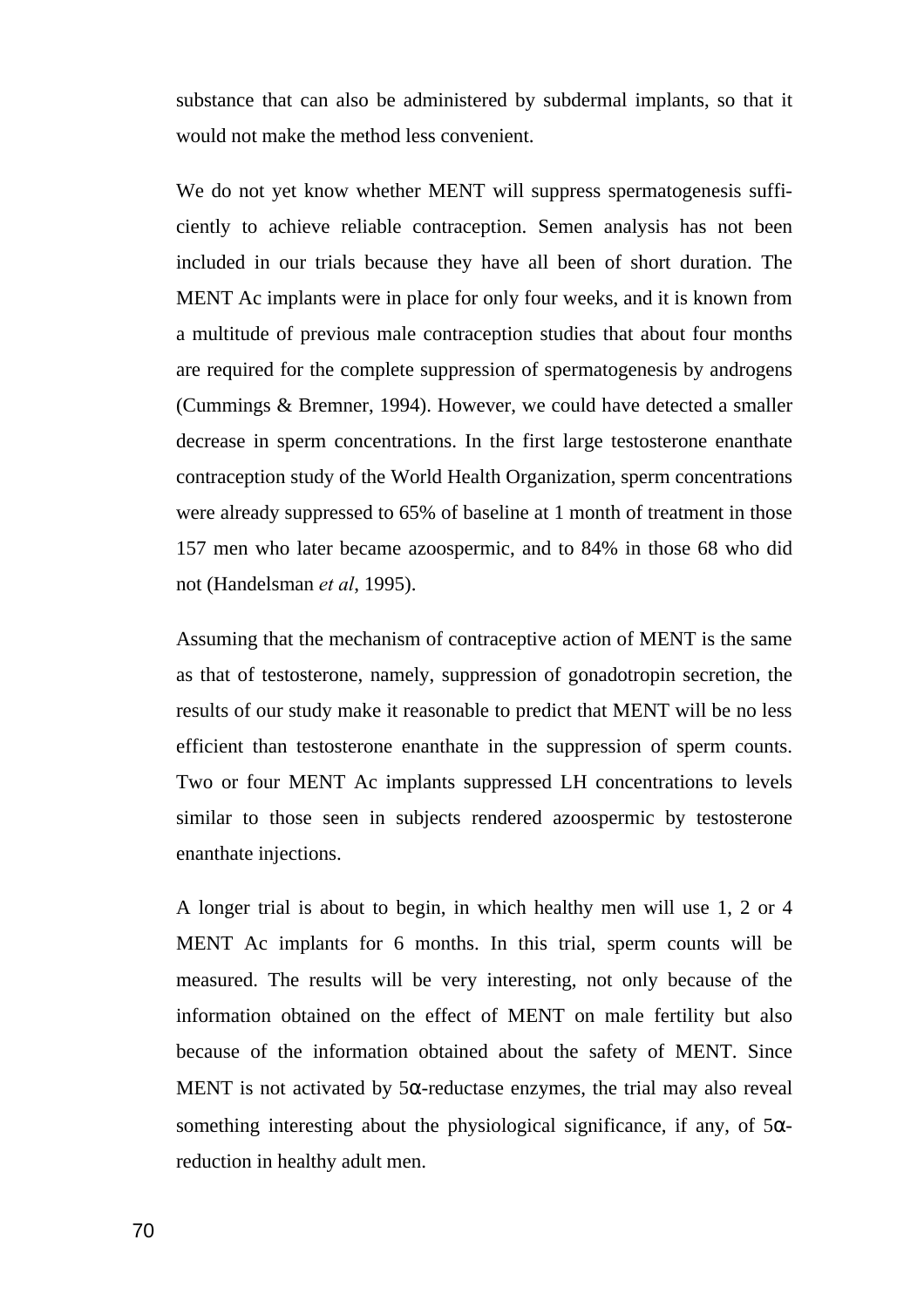substance that can also be administered by subdermal implants, so that it would not make the method less convenient.

We do not yet know whether MENT will suppress spermatogenesis sufficiently to achieve reliable contraception. Semen analysis has not been included in our trials because they have all been of short duration. The MENT Ac implants were in place for only four weeks, and it is known from a multitude of previous male contraception studies that about four months are required for the complete suppression of spermatogenesis by androgens (Cummings & Bremner, 1994). However, we could have detected a smaller decrease in sperm concentrations. In the first large testosterone enanthate contraception study of the World Health Organization, sperm concentrations were already suppressed to 65% of baseline at 1 month of treatment in those 157 men who later became azoospermic, and to 84% in those 68 who did not (Handelsman *et al*, 1995).

Assuming that the mechanism of contraceptive action of MENT is the same as that of testosterone, namely, suppression of gonadotropin secretion, the results of our study make it reasonable to predict that MENT will be no less efficient than testosterone enanthate in the suppression of sperm counts. Two or four MENT Ac implants suppressed LH concentrations to levels similar to those seen in subjects rendered azoospermic by testosterone enanthate injections.

A longer trial is about to begin, in which healthy men will use 1, 2 or 4 MENT Ac implants for 6 months. In this trial, sperm counts will be measured. The results will be very interesting, not only because of the information obtained on the effect of MENT on male fertility but also because of the information obtained about the safety of MENT. Since MENT is not activated by 5α-reductase enzymes, the trial may also reveal something interesting about the physiological significance, if any, of 5α-reduction in healthy adult men.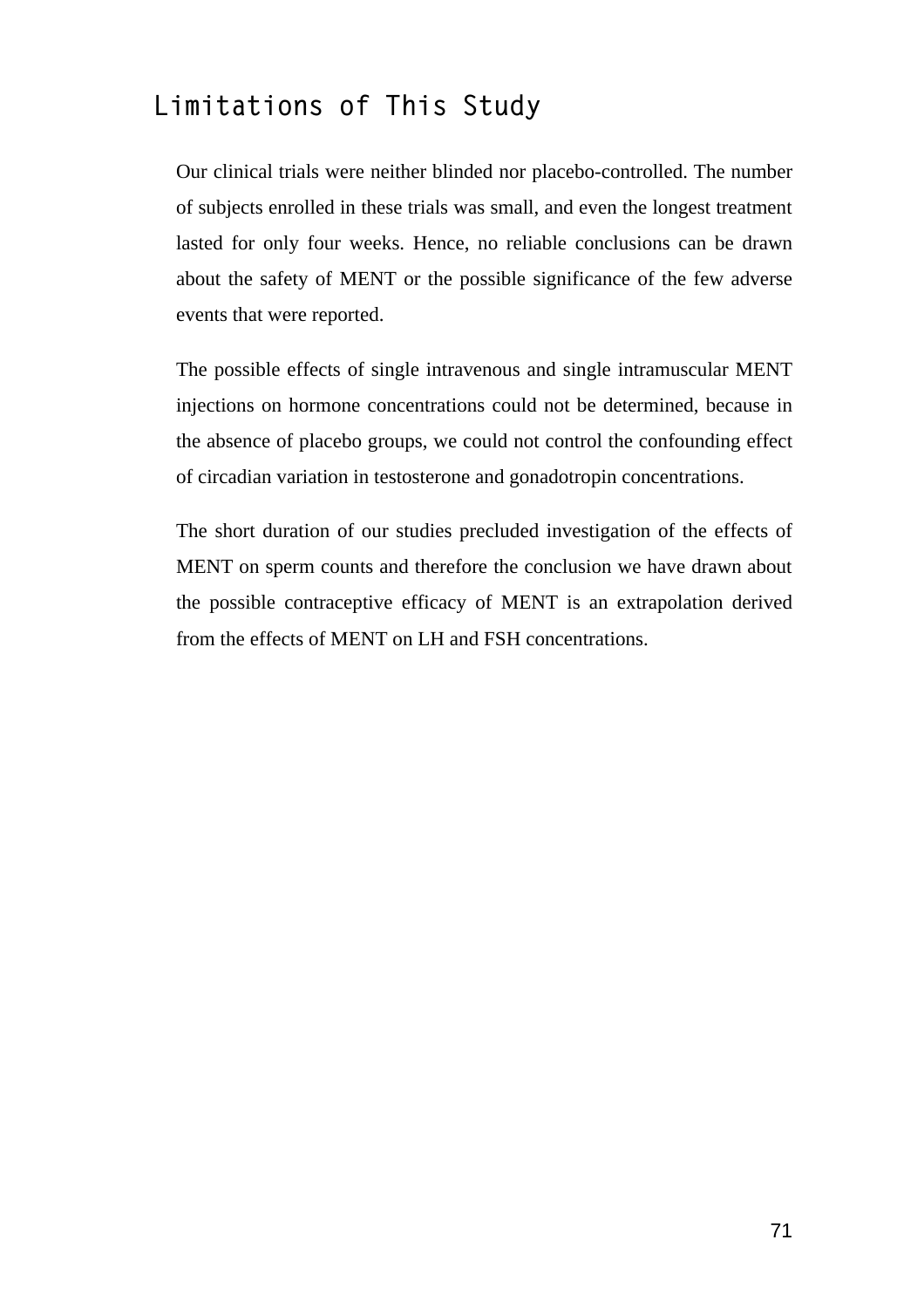## Limitations of This Study

Our clinical trials were neither blinded nor placebo-controlled. The number of subjects enrolled in these trials was small, and even the longest treatment lasted for only four weeks. Hence, no reliable conclusions can be drawn about the safety of MENT or the possible significance of the few adverse events that were reported.

The possible effects of single intravenous and single intramuscular MENT injections on hormone concentrations could not be determined, because in the absence of placebo groups, we could not control the confounding effect of circadian variation in testosterone and gonadotropin concentrations.

The short duration of our studies precluded investigation of the effects of MENT on sperm counts and therefore the conclusion we have drawn about the possible contraceptive efficacy of MENT is an extrapolation derived from the effects of MENT on LH and FSH concentrations.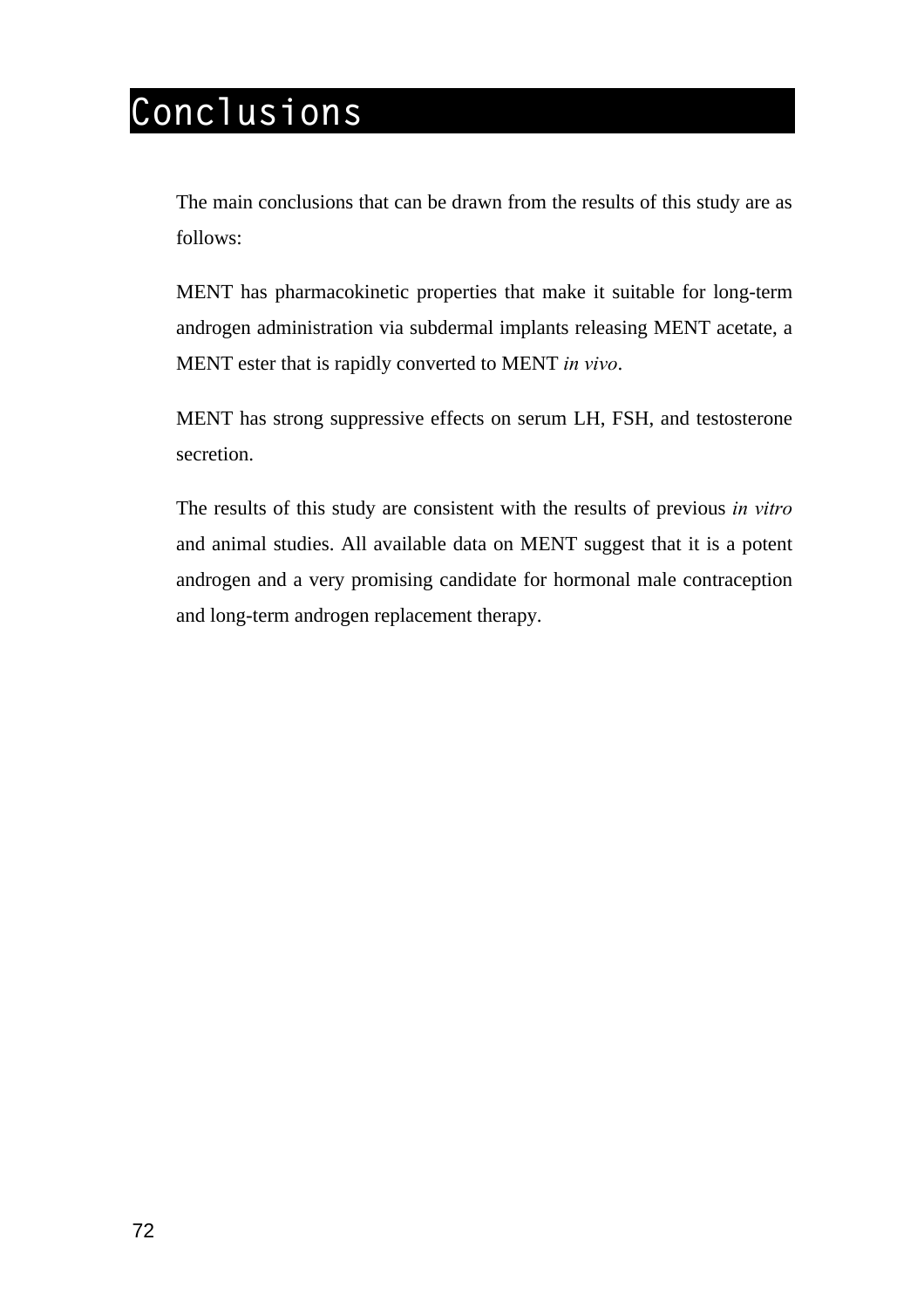# Conclusions

The main conclusions that can be drawn from the results of this study are as follows:

MENT has pharmacokinetic properties that make it suitable for long-term androgen administration via subdermal implants releasing MENT acetate, a MENT ester that is rapidly converted to MENT *in vivo*.

MENT has strong suppressive effects on serum LH, FSH, and testosterone secretion.

The results of this study are consistent with the results of previous *in vitro* and animal studies. All available data on MENT suggest that it is a potent androgen and a very promising candidate for hormonal male contraception and long-term androgen replacement therapy.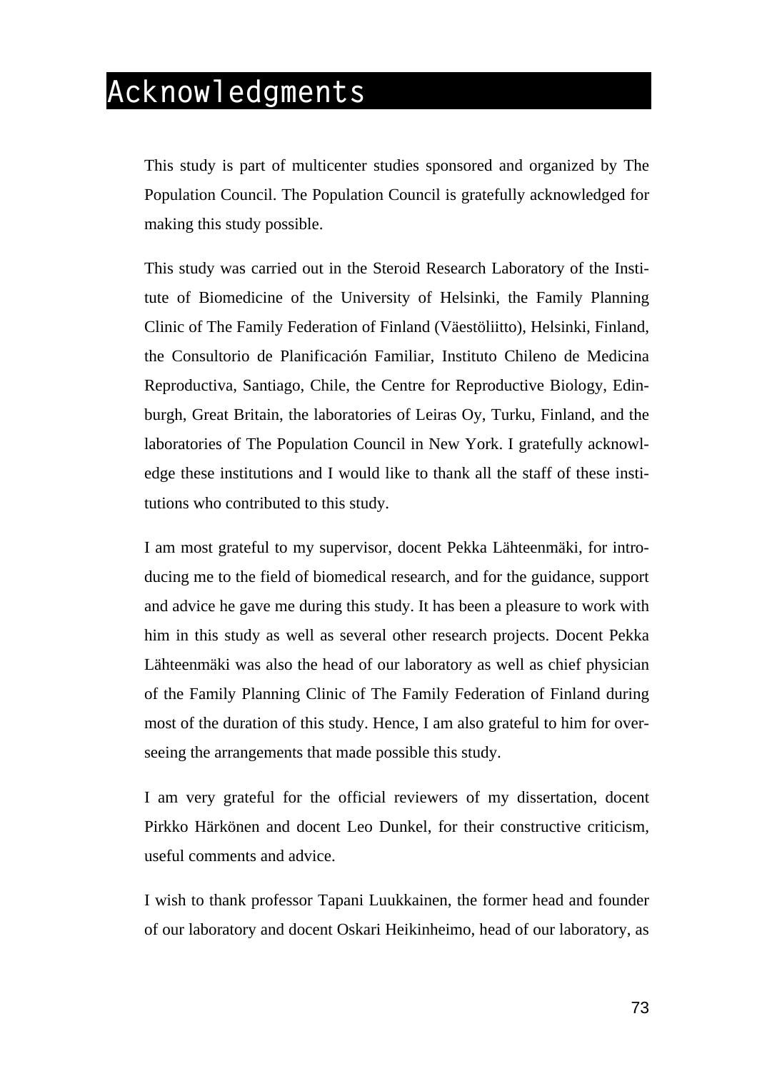# Acknowledgments

This study is part of multicenter studies sponsored and organized by The Population Council. The Population Council is gratefully acknowledged for making this study possible.

This study was carried out in the Steroid Research Laboratory of the Institute of Biomedicine of the University of Helsinki, the Family Planning Clinic of The Family Federation of Finland (Väestöliitto), Helsinki, Finland, the Consultorio de Planificación Familiar, Instituto Chileno de Medicina Reproductiva, Santiago, Chile, the Centre for Reproductive Biology, Edinburgh, Great Britain, the laboratories of Leiras Oy, Turku, Finland, and the laboratories of The Population Council in New York. I gratefully acknowledge these institutions and I would like to thank all the staff of these institutions who contributed to this study.

I am most grateful to my supervisor, docent Pekka Lähteenmäki, for introducing me to the field of biomedical research, and for the guidance, support and advice he gave me during this study. It has been a pleasure to work with him in this study as well as several other research projects. Docent Pekka Lähteenmäki was also the head of our laboratory as well as chief physician of the Family Planning Clinic of The Family Federation of Finland during most of the duration of this study. Hence, I am also grateful to him for overseeing the arrangements that made possible this study.

I am very grateful for the official reviewers of my dissertation, docent Pirkko Härkönen and docent Leo Dunkel, for their constructive criticism, useful comments and advice.

I wish to thank professor Tapani Luukkainen, the former head and founder of our laboratory and docent Oskari Heikinheimo, head of our laboratory, as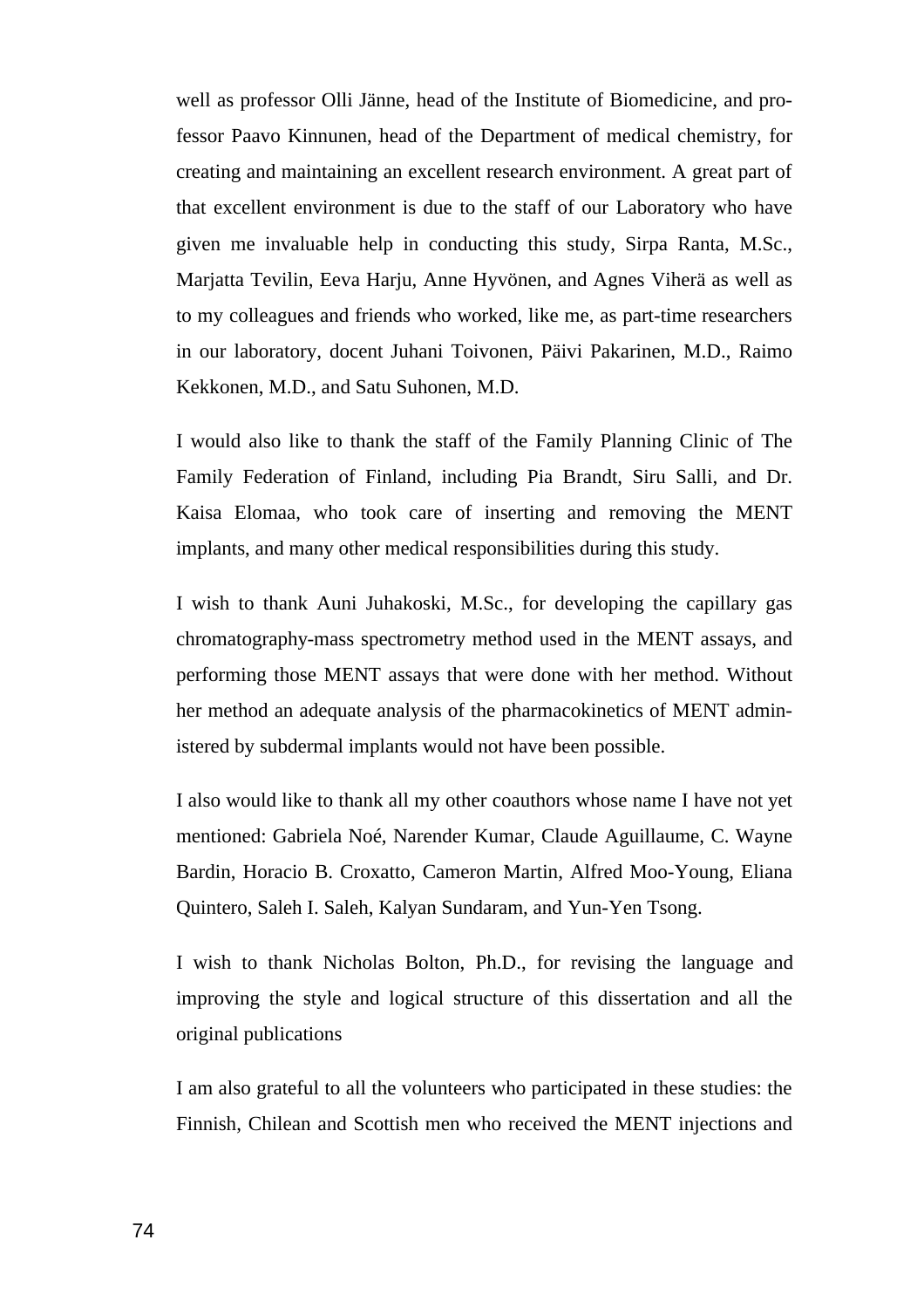well as professor Olli Jänne, head of the Institute of Biomedicine, and professor Paavo Kinnunen, head of the Department of medical chemistry, for creating and maintaining an excellent research environment. A great part of that excellent environment is due to the staff of our Laboratory who have given me invaluable help in conducting this study, Sirpa Ranta, M.Sc., Marjatta Tevilin, Eeva Harju, Anne Hyvönen, and Agnes Viherä as well as to my colleagues and friends who worked, like me, as part-time researchers in our laboratory, docent Juhani Toivonen, Päivi Pakarinen, M.D., Raimo Kekkonen, M.D., and Satu Suhonen, M.D.

I would also like to thank the staff of the Family Planning Clinic of The Family Federation of Finland, including Pia Brandt, Siru Salli, and Dr. Kaisa Elomaa, who took care of inserting and removing the MENT implants, and many other medical responsibilities during this study.

I wish to thank Auni Juhakoski, M.Sc., for developing the capillary gas chromatography-mass spectrometry method used in the MENT assays, and performing those MENT assays that were done with her method. Without her method an adequate analysis of the pharmacokinetics of MENT administered by subdermal implants would not have been possible.

I also would like to thank all my other coauthors whose name I have not yet mentioned: Gabriela Noé, Narender Kumar, Claude Aguillaume, C. Wayne Bardin, Horacio B. Croxatto, Cameron Martin, Alfred Moo-Young, Eliana Quintero, Saleh I. Saleh, Kalyan Sundaram, and Yun-Yen Tsong.

I wish to thank Nicholas Bolton, Ph.D., for revising the language and improving the style and logical structure of this dissertation and all the original publications

I am also grateful to all the volunteers who participated in these studies: the Finnish, Chilean and Scottish men who received the MENT injections and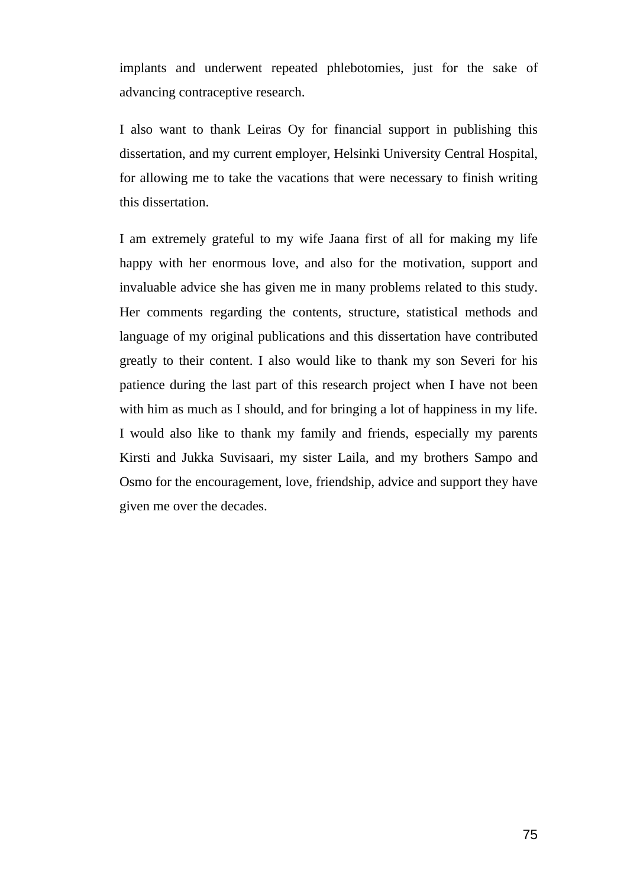implants and underwent repeated phlebotomies, just for the sake of advancing contraceptive research.

I also want to thank Leiras Oy for financial support in publishing this dissertation, and my current employer, Helsinki University Central Hospital, for allowing me to take the vacations that were necessary to finish writing this dissertation.

I am extremely grateful to my wife Jaana first of all for making my life happy with her enormous love, and also for the motivation, support and invaluable advice she has given me in many problems related to this study. Her comments regarding the contents, structure, statistical methods and language of my original publications and this dissertation have contributed greatly to their content. I also would like to thank my son Severi for his patience during the last part of this research project when I have not been with him as much as I should, and for bringing a lot of happiness in my life. I would also like to thank my family and friends, especially my parents Kirsti and Jukka Suvisaari, my sister Laila, and my brothers Sampo and Osmo for the encouragement, love, friendship, advice and support they have given me over the decades.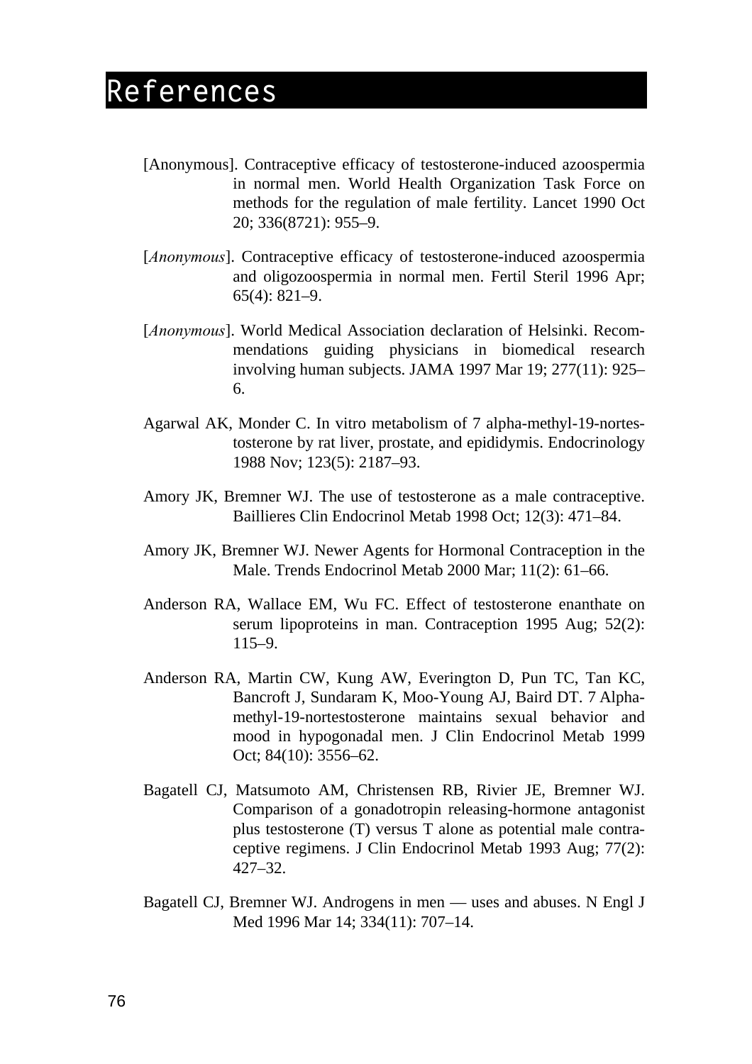# References

[Anonymous]. Contraceptive efficacy of testosterone-induced azoospermia in normal men. World Health Organization Task Force on methods for the regulation of male fertility. Lancet 1990 Oct 20; 336(8721): 955–9.

[*Anonymous*]. Contraceptive efficacy of testosterone-induced azoospermia and oligozoospermia in normal men. Fertil Steril 1996 Apr; 65(4): 821–9.

[*Anonymous*]. World Medical Association declaration of Helsinki. Recommendations guiding physicians in biomedical research involving human subjects. JAMA 1997 Mar 19; 277(11): 925–6.

Agarwal AK, Monder C. In vitro metabolism of 7 alpha-methyl-19-nortestosterone by rat liver, prostate, and epididymis. Endocrinology 1988 Nov; 123(5): 2187–93.

Amory JK, Bremner WJ. The use of testosterone as a male contraceptive. Baillieres Clin Endocrinol Metab 1998 Oct; 12(3): 471–84.

Amory JK, Bremner WJ. Newer Agents for Hormonal Contraception in the Male. Trends Endocrinol Metab 2000 Mar; 11(2): 61–66.

Anderson RA, Wallace EM, Wu FC. Effect of testosterone enanthate on serum lipoproteins in man. Contraception 1995 Aug; 52(2): 115–9.

Anderson RA, Martin CW, Kung AW, Everington D, Pun TC, Tan KC, Bancroft J, Sundaram K, Moo-Young AJ, Baird DT. 7 Alpha-methyl-19-nortestosterone maintains sexual behavior and mood in hypogonadal men. J Clin Endocrinol Metab 1999 Oct; 84(10): 3556–62.

Bagatell CJ, Matsumoto AM, Christensen RB, Rivier JE, Bremner WJ. Comparison of a gonadotropin releasing-hormone antagonist plus testosterone (T) versus T alone as potential male contraceptive regimens. J Clin Endocrinol Metab 1993 Aug; 77(2): 427–32.

Bagatell CJ, Bremner WJ. Androgens in men — uses and abuses. N Engl J Med 1996 Mar 14; 334(11): 707–14.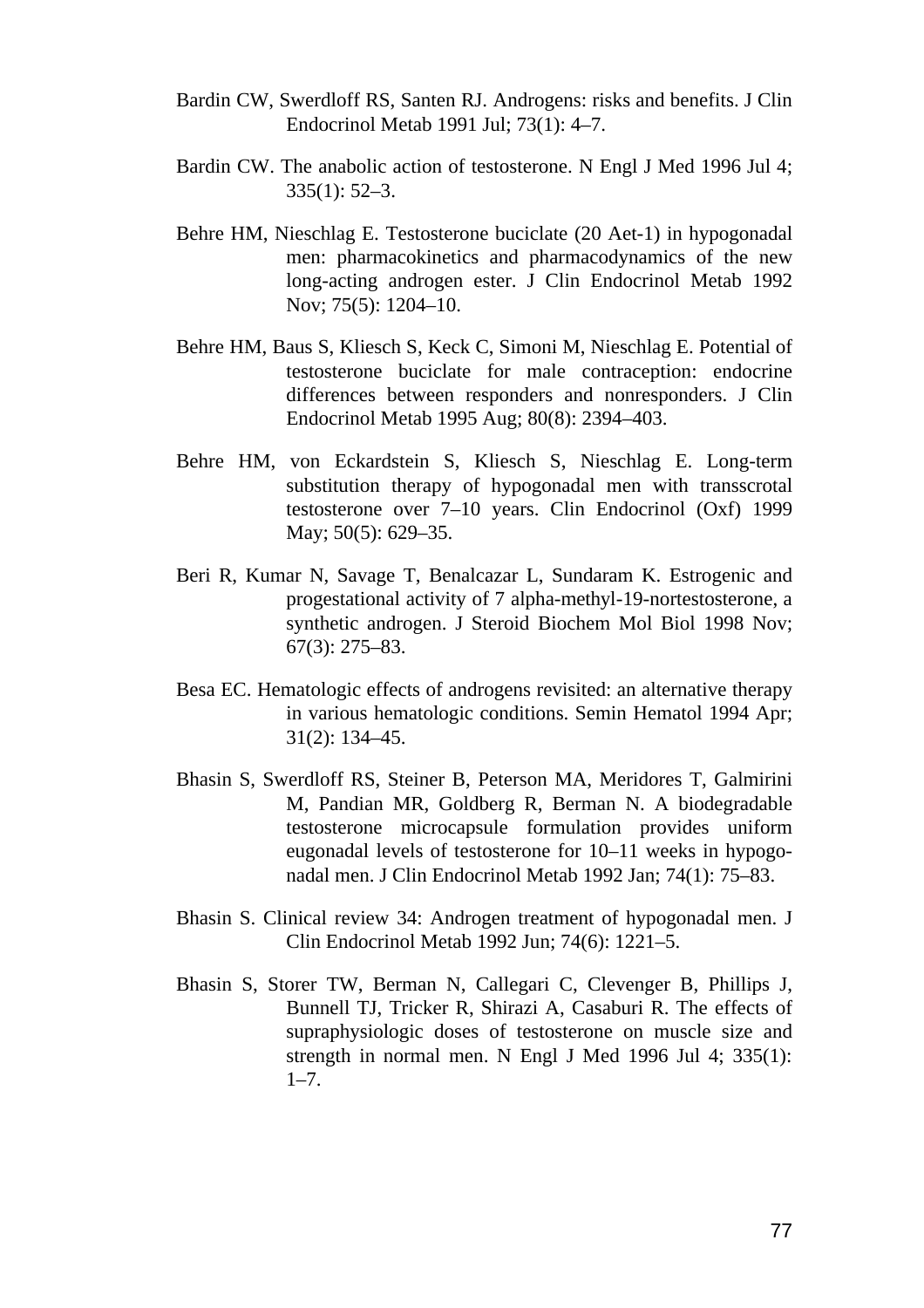Bardin CW, Swerdloff RS, Santen RJ. Androgens: risks and benefits. J Clin Endocrinol Metab 1991 Jul; 73(1): 4–7.

Bardin CW. The anabolic action of testosterone. N Engl J Med 1996 Jul 4; 335(1): 52–3.

Behre HM, Nieschlag E. Testosterone buciclate (20 Aet-1) in hypogonadal men: pharmacokinetics and pharmacodynamics of the new long-acting androgen ester. J Clin Endocrinol Metab 1992 Nov; 75(5): 1204–10.

Behre HM, Baus S, Kliesch S, Keck C, Simoni M, Nieschlag E. Potential of testosterone buciclate for male contraception: endocrine differences between responders and nonresponders. J Clin Endocrinol Metab 1995 Aug; 80(8): 2394–403.

Behre HM, von Eckardstein S, Kliesch S, Nieschlag E. Long-term substitution therapy of hypogonadal men with transscrotal testosterone over 7–10 years. Clin Endocrinol (Oxf) 1999 May; 50(5): 629–35.

Beri R, Kumar N, Savage T, Benalcazar L, Sundaram K. Estrogenic and progestational activity of 7 alpha-methyl-19-nortestosterone, a synthetic androgen. J Steroid Biochem Mol Biol 1998 Nov; 67(3): 275–83.

Besa EC. Hematologic effects of androgens revisited: an alternative therapy in various hematologic conditions. Semin Hematol 1994 Apr; 31(2): 134–45.

Bhasin S, Swerdloff RS, Steiner B, Peterson MA, Meridores T, Galmirini M, Pandian MR, Goldberg R, Berman N. A biodegradable testosterone microcapsule formulation provides uniform eugonadal levels of testosterone for 10–11 weeks in hypogonadal men. J Clin Endocrinol Metab 1992 Jan; 74(1): 75–83.

Bhasin S. Clinical review 34: Androgen treatment of hypogonadal men. J Clin Endocrinol Metab 1992 Jun; 74(6): 1221–5.

Bhasin S, Storer TW, Berman N, Callegari C, Clevenger B, Phillips J, Bunnell TJ, Tricker R, Shirazi A, Casaburi R. The effects of supraphysiologic doses of testosterone on muscle size and strength in normal men. N Engl J Med 1996 Jul 4; 335(1): 1–7.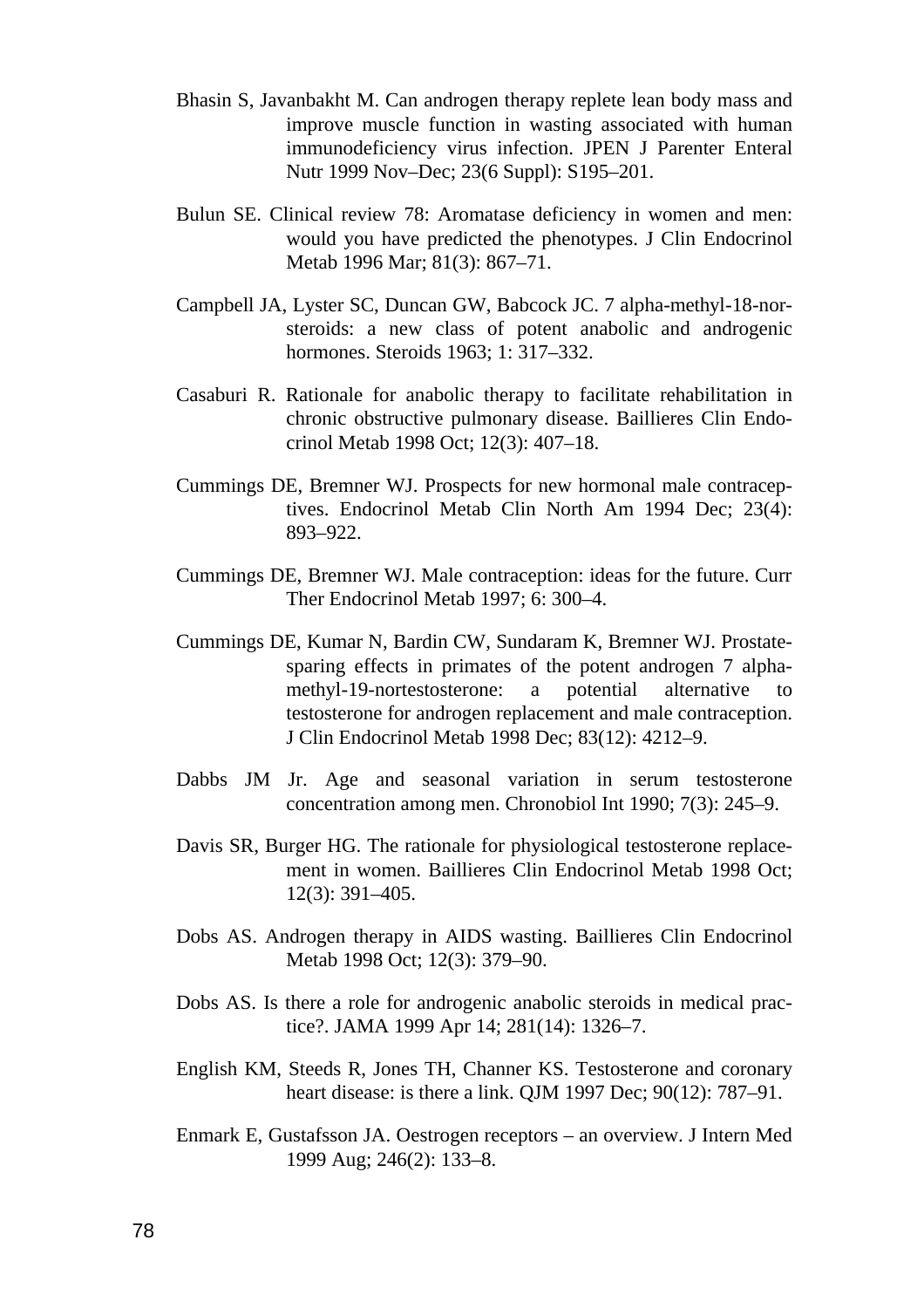Bhasin S, Javanbakht M. Can androgen therapy replete lean body mass and improve muscle function in wasting associated with human immunodeficiency virus infection. JPEN J Parenter Enteral Nutr 1999 Nov–Dec; 23(6 Suppl): S195–201.

Bulun SE. Clinical review 78: Aromatase deficiency in women and men: would you have predicted the phenotypes. J Clin Endocrinol Metab 1996 Mar; 81(3): 867–71.

Campbell JA, Lyster SC, Duncan GW, Babcock JC. 7 alpha-methyl-18-nor-steroids: a new class of potent anabolic and androgenic hormones. Steroids 1963; 1: 317–332.

Casaburi R. Rationale for anabolic therapy to facilitate rehabilitation in chronic obstructive pulmonary disease. Baillieres Clin Endocrinol Metab 1998 Oct; 12(3): 407–18.

Cummings DE, Bremner WJ. Prospects for new hormonal male contraceptives. Endocrinol Metab Clin North Am 1994 Dec; 23(4): 893–922.

Cummings DE, Bremner WJ. Male contraception: ideas for the future. Curr Ther Endocrinol Metab 1997; 6: 300–4.

Cummings DE, Kumar N, Bardin CW, Sundaram K, Bremner WJ. Prostate-sparing effects in primates of the potent androgen 7 alpha-methyl-19-nortestosterone: a potential alternative to testosterone for androgen replacement and male contraception. J Clin Endocrinol Metab 1998 Dec; 83(12): 4212–9.

Dabbs JM Jr. Age and seasonal variation in serum testosterone concentration among men. Chronobiol Int 1990; 7(3): 245–9.

Davis SR, Burger HG. The rationale for physiological testosterone replacement in women. Baillieres Clin Endocrinol Metab 1998 Oct; 12(3): 391–405.

Dobs AS. Androgen therapy in AIDS wasting. Baillieres Clin Endocrinol Metab 1998 Oct; 12(3): 379–90.

Dobs AS. Is there a role for androgenic anabolic steroids in medical practice?. JAMA 1999 Apr 14; 281(14): 1326–7.

English KM, Steeds R, Jones TH, Channer KS. Testosterone and coronary heart disease: is there a link. QJM 1997 Dec; 90(12): 787–91.

Enmark E, Gustafsson JA. Oestrogen receptors – an overview. J Intern Med 1999 Aug; 246(2): 133–8.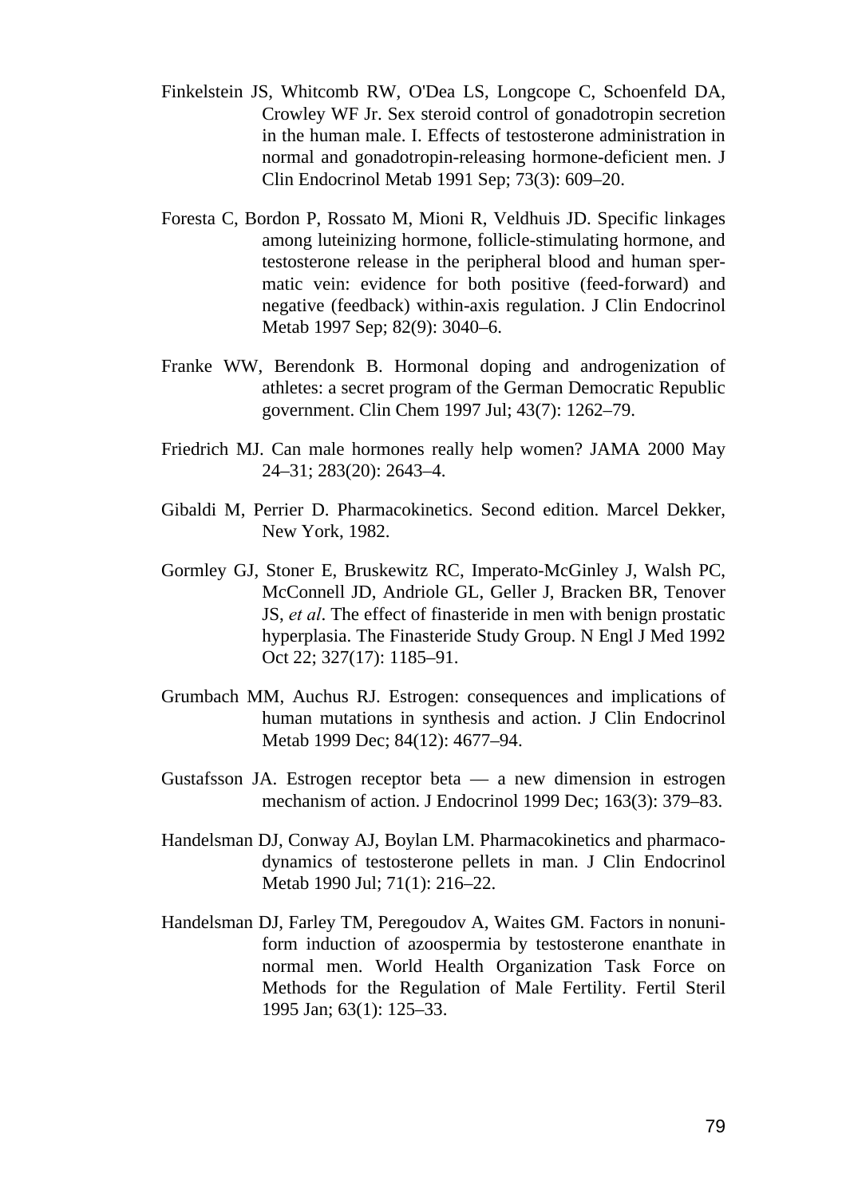Finkelstein JS, Whitcomb RW, O'Dea LS, Longcope C, Schoenfeld DA, Crowley WF Jr. Sex steroid control of gonadotropin secretion in the human male. I. Effects of testosterone administration in normal and gonadotropin-releasing hormone-deficient men. J Clin Endocrinol Metab 1991 Sep; 73(3): 609–20.

Foresta C, Bordon P, Rossato M, Mioni R, Veldhuis JD. Specific linkages among luteinizing hormone, follicle-stimulating hormone, and testosterone release in the peripheral blood and human spermatic vein: evidence for both positive (feed-forward) and negative (feedback) within-axis regulation. J Clin Endocrinol Metab 1997 Sep; 82(9): 3040–6.

Franke WW, Berendonk B. Hormonal doping and androgenization of athletes: a secret program of the German Democratic Republic government. Clin Chem 1997 Jul; 43(7): 1262–79.

Friedrich MJ. Can male hormones really help women? JAMA 2000 May 24–31; 283(20): 2643–4.

Gibaldi M, Perrier D. Pharmacokinetics. Second edition. Marcel Dekker, New York, 1982.

Gormley GJ, Stoner E, Bruskewitz RC, Imperato-McGinley J, Walsh PC, McConnell JD, Andriole GL, Geller J, Bracken BR, Tenover JS, *et al*. The effect of finasteride in men with benign prostatic hyperplasia. The Finasteride Study Group. N Engl J Med 1992 Oct 22; 327(17): 1185–91.

Grumbach MM, Auchus RJ. Estrogen: consequences and implications of human mutations in synthesis and action. J Clin Endocrinol Metab 1999 Dec; 84(12): 4677–94.

Gustafsson JA. Estrogen receptor beta — a new dimension in estrogen mechanism of action. J Endocrinol 1999 Dec; 163(3): 379–83.

Handelsman DJ, Conway AJ, Boylan LM. Pharmacokinetics and pharmacodynamics of testosterone pellets in man. J Clin Endocrinol Metab 1990 Jul; 71(1): 216–22.

Handelsman DJ, Farley TM, Peregoudov A, Waites GM. Factors in nonuniform induction of azoospermia by testosterone enanthate in normal men. World Health Organization Task Force on Methods for the Regulation of Male Fertility. Fertil Steril 1995 Jan; 63(1): 125–33.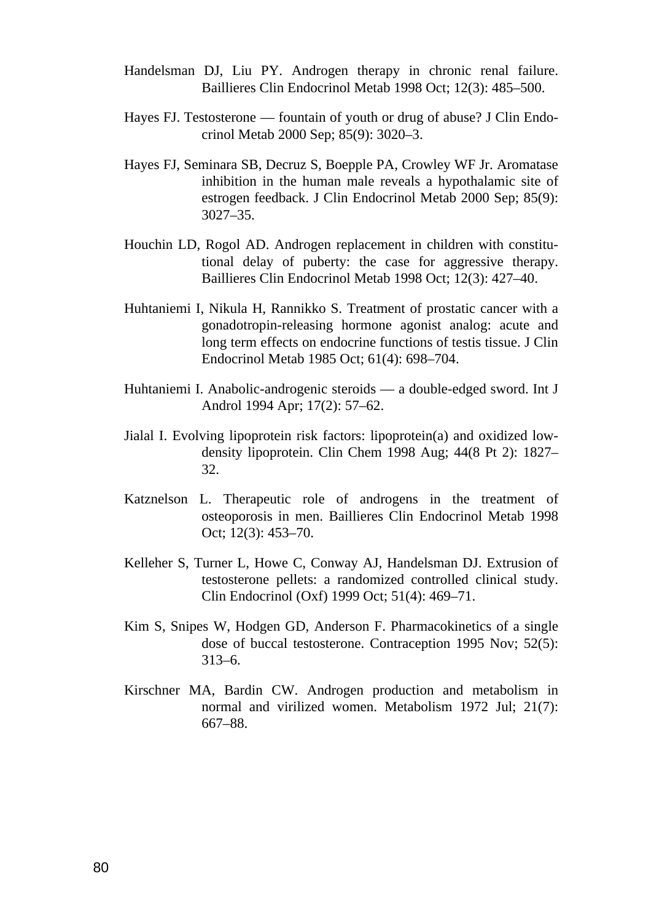Handelsman DJ, Liu PY. Androgen therapy in chronic renal failure. Baillieres Clin Endocrinol Metab 1998 Oct; 12(3): 485–500.

Hayes FJ. Testosterone — fountain of youth or drug of abuse? J Clin Endocrinol Metab 2000 Sep; 85(9): 3020–3.

Hayes FJ, Seminara SB, Decruz S, Boepple PA, Crowley WF Jr. Aromatase inhibition in the human male reveals a hypothalamic site of estrogen feedback. J Clin Endocrinol Metab 2000 Sep; 85(9): 3027–35.

Houchin LD, Rogol AD. Androgen replacement in children with constitutional delay of puberty: the case for aggressive therapy. Baillieres Clin Endocrinol Metab 1998 Oct; 12(3): 427–40.

Huhtaniemi I, Nikula H, Rannikko S. Treatment of prostatic cancer with a gonadotropin-releasing hormone agonist analog: acute and long term effects on endocrine functions of testis tissue. J Clin Endocrinol Metab 1985 Oct; 61(4): 698–704.

Huhtaniemi I. Anabolic-androgenic steroids — a double-edged sword. Int J Androl 1994 Apr; 17(2): 57–62.

Jialal I. Evolving lipoprotein risk factors: lipoprotein(a) and oxidized low-density lipoprotein. Clin Chem 1998 Aug; 44(8 Pt 2): 1827–32.

Katznelson L. Therapeutic role of androgens in the treatment of osteoporosis in men. Baillieres Clin Endocrinol Metab 1998 Oct; 12(3): 453–70.

Kelleher S, Turner L, Howe C, Conway AJ, Handelsman DJ. Extrusion of testosterone pellets: a randomized controlled clinical study. Clin Endocrinol (Oxf) 1999 Oct; 51(4): 469–71.

Kim S, Snipes W, Hodgen GD, Anderson F. Pharmacokinetics of a single dose of buccal testosterone. Contraception 1995 Nov; 52(5): 313–6.

Kirschner MA, Bardin CW. Androgen production and metabolism in normal and virilized women. Metabolism 1972 Jul; 21(7): 667–88.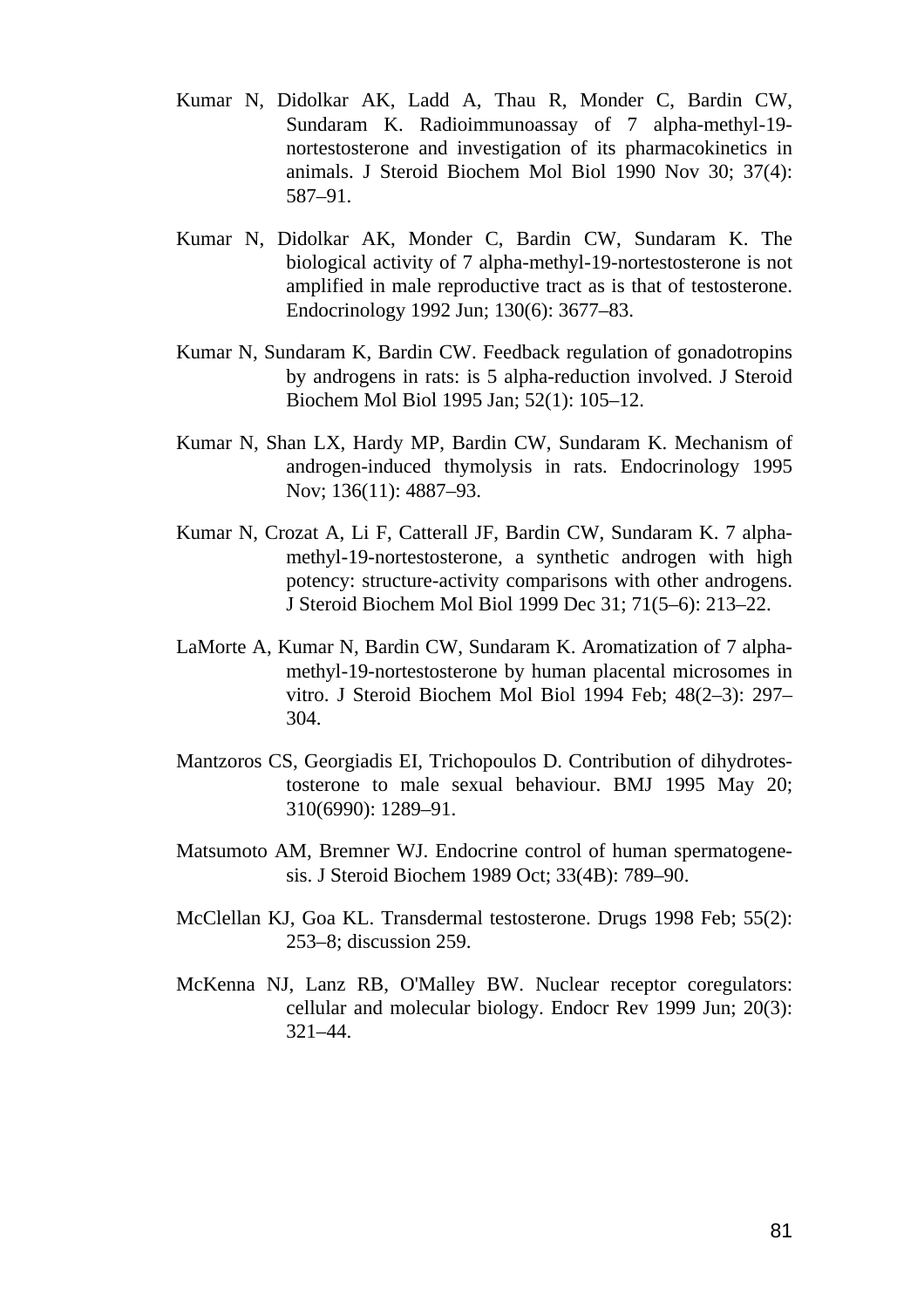Kumar N, Didolkar AK, Ladd A, Thau R, Monder C, Bardin CW, Sundaram K. Radioimmunoassay of 7 alpha-methyl-19-nortestosterone and investigation of its pharmacokinetics in animals. J Steroid Biochem Mol Biol 1990 Nov 30; 37(4): 587–91.

Kumar N, Didolkar AK, Monder C, Bardin CW, Sundaram K. The biological activity of 7 alpha-methyl-19-nortestosterone is not amplified in male reproductive tract as is that of testosterone. Endocrinology 1992 Jun; 130(6): 3677–83.

Kumar N, Sundaram K, Bardin CW. Feedback regulation of gonadotropins by androgens in rats: is 5 alpha-reduction involved. J Steroid Biochem Mol Biol 1995 Jan; 52(1): 105–12.

Kumar N, Shan LX, Hardy MP, Bardin CW, Sundaram K. Mechanism of androgen-induced thymolysis in rats. Endocrinology 1995 Nov; 136(11): 4887–93.

Kumar N, Crozat A, Li F, Catterall JF, Bardin CW, Sundaram K. 7 alpha-methyl-19-nortestosterone, a synthetic androgen with high potency: structure-activity comparisons with other androgens. J Steroid Biochem Mol Biol 1999 Dec 31; 71(5–6): 213–22.

LaMorte A, Kumar N, Bardin CW, Sundaram K. Aromatization of 7 alpha-methyl-19-nortestosterone by human placental microsomes in vitro. J Steroid Biochem Mol Biol 1994 Feb; 48(2–3): 297–304.

Mantzoros CS, Georgiadis EI, Trichopoulos D. Contribution of dihydrotestosterone to male sexual behaviour. BMJ 1995 May 20; 310(6990): 1289–91.

Matsumoto AM, Bremner WJ. Endocrine control of human spermatogenesis. J Steroid Biochem 1989 Oct; 33(4B): 789–90.

McClellan KJ, Goa KL. Transdermal testosterone. Drugs 1998 Feb; 55(2): 253–8; discussion 259.

McKenna NJ, Lanz RB, O'Malley BW. Nuclear receptor coregulators: cellular and molecular biology. Endocr Rev 1999 Jun; 20(3): 321–44.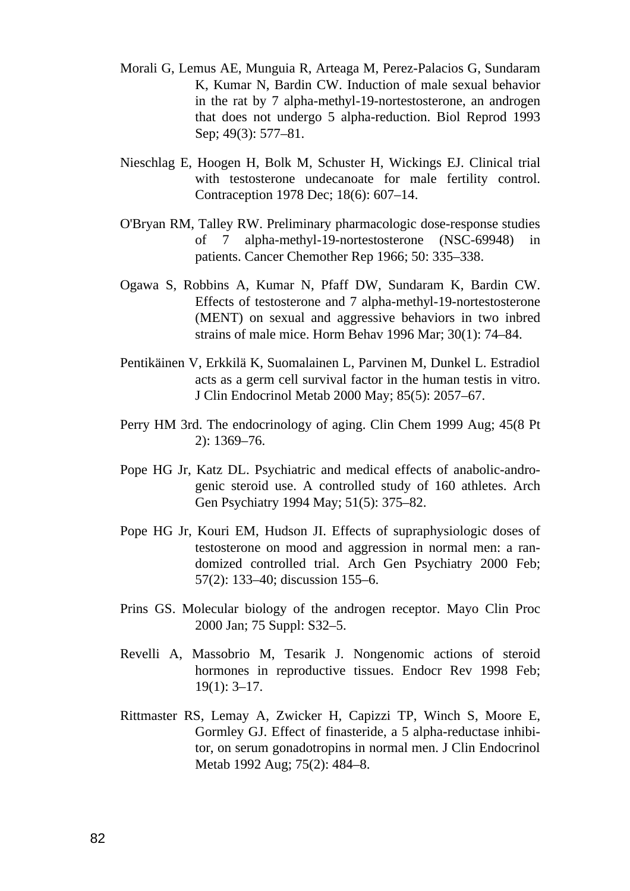Morali G, Lemus AE, Munguia R, Arteaga M, Perez-Palacios G, Sundaram K, Kumar N, Bardin CW. Induction of male sexual behavior in the rat by 7 alpha-methyl-19-nortestosterone, an androgen that does not undergo 5 alpha-reduction. Biol Reprod 1993 Sep; 49(3): 577–81.

Nieschlag E, Hoogen H, Bolk M, Schuster H, Wickings EJ. Clinical trial with testosterone undecanoate for male fertility control. Contraception 1978 Dec; 18(6): 607–14.

O'Bryan RM, Talley RW. Preliminary pharmacologic dose-response studies of 7 alpha-methyl-19-nortestosterone (NSC-69948) in patients. Cancer Chemother Rep 1966; 50: 335–338.

Ogawa S, Robbins A, Kumar N, Pfaff DW, Sundaram K, Bardin CW. Effects of testosterone and 7 alpha-methyl-19-nortestosterone (MENT) on sexual and aggressive behaviors in two inbred strains of male mice. Horm Behav 1996 Mar; 30(1): 74–84.

Pentikäinen V, Erkkilä K, Suomalainen L, Parvinen M, Dunkel L. Estradiol acts as a germ cell survival factor in the human testis in vitro. J Clin Endocrinol Metab 2000 May; 85(5): 2057–67.

Perry HM 3rd. The endocrinology of aging. Clin Chem 1999 Aug; 45(8 Pt 2): 1369–76.

Pope HG Jr, Katz DL. Psychiatric and medical effects of anabolic-androgenic steroid use. A controlled study of 160 athletes. Arch Gen Psychiatry 1994 May; 51(5): 375–82.

Pope HG Jr, Kouri EM, Hudson JI. Effects of supraphysiologic doses of testosterone on mood and aggression in normal men: a randomized controlled trial. Arch Gen Psychiatry 2000 Feb; 57(2): 133–40; discussion 155–6.

Prins GS. Molecular biology of the androgen receptor. Mayo Clin Proc 2000 Jan; 75 Suppl: S32–5.

Revelli A, Massobrio M, Tesarik J. Nongenomic actions of steroid hormones in reproductive tissues. Endocr Rev 1998 Feb; 19(1): 3–17.

Rittmaster RS, Lemay A, Zwicker H, Capizzi TP, Winch S, Moore E, Gormley GJ. Effect of finasteride, a 5 alpha-reductase inhibitor, on serum gonadotropins in normal men. J Clin Endocrinol Metab 1992 Aug; 75(2): 484–8.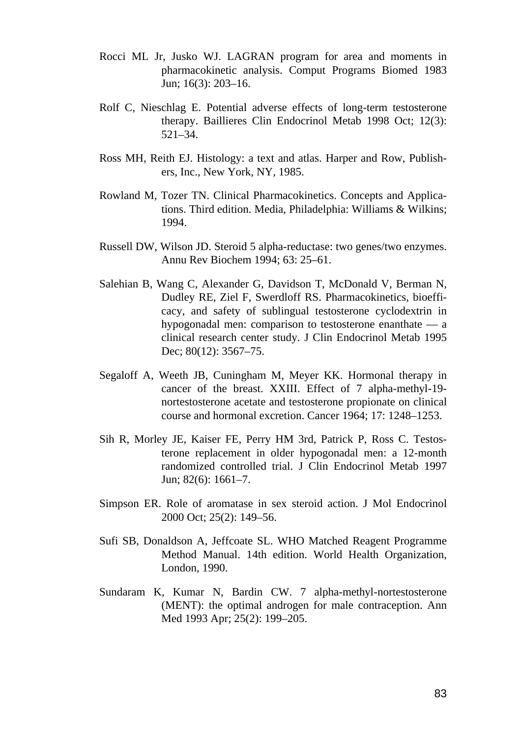Rocci ML Jr, Jusko WJ. LAGRAN program for area and moments in pharmacokinetic analysis. Comput Programs Biomed 1983 Jun; 16(3): 203–16.

Rolf C, Nieschlag E. Potential adverse effects of long-term testosterone therapy. Baillieres Clin Endocrinol Metab 1998 Oct; 12(3): 521–34.

Ross MH, Reith EJ. Histology: a text and atlas. Harper and Row, Publishers, Inc., New York, NY, 1985.

Rowland M, Tozer TN. Clinical Pharmacokinetics. Concepts and Applications. Third edition. Media, Philadelphia: Williams & Wilkins; 1994.

Russell DW, Wilson JD. Steroid 5 alpha-reductase: two genes/two enzymes. Annu Rev Biochem 1994; 63: 25–61.

Salehian B, Wang C, Alexander G, Davidson T, McDonald V, Berman N, Dudley RE, Ziel F, Swerdloff RS. Pharmacokinetics, bioefficacy, and safety of sublingual testosterone cyclodextrin in hypogonadal men: comparison to testosterone enanthate — a clinical research center study. J Clin Endocrinol Metab 1995 Dec; 80(12): 3567–75.

Segaloff A, Weeth JB, Cuningham M, Meyer KK. Hormonal therapy in cancer of the breast. XXIII. Effect of 7 alpha-methyl-19-nortestosterone acetate and testosterone propionate on clinical course and hormonal excretion. Cancer 1964; 17: 1248–1253.

Sih R, Morley JE, Kaiser FE, Perry HM 3rd, Patrick P, Ross C. Testosterone replacement in older hypogonadal men: a 12-month randomized controlled trial. J Clin Endocrinol Metab 1997 Jun; 82(6): 1661–7.

Simpson ER. Role of aromatase in sex steroid action. J Mol Endocrinol 2000 Oct; 25(2): 149–56.

Sufi SB, Donaldson A, Jeffcoate SL. WHO Matched Reagent Programme Method Manual. 14th edition. World Health Organization, London, 1990.

Sundaram K, Kumar N, Bardin CW. 7 alpha-methyl-nortestosterone (MENT): the optimal androgen for male contraception. Ann Med 1993 Apr; 25(2): 199–205.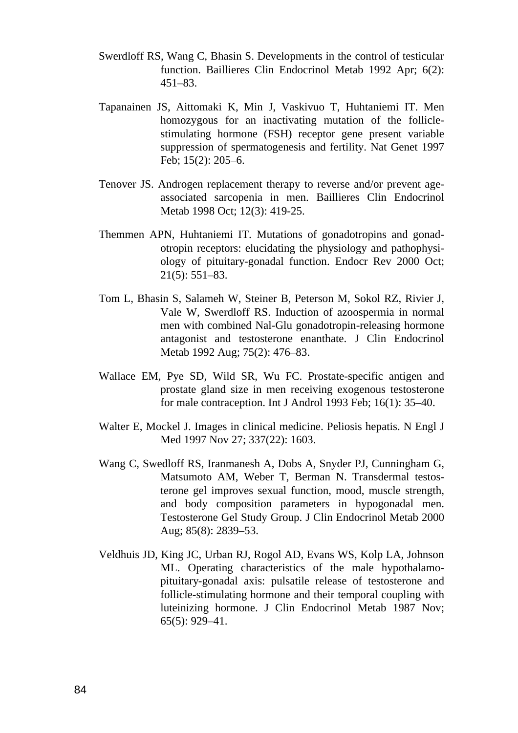Swerdloff RS, Wang C, Bhasin S. Developments in the control of testicular function. Baillieres Clin Endocrinol Metab 1992 Apr; 6(2): 451–83.

Tapanainen JS, Aittomaki K, Min J, Vaskivuo T, Huhtaniemi IT. Men homozygous for an inactivating mutation of the follicle-stimulating hormone (FSH) receptor gene present variable suppression of spermatogenesis and fertility. Nat Genet 1997 Feb; 15(2): 205–6.

Tenover JS. Androgen replacement therapy to reverse and/or prevent age-associated sarcopenia in men. Baillieres Clin Endocrinol Metab 1998 Oct; 12(3): 419-25.

Themmen APN, Huhtaniemi IT. Mutations of gonadotropins and gonadotropin receptors: elucidating the physiology and pathophysiology of pituitary-gonadal function. Endocr Rev 2000 Oct; 21(5): 551–83.

Tom L, Bhasin S, Salameh W, Steiner B, Peterson M, Sokol RZ, Rivier J, Vale W, Swerdloff RS. Induction of azoospermia in normal men with combined Nal-Glu gonadotropin-releasing hormone antagonist and testosterone enanthate. J Clin Endocrinol Metab 1992 Aug; 75(2): 476–83.

Wallace EM, Pye SD, Wild SR, Wu FC. Prostate-specific antigen and prostate gland size in men receiving exogenous testosterone for male contraception. Int J Androl 1993 Feb; 16(1): 35–40.

Walter E, Mockel J. Images in clinical medicine. Peliosis hepatis. N Engl J Med 1997 Nov 27; 337(22): 1603.

Wang C, Swedloff RS, Iranmanesh A, Dobs A, Snyder PJ, Cunningham G, Matsumoto AM, Weber T, Berman N. Transdermal testosterone gel improves sexual function, mood, muscle strength, and body composition parameters in hypogonadal men. Testosterone Gel Study Group. J Clin Endocrinol Metab 2000 Aug; 85(8): 2839–53.

Veldhuis JD, King JC, Urban RJ, Rogol AD, Evans WS, Kolp LA, Johnson ML. Operating characteristics of the male hypothalamo-pituitary-gonadal axis: pulsatile release of testosterone and follicle-stimulating hormone and their temporal coupling with luteinizing hormone. J Clin Endocrinol Metab 1987 Nov; 65(5): 929–41.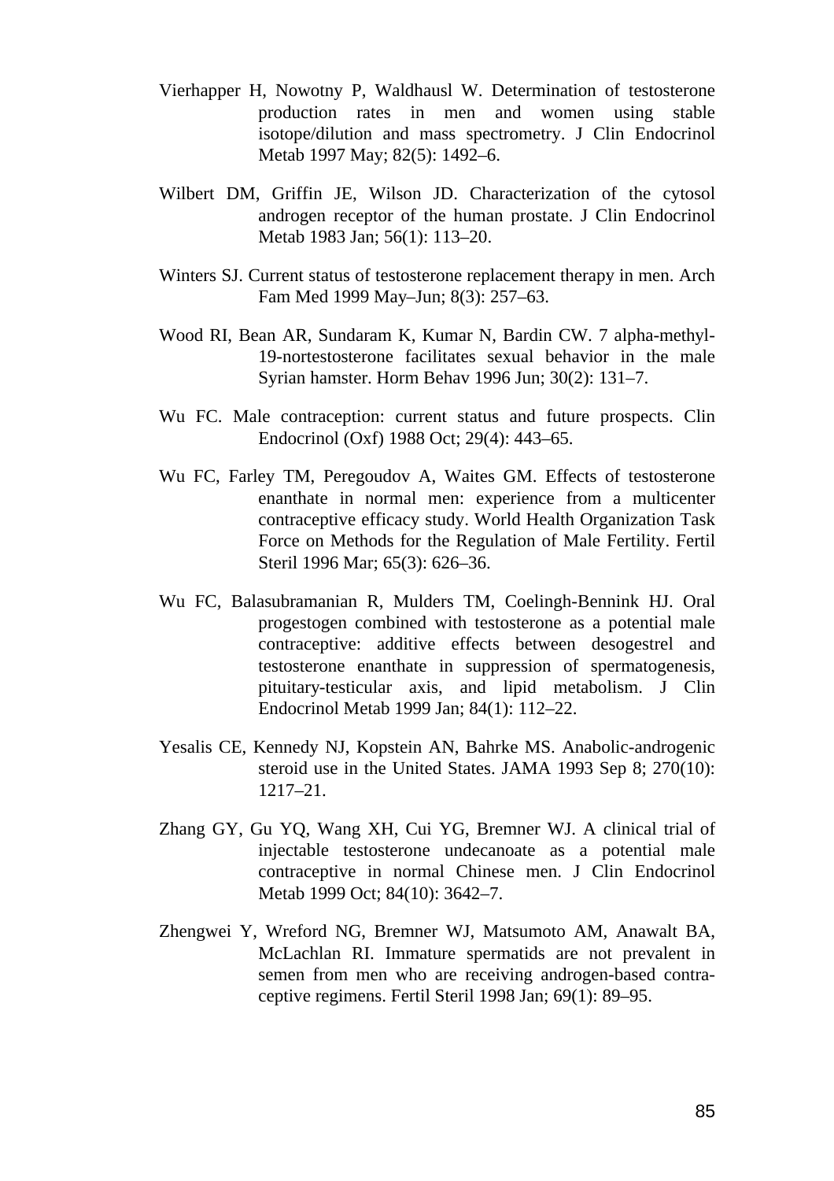Vierhapper H, Nowotny P, Waldhausl W. Determination of testosterone production rates in men and women using stable isotope/dilution and mass spectrometry. J Clin Endocrinol Metab 1997 May; 82(5): 1492–6.

Wilbert DM, Griffin JE, Wilson JD. Characterization of the cytosol androgen receptor of the human prostate. J Clin Endocrinol Metab 1983 Jan; 56(1): 113–20.

Winters SJ. Current status of testosterone replacement therapy in men. Arch Fam Med 1999 May–Jun; 8(3): 257–63.

Wood RI, Bean AR, Sundaram K, Kumar N, Bardin CW. 7 alpha-methyl-19-nortestosterone facilitates sexual behavior in the male Syrian hamster. Horm Behav 1996 Jun; 30(2): 131–7.

Wu FC. Male contraception: current status and future prospects. Clin Endocrinol (Oxf) 1988 Oct; 29(4): 443–65.

Wu FC, Farley TM, Peregoudov A, Waites GM. Effects of testosterone enanthate in normal men: experience from a multicenter contraceptive efficacy study. World Health Organization Task Force on Methods for the Regulation of Male Fertility. Fertil Steril 1996 Mar; 65(3): 626–36.

Wu FC, Balasubramanian R, Mulders TM, Coelingh-Bennink HJ. Oral progestogen combined with testosterone as a potential male contraceptive: additive effects between desogestrel and testosterone enanthate in suppression of spermatogenesis, pituitary-testicular axis, and lipid metabolism. J Clin Endocrinol Metab 1999 Jan; 84(1): 112–22.

Yesalis CE, Kennedy NJ, Kopstein AN, Bahrke MS. Anabolic-androgenic steroid use in the United States. JAMA 1993 Sep 8; 270(10): 1217–21.

Zhang GY, Gu YQ, Wang XH, Cui YG, Bremner WJ. A clinical trial of injectable testosterone undecanoate as a potential male contraceptive in normal Chinese men. J Clin Endocrinol Metab 1999 Oct; 84(10): 3642–7.

Zhengwei Y, Wreford NG, Bremner WJ, Matsumoto AM, Anawalt BA, McLachlan RI. Immature spermatids are not prevalent in semen from men who are receiving androgen-based contraceptive regimens. Fertil Steril 1998 Jan; 69(1): 89–95.